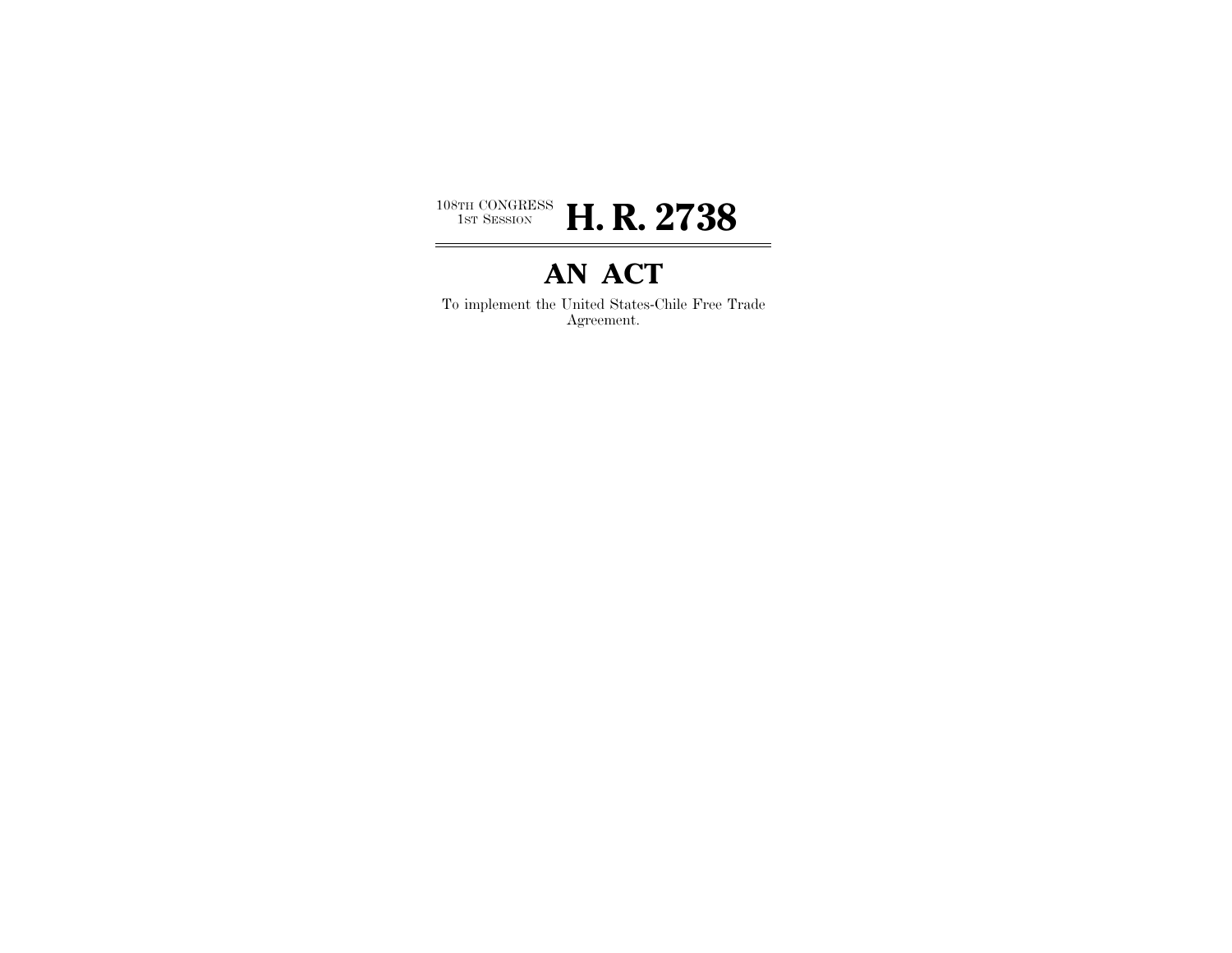108TH CONGRESS
1ST SESSION

# H. R. 2738

---

# AN ACT

To implement the United States-Chile Free Trade Agreement.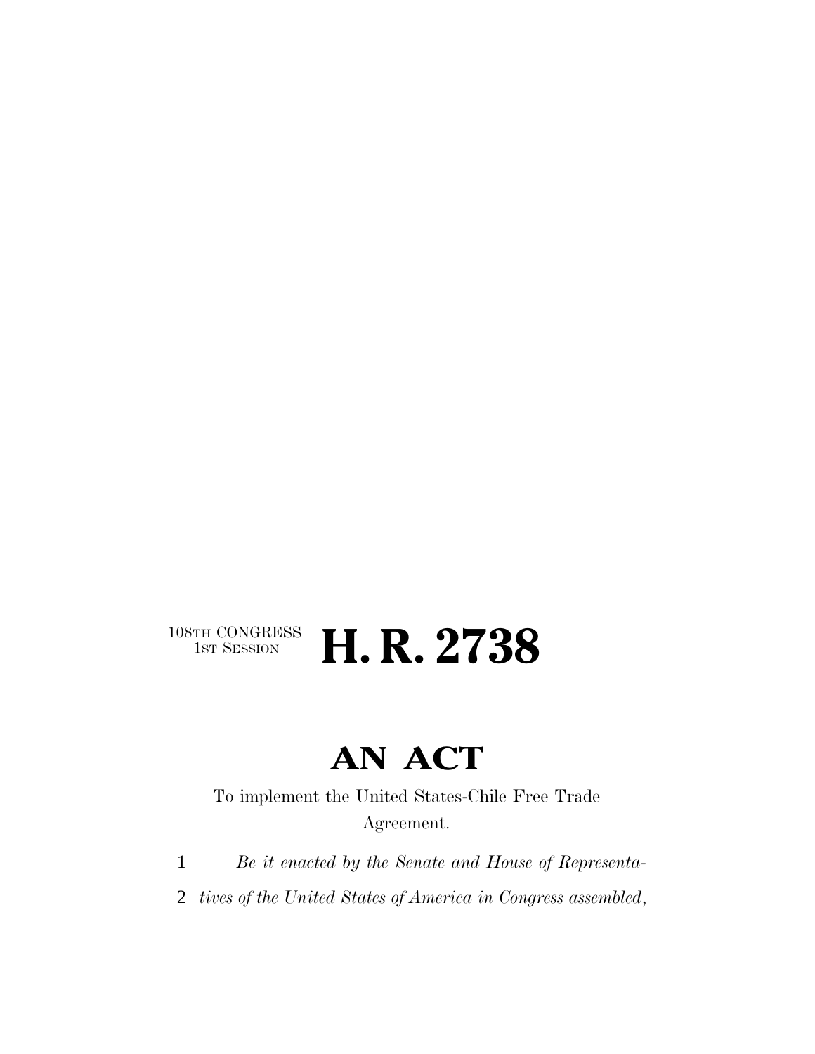108TH CONGRESS
1ST SESSION

# H. R. 2738

---

# AN ACT

To implement the United States-Chile Free Trade Agreement.

1 *Be it enacted by the Senate and House of Representa-*
2 *tives of the United States of America in Congress assembled,*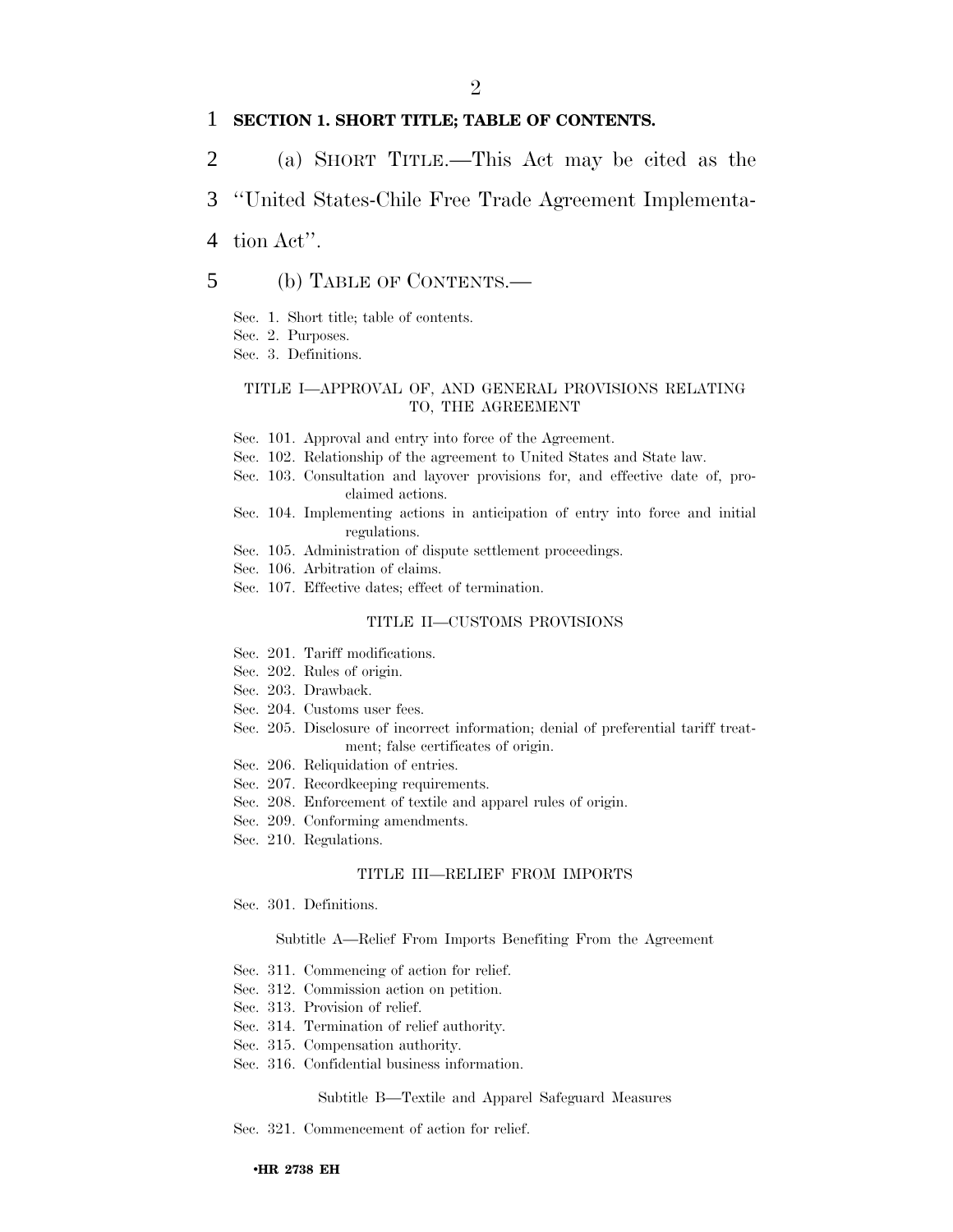**SECTION 1. SHORT TITLE; TABLE OF CONTENTS.**

(a) SHORT TITLE.—This Act may be cited as the "United States-Chile Free Trade Agreement Implementation Act".

(b) TABLE OF CONTENTS.—

Sec. 1. Short title; table of contents.
Sec. 2. Purposes.
Sec. 3. Definitions.

TITLE I—APPROVAL OF, AND GENERAL PROVISIONS RELATING TO, THE AGREEMENT

Sec. 101. Approval and entry into force of the Agreement.
Sec. 102. Relationship of the agreement to United States and State law.
Sec. 103. Consultation and layover provisions for, and effective date of, proclaimed actions.
Sec. 104. Implementing actions in anticipation of entry into force and initial regulations.
Sec. 105. Administration of dispute settlement proceedings.
Sec. 106. Arbitration of claims.
Sec. 107. Effective dates; effect of termination.

TITLE II—CUSTOMS PROVISIONS

Sec. 201. Tariff modifications.
Sec. 202. Rules of origin.
Sec. 203. Drawback.
Sec. 204. Customs user fees.
Sec. 205. Disclosure of incorrect information; denial of preferential tariff treatment; false certificates of origin.
Sec. 206. Reliquidation of entries.
Sec. 207. Recordkeeping requirements.
Sec. 208. Enforcement of textile and apparel rules of origin.
Sec. 209. Conforming amendments.
Sec. 210. Regulations.

TITLE III—RELIEF FROM IMPORTS

Sec. 301. Definitions.

Subtitle A—Relief From Imports Benefiting From the Agreement

Sec. 311. Commencing of action for relief.
Sec. 312. Commission action on petition.
Sec. 313. Provision of relief.
Sec. 314. Termination of relief authority.
Sec. 315. Compensation authority.
Sec. 316. Confidential business information.

Subtitle B—Textile and Apparel Safeguard Measures

Sec. 321. Commencement of action for relief.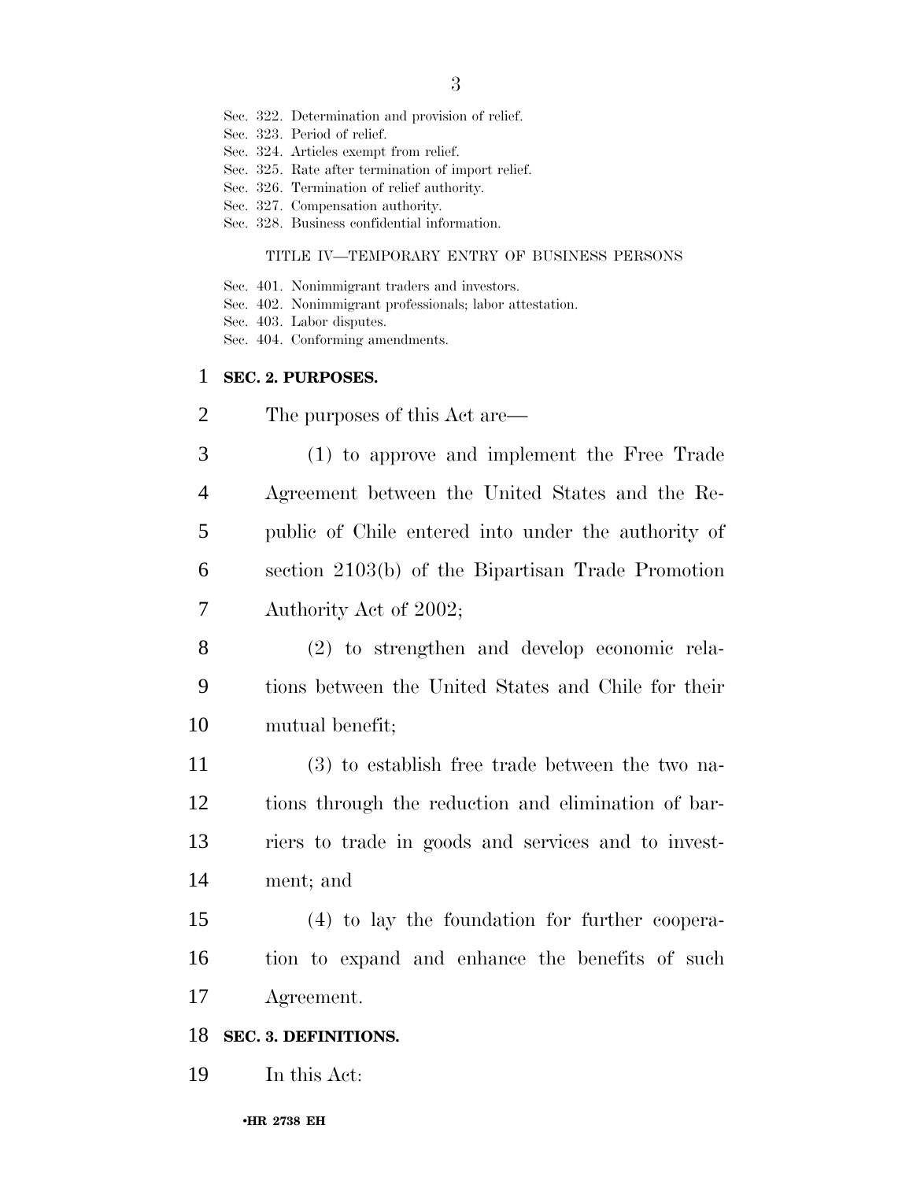Sec. 322. Determination and provision of relief.
Sec. 323. Period of relief.
Sec. 324. Articles exempt from relief.
Sec. 325. Rate after termination of import relief.
Sec. 326. Termination of relief authority.
Sec. 327. Compensation authority.
Sec. 328. Business confidential information.

TITLE IV—TEMPORARY ENTRY OF BUSINESS PERSONS

Sec. 401. Nonimmigrant traders and investors.
Sec. 402. Nonimmigrant professionals; labor attestation.
Sec. 403. Labor disputes.
Sec. 404. Conforming amendments.

## SEC. 2. PURPOSES.

The purposes of this Act are—

(1) to approve and implement the Free Trade Agreement between the United States and the Republic of Chile entered into under the authority of section 2103(b) of the Bipartisan Trade Promotion Authority Act of 2002;

(2) to strengthen and develop economic relations between the United States and Chile for their mutual benefit;

(3) to establish free trade between the two nations through the reduction and elimination of barriers to trade in goods and services and to investment; and

(4) to lay the foundation for further cooperation to expand and enhance the benefits of such Agreement.

## SEC. 3. DEFINITIONS.

In this Act: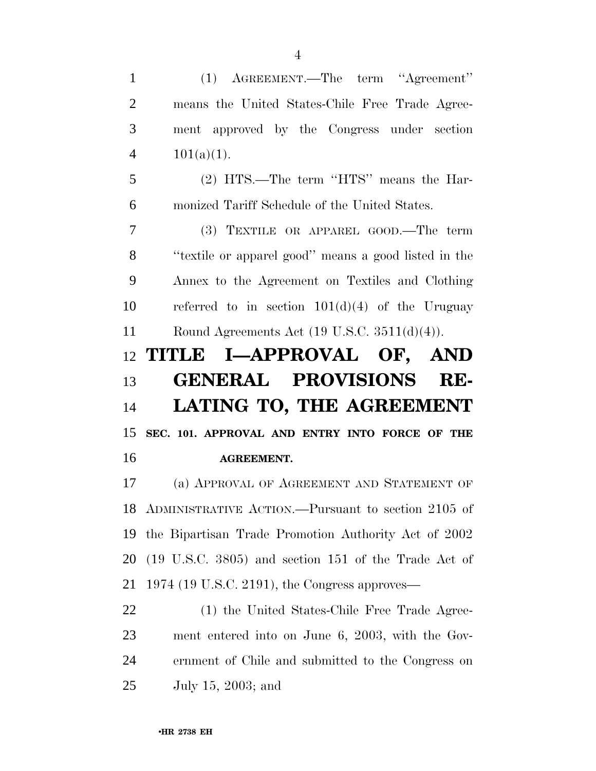(1) AGREEMENT.—The term "Agreement" means the United States-Chile Free Trade Agreement approved by the Congress under section 101(a)(1).

(2) HTS.—The term "HTS" means the Harmonized Tariff Schedule of the United States.

(3) TEXTILE OR APPAREL GOOD.—The term "textile or apparel good" means a good listed in the Annex to the Agreement on Textiles and Clothing referred to in section 101(d)(4) of the Uruguay Round Agreements Act (19 U.S.C. 3511(d)(4)).

# TITLE I—APPROVAL OF, AND GENERAL PROVISIONS RELATING TO, THE AGREEMENT

## SEC. 101. APPROVAL AND ENTRY INTO FORCE OF THE AGREEMENT.

(a) APPROVAL OF AGREEMENT AND STATEMENT OF ADMINISTRATIVE ACTION.—Pursuant to section 2105 of the Bipartisan Trade Promotion Authority Act of 2002 (19 U.S.C. 3805) and section 151 of the Trade Act of 1974 (19 U.S.C. 2191), the Congress approves—

(1) the United States-Chile Free Trade Agreement entered into on June 6, 2003, with the Government of Chile and submitted to the Congress on July 15, 2003; and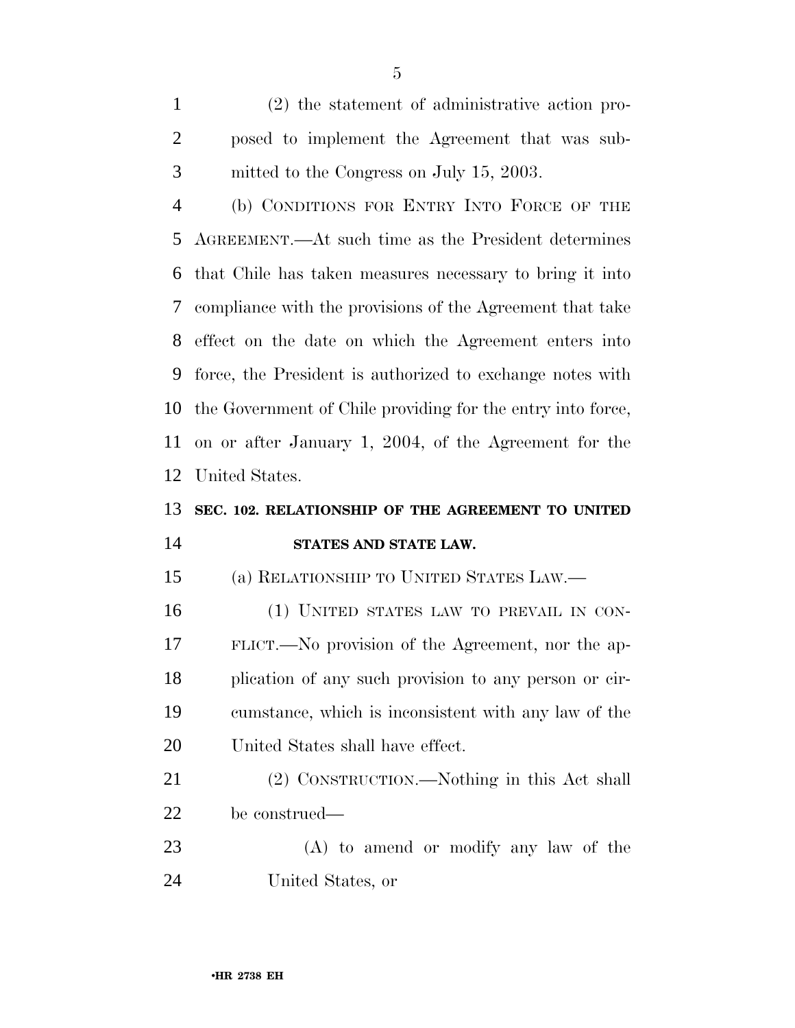(2) the statement of administrative action proposed to implement the Agreement that was submitted to the Congress on July 15, 2003.

(b) CONDITIONS FOR ENTRY INTO FORCE OF THE AGREEMENT.—At such time as the President determines that Chile has taken measures necessary to bring it into compliance with the provisions of the Agreement that take effect on the date on which the Agreement enters into force, the President is authorized to exchange notes with the Government of Chile providing for the entry into force, on or after January 1, 2004, of the Agreement for the United States.

**SEC. 102. RELATIONSHIP OF THE AGREEMENT TO UNITED STATES AND STATE LAW.**

(a) RELATIONSHIP TO UNITED STATES LAW.—

(1) UNITED STATES LAW TO PREVAIL IN CONFLICT.—No provision of the Agreement, nor the application of any such provision to any person or circumstance, which is inconsistent with any law of the United States shall have effect.

(2) CONSTRUCTION.—Nothing in this Act shall be construed—

(A) to amend or modify any law of the United States, or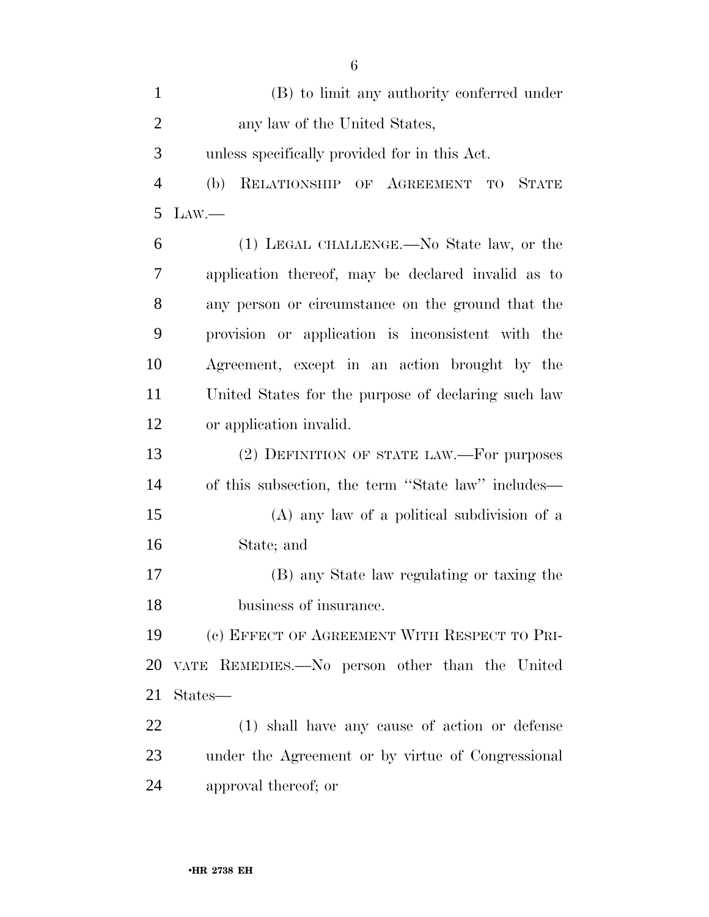(B) to limit any authority conferred under any law of the United States,

unless specifically provided for in this Act.

(b) RELATIONSHIP OF AGREEMENT TO STATE LAW.—

(1) LEGAL CHALLENGE.—No State law, or the application thereof, may be declared invalid as to any person or circumstance on the ground that the provision or application is inconsistent with the Agreement, except in an action brought by the United States for the purpose of declaring such law or application invalid.

(2) DEFINITION OF STATE LAW.—For purposes of this subsection, the term ''State law'' includes—

(A) any law of a political subdivision of a State; and

(B) any State law regulating or taxing the business of insurance.

(c) EFFECT OF AGREEMENT WITH RESPECT TO PRIVATE REMEDIES.—No person other than the United States—

(1) shall have any cause of action or defense under the Agreement or by virtue of Congressional approval thereof; or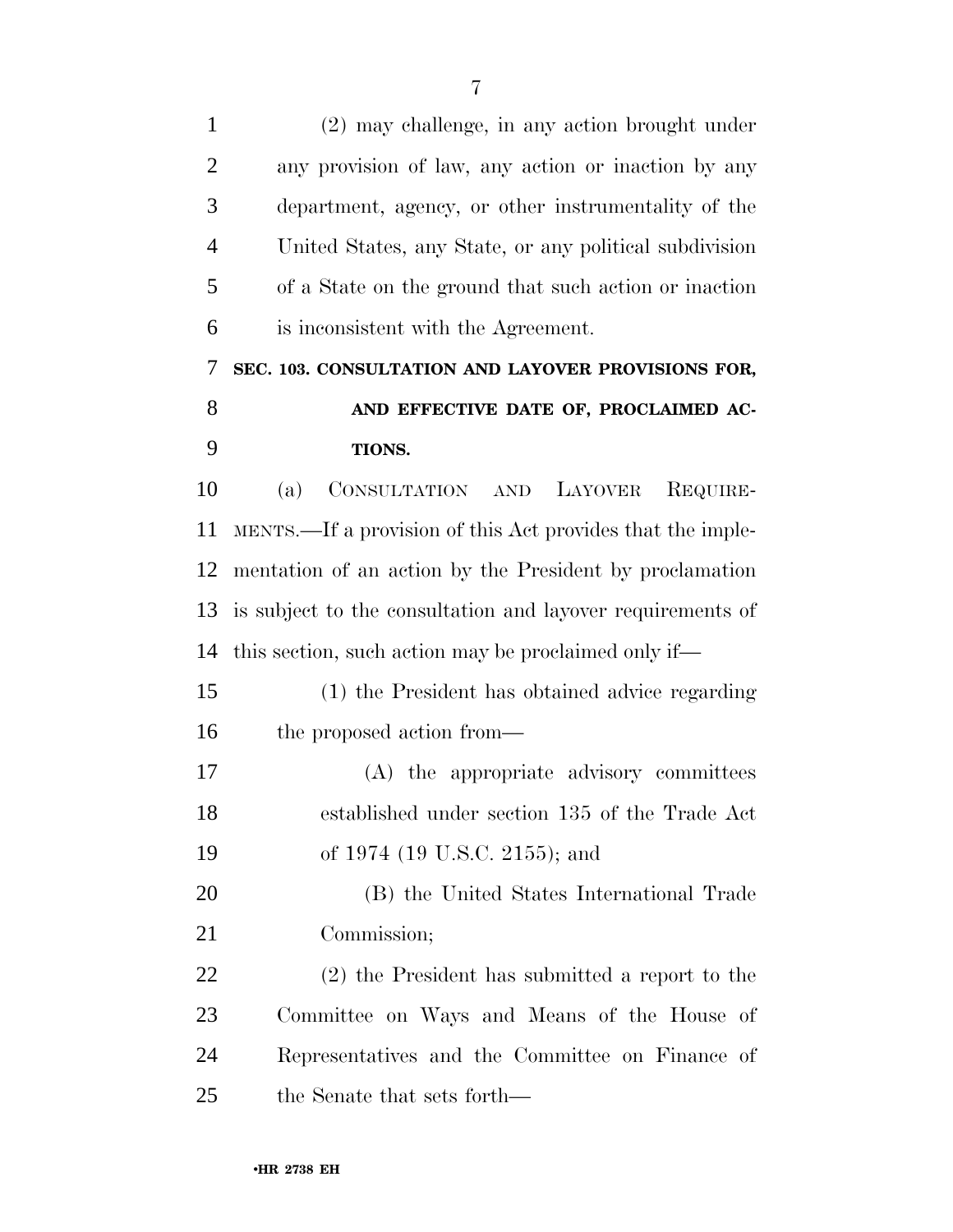(2) may challenge, in any action brought under any provision of law, any action or inaction by any department, agency, or other instrumentality of the United States, any State, or any political subdivision of a State on the ground that such action or inaction is inconsistent with the Agreement.

### SEC. 103. CONSULTATION AND LAYOVER PROVISIONS FOR, AND EFFECTIVE DATE OF, PROCLAIMED ACTIONS.

(a) CONSULTATION AND LAYOVER REQUIREMENTS.—If a provision of this Act provides that the implementation of an action by the President by proclamation is subject to the consultation and layover requirements of this section, such action may be proclaimed only if—

(1) the President has obtained advice regarding the proposed action from—

(A) the appropriate advisory committees established under section 135 of the Trade Act of 1974 (19 U.S.C. 2155); and

(B) the United States International Trade Commission;

(2) the President has submitted a report to the Committee on Ways and Means of the House of Representatives and the Committee on Finance of the Senate that sets forth—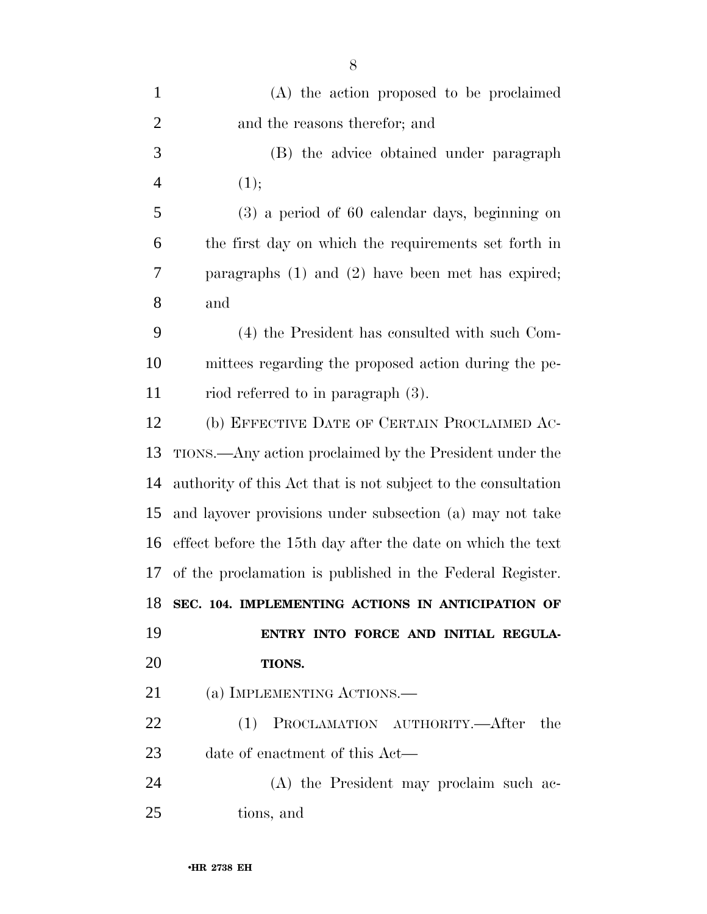(A) the action proposed to be proclaimed and the reasons therefor; and

(B) the advice obtained under paragraph (1);

(3) a period of 60 calendar days, beginning on the first day on which the requirements set forth in paragraphs (1) and (2) have been met has expired; and

(4) the President has consulted with such Committees regarding the proposed action during the period referred to in paragraph (3).

(b) EFFECTIVE DATE OF CERTAIN PROCLAIMED ACTIONS.—Any action proclaimed by the President under the authority of this Act that is not subject to the consultation and layover provisions under subsection (a) may not take effect before the 15th day after the date on which the text of the proclamation is published in the Federal Register.

**SEC. 104. IMPLEMENTING ACTIONS IN ANTICIPATION OF ENTRY INTO FORCE AND INITIAL REGULATIONS.**

(a) IMPLEMENTING ACTIONS.—

(1) PROCLAMATION AUTHORITY.—After the date of enactment of this Act—

(A) the President may proclaim such actions, and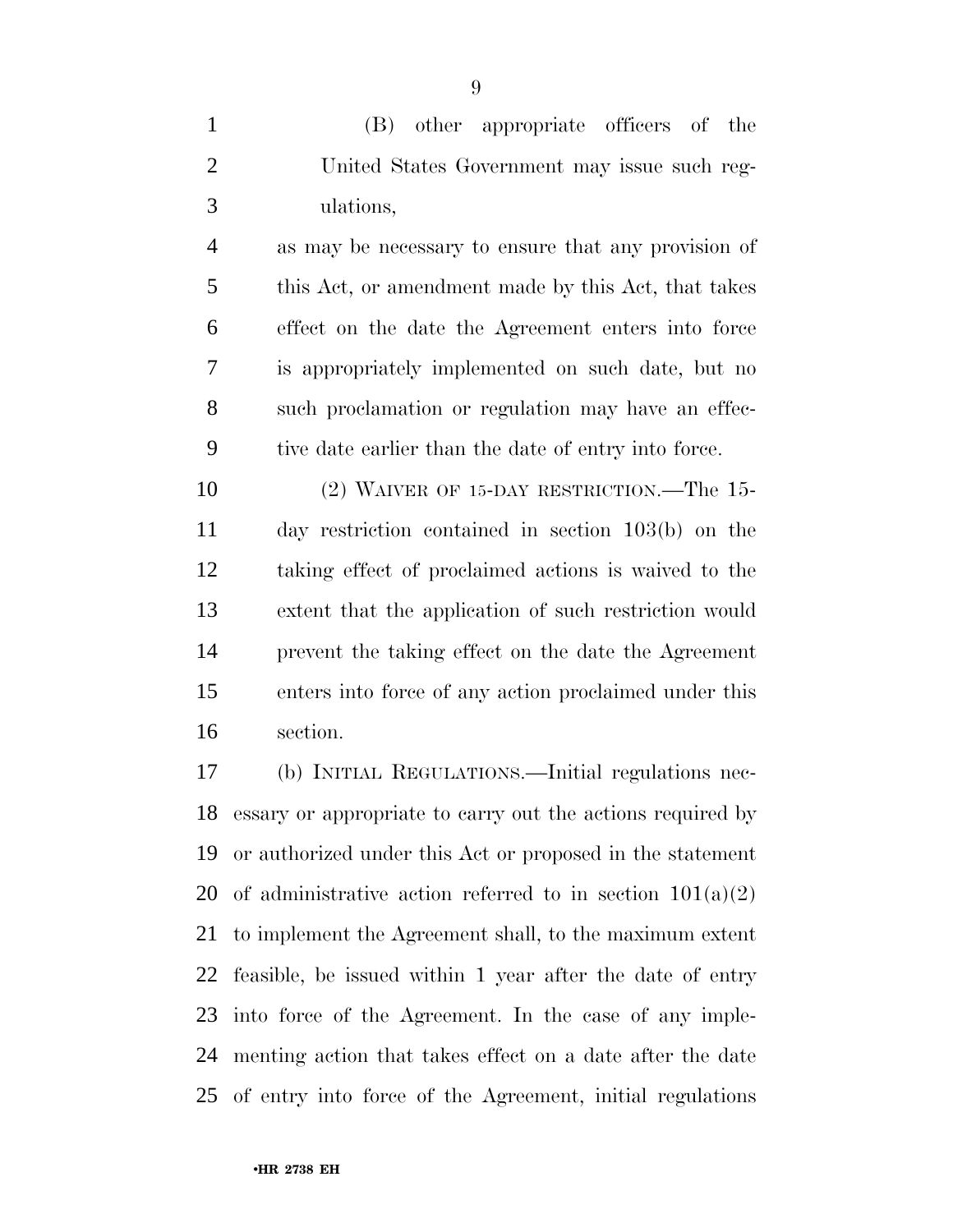(B) other appropriate officers of the United States Government may issue such regulations,

as may be necessary to ensure that any provision of this Act, or amendment made by this Act, that takes effect on the date the Agreement enters into force is appropriately implemented on such date, but no such proclamation or regulation may have an effective date earlier than the date of entry into force.

(2) WAIVER OF 15-DAY RESTRICTION.—The 15-day restriction contained in section 103(b) on the taking effect of proclaimed actions is waived to the extent that the application of such restriction would prevent the taking effect on the date the Agreement enters into force of any action proclaimed under this section.

(b) INITIAL REGULATIONS.—Initial regulations necessary or appropriate to carry out the actions required by or authorized under this Act or proposed in the statement of administrative action referred to in section 101(a)(2) to implement the Agreement shall, to the maximum extent feasible, be issued within 1 year after the date of entry into force of the Agreement. In the case of any implementing action that takes effect on a date after the date of entry into force of the Agreement, initial regulations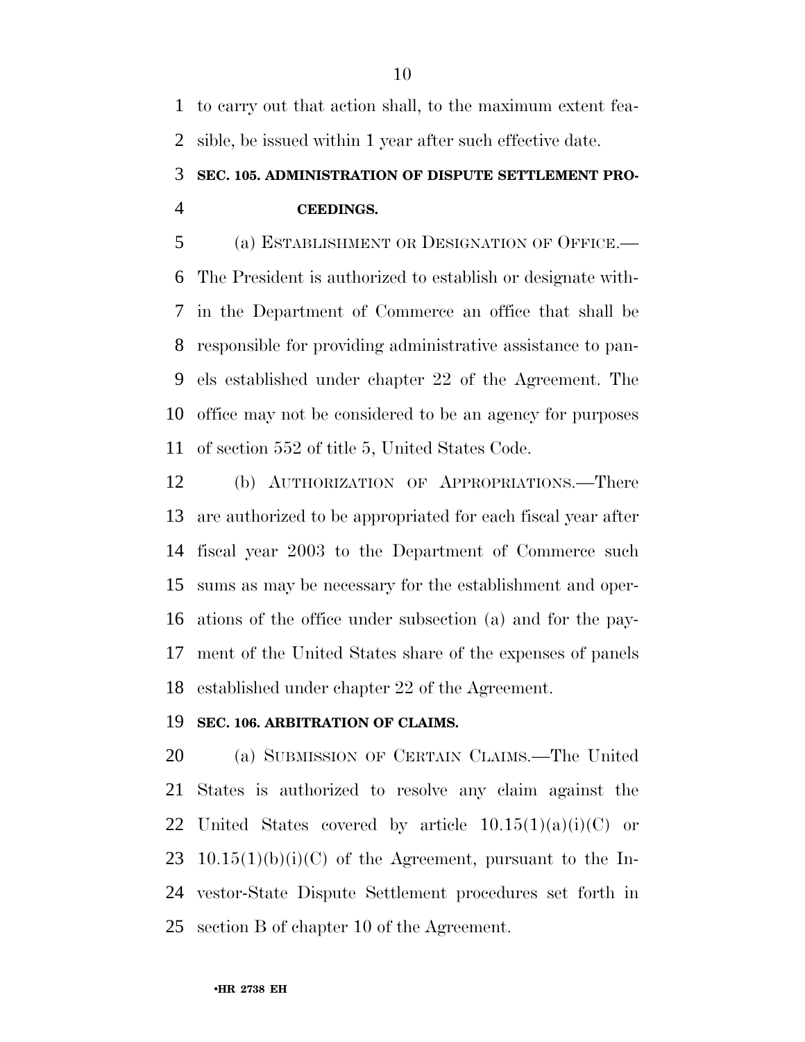to carry out that action shall, to the maximum extent feasible, be issued within 1 year after such effective date.

### SEC. 105. ADMINISTRATION OF DISPUTE SETTLEMENT PROCEEDINGS.

(a) ESTABLISHMENT OR DESIGNATION OF OFFICE.—The President is authorized to establish or designate within the Department of Commerce an office that shall be responsible for providing administrative assistance to panels established under chapter 22 of the Agreement. The office may not be considered to be an agency for purposes of section 552 of title 5, United States Code.

(b) AUTHORIZATION OF APPROPRIATIONS.—There are authorized to be appropriated for each fiscal year after fiscal year 2003 to the Department of Commerce such sums as may be necessary for the establishment and operations of the office under subsection (a) and for the payment of the United States share of the expenses of panels established under chapter 22 of the Agreement.

### SEC. 106. ARBITRATION OF CLAIMS.

(a) SUBMISSION OF CERTAIN CLAIMS.—The United States is authorized to resolve any claim against the United States covered by article 10.15(1)(a)(i)(C) or 10.15(1)(b)(i)(C) of the Agreement, pursuant to the Investor-State Dispute Settlement procedures set forth in section B of chapter 10 of the Agreement.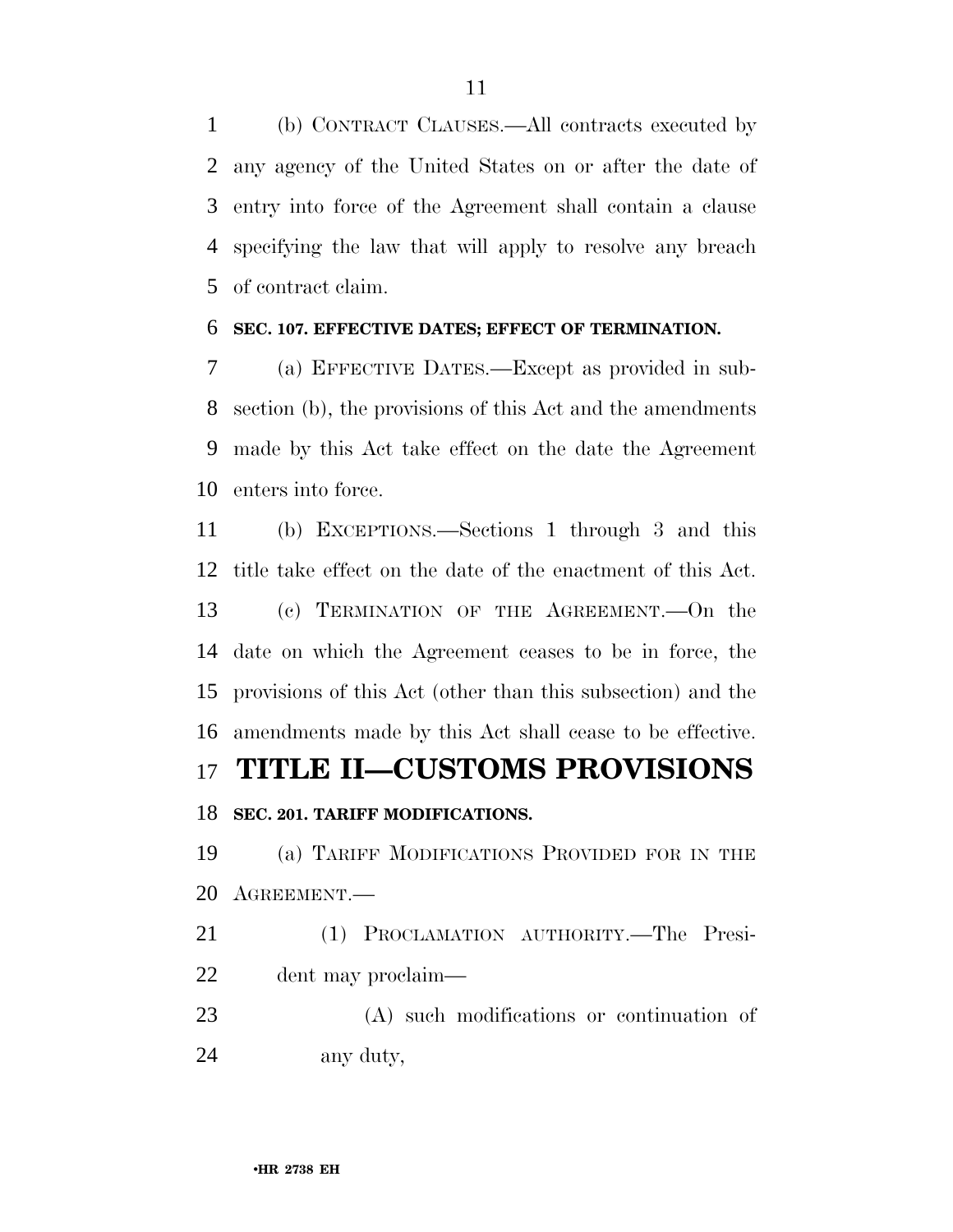(b) CONTRACT CLAUSES.—All contracts executed by any agency of the United States on or after the date of entry into force of the Agreement shall contain a clause specifying the law that will apply to resolve any breach of contract claim.

**SEC. 107. EFFECTIVE DATES; EFFECT OF TERMINATION.**

(a) EFFECTIVE DATES.—Except as provided in subsection (b), the provisions of this Act and the amendments made by this Act take effect on the date the Agreement enters into force.

(b) EXCEPTIONS.—Sections 1 through 3 and this title take effect on the date of the enactment of this Act.

(c) TERMINATION OF THE AGREEMENT.—On the date on which the Agreement ceases to be in force, the provisions of this Act (other than this subsection) and the amendments made by this Act shall cease to be effective.

# TITLE II—CUSTOMS PROVISIONS

**SEC. 201. TARIFF MODIFICATIONS.**

(a) TARIFF MODIFICATIONS PROVIDED FOR IN THE AGREEMENT.—

(1) PROCLAMATION AUTHORITY.—The President may proclaim—

(A) such modifications or continuation of any duty,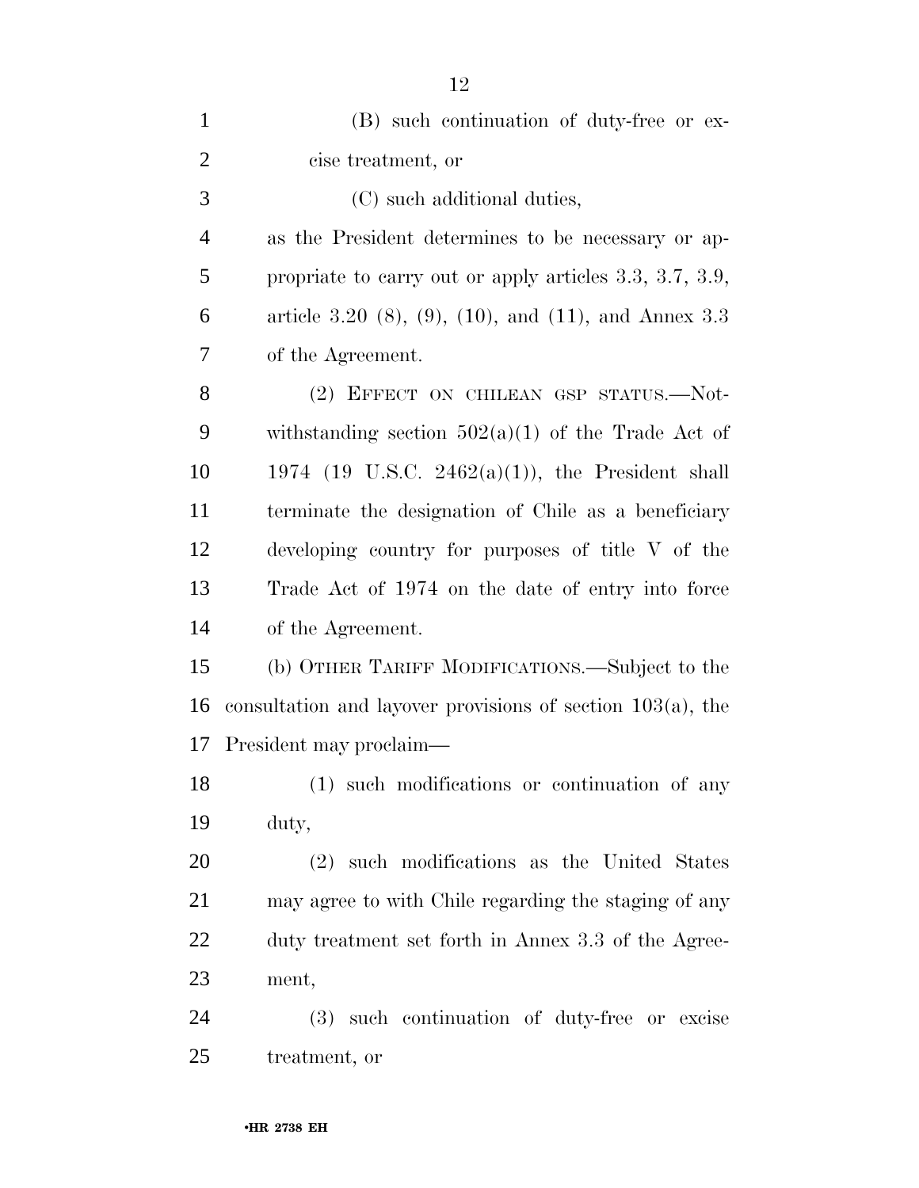(B) such continuation of duty-free or excise treatment, or

(C) such additional duties,

as the President determines to be necessary or appropriate to carry out or apply articles 3.3, 3.7, 3.9, article 3.20 (8), (9), (10), and (11), and Annex 3.3 of the Agreement.

(2) EFFECT ON CHILEAN GSP STATUS.—Notwithstanding section 502(a)(1) of the Trade Act of 1974 (19 U.S.C. 2462(a)(1)), the President shall terminate the designation of Chile as a beneficiary developing country for purposes of title V of the Trade Act of 1974 on the date of entry into force of the Agreement.

(b) OTHER TARIFF MODIFICATIONS.—Subject to the consultation and layover provisions of section 103(a), the President may proclaim—

(1) such modifications or continuation of any duty,

(2) such modifications as the United States may agree to with Chile regarding the staging of any duty treatment set forth in Annex 3.3 of the Agreement,

(3) such continuation of duty-free or excise treatment, or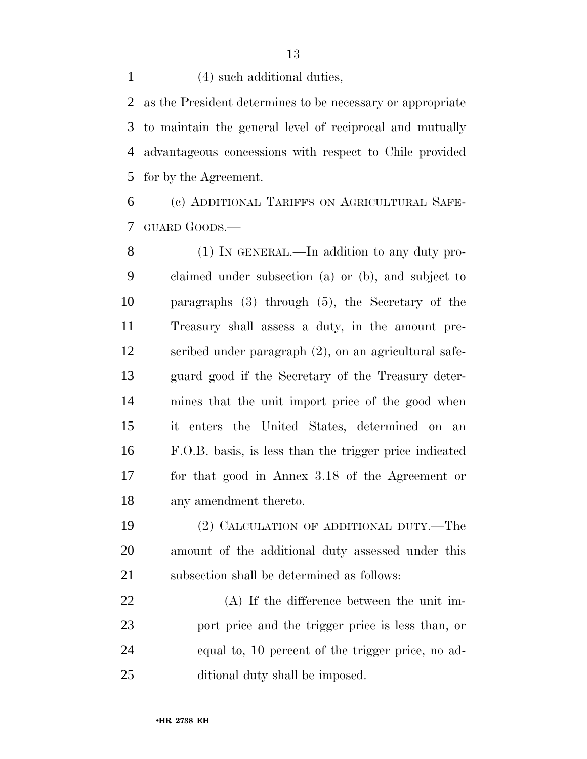(4) such additional duties,

as the President determines to be necessary or appropriate to maintain the general level of reciprocal and mutually advantageous concessions with respect to Chile provided for by the Agreement.

(c) ADDITIONAL TARIFFS ON AGRICULTURAL SAFEGUARD GOODS.—

(1) IN GENERAL.—In addition to any duty proclaimed under subsection (a) or (b), and subject to paragraphs (3) through (5), the Secretary of the Treasury shall assess a duty, in the amount prescribed under paragraph (2), on an agricultural safeguard good if the Secretary of the Treasury determines that the unit import price of the good when it enters the United States, determined on an F.O.B. basis, is less than the trigger price indicated for that good in Annex 3.18 of the Agreement or any amendment thereto.

(2) CALCULATION OF ADDITIONAL DUTY.—The amount of the additional duty assessed under this subsection shall be determined as follows:

(A) If the difference between the unit import price and the trigger price is less than, or equal to, 10 percent of the trigger price, no additional duty shall be imposed.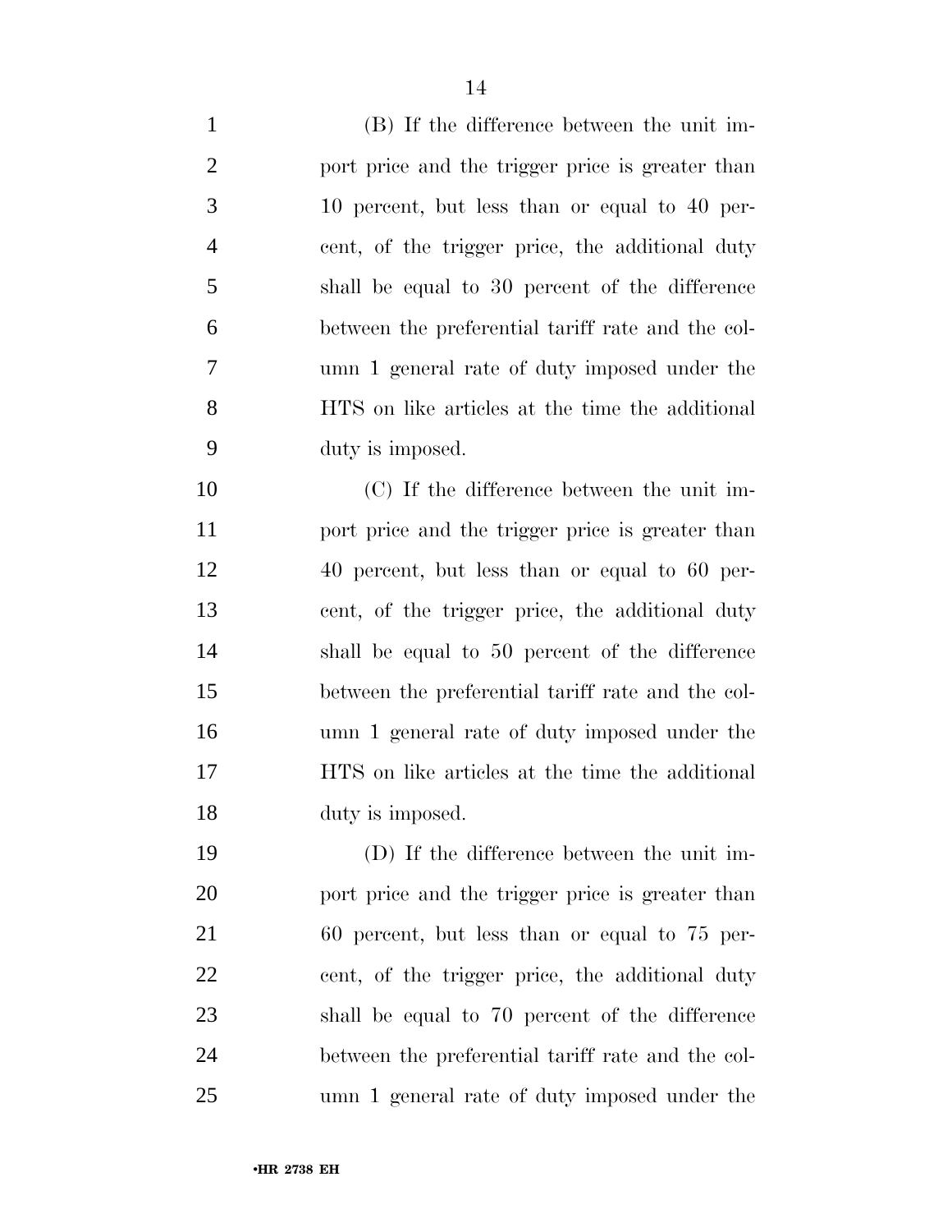(B) If the difference between the unit import price and the trigger price is greater than 10 percent, but less than or equal to 40 percent, of the trigger price, the additional duty shall be equal to 30 percent of the difference between the preferential tariff rate and the column 1 general rate of duty imposed under the HTS on like articles at the time the additional duty is imposed.

(C) If the difference between the unit import price and the trigger price is greater than 40 percent, but less than or equal to 60 percent, of the trigger price, the additional duty shall be equal to 50 percent of the difference between the preferential tariff rate and the column 1 general rate of duty imposed under the HTS on like articles at the time the additional duty is imposed.

(D) If the difference between the unit import price and the trigger price is greater than 60 percent, but less than or equal to 75 percent, of the trigger price, the additional duty shall be equal to 70 percent of the difference between the preferential tariff rate and the column 1 general rate of duty imposed under the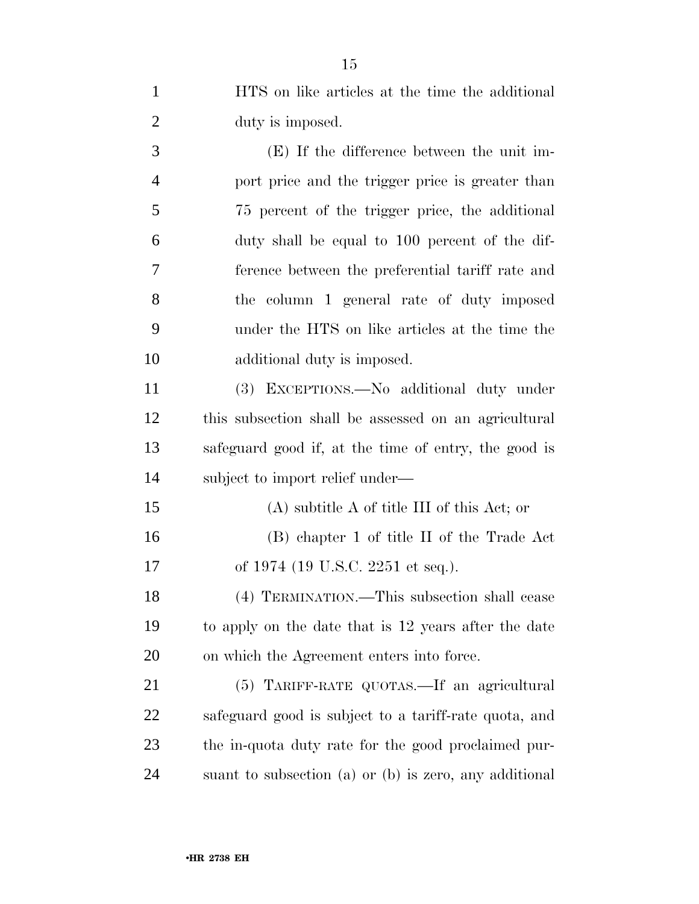HTS on like articles at the time the additional duty is imposed.

(E) If the difference between the unit import price and the trigger price is greater than 75 percent of the trigger price, the additional duty shall be equal to 100 percent of the difference between the preferential tariff rate and the column 1 general rate of duty imposed under the HTS on like articles at the time the additional duty is imposed.

(3) EXCEPTIONS.—No additional duty under this subsection shall be assessed on an agricultural safeguard good if, at the time of entry, the good is subject to import relief under—

(A) subtitle A of title III of this Act; or

(B) chapter 1 of title II of the Trade Act of 1974 (19 U.S.C. 2251 et seq.).

(4) TERMINATION.—This subsection shall cease to apply on the date that is 12 years after the date on which the Agreement enters into force.

(5) TARIFF-RATE QUOTAS.—If an agricultural safeguard good is subject to a tariff-rate quota, and the in-quota duty rate for the good proclaimed pursuant to subsection (a) or (b) is zero, any additional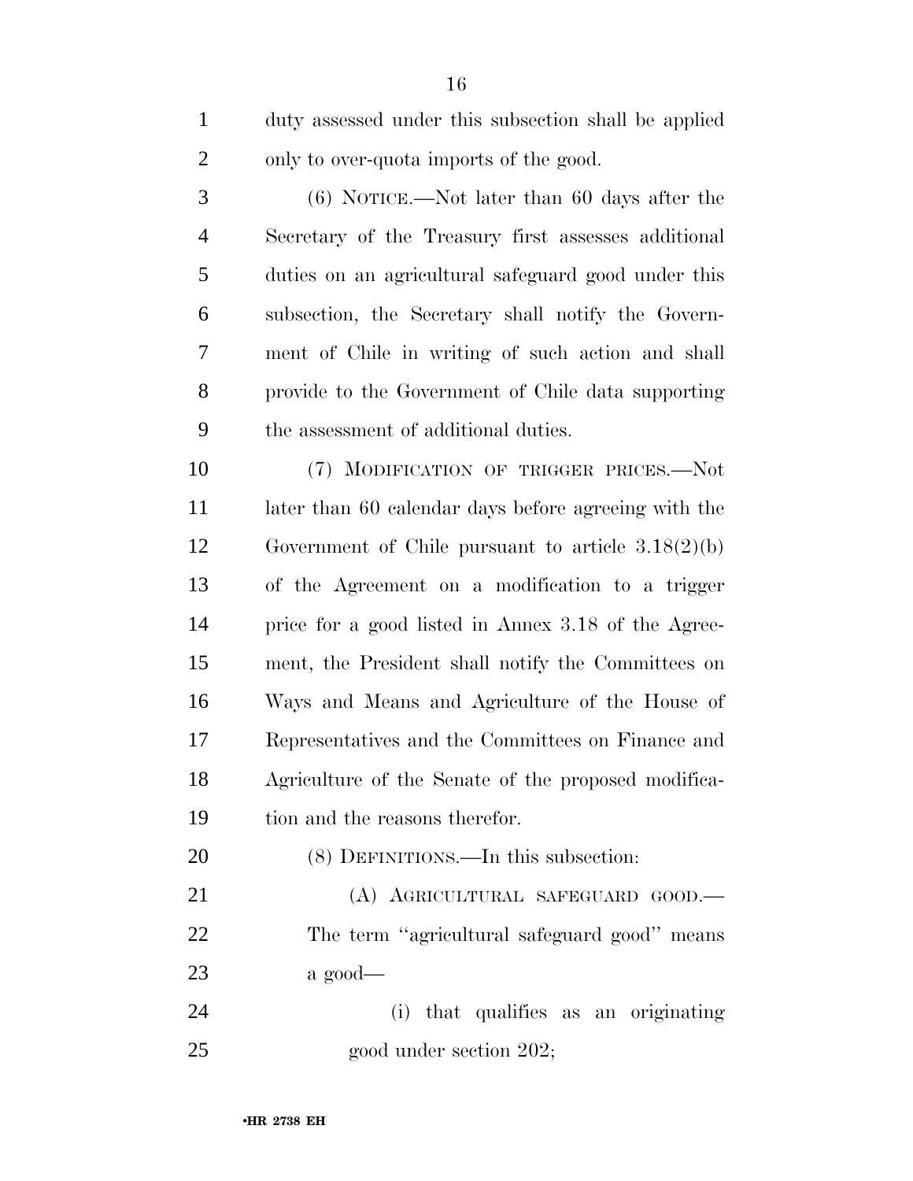duty assessed under this subsection shall be applied only to over-quota imports of the good.

(6) NOTICE.—Not later than 60 days after the Secretary of the Treasury first assesses additional duties on an agricultural safeguard good under this subsection, the Secretary shall notify the Government of Chile in writing of such action and shall provide to the Government of Chile data supporting the assessment of additional duties.

(7) MODIFICATION OF TRIGGER PRICES.—Not later than 60 calendar days before agreeing with the Government of Chile pursuant to article 3.18(2)(b) of the Agreement on a modification to a trigger price for a good listed in Annex 3.18 of the Agreement, the President shall notify the Committees on Ways and Means and Agriculture of the House of Representatives and the Committees on Finance and Agriculture of the Senate of the proposed modification and the reasons therefor.

(8) DEFINITIONS.—In this subsection:

(A) AGRICULTURAL SAFEGUARD GOOD.—The term ''agricultural safeguard good'' means a good—

(i) that qualifies as an originating good under section 202;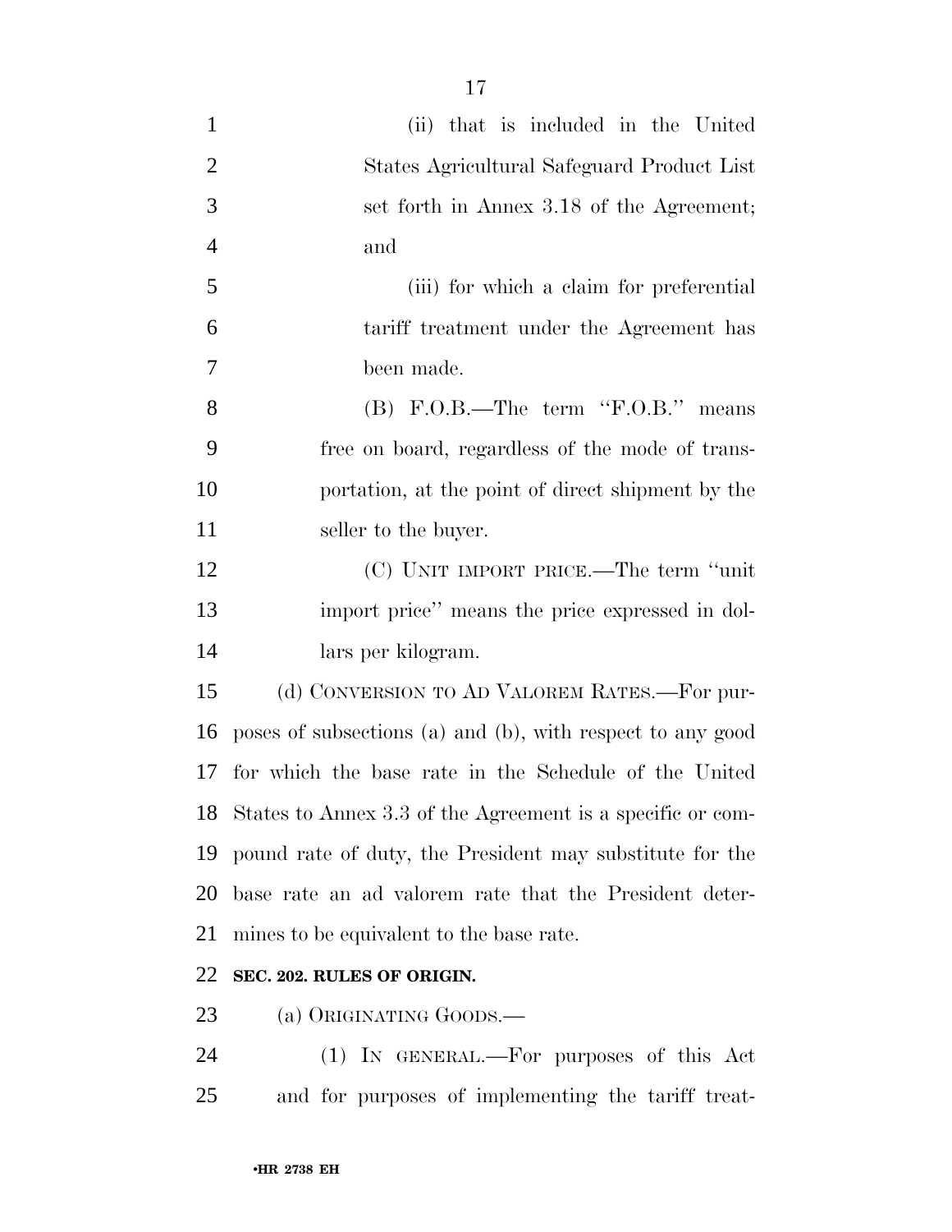(ii) that is included in the United States Agricultural Safeguard Product List set forth in Annex 3.18 of the Agreement; and

(iii) for which a claim for preferential tariff treatment under the Agreement has been made.

(B) F.O.B.—The term ''F.O.B.'' means free on board, regardless of the mode of transportation, at the point of direct shipment by the seller to the buyer.

(C) UNIT IMPORT PRICE.—The term ''unit import price'' means the price expressed in dollars per kilogram.

(d) CONVERSION TO AD VALOREM RATES.—For purposes of subsections (a) and (b), with respect to any good for which the base rate in the Schedule of the United States to Annex 3.3 of the Agreement is a specific or compound rate of duty, the President may substitute for the base rate an ad valorem rate that the President determines to be equivalent to the base rate.

**SEC. 202. RULES OF ORIGIN.**

(a) ORIGINATING GOODS.—

(1) IN GENERAL.—For purposes of this Act and for purposes of implementing the tariff treat-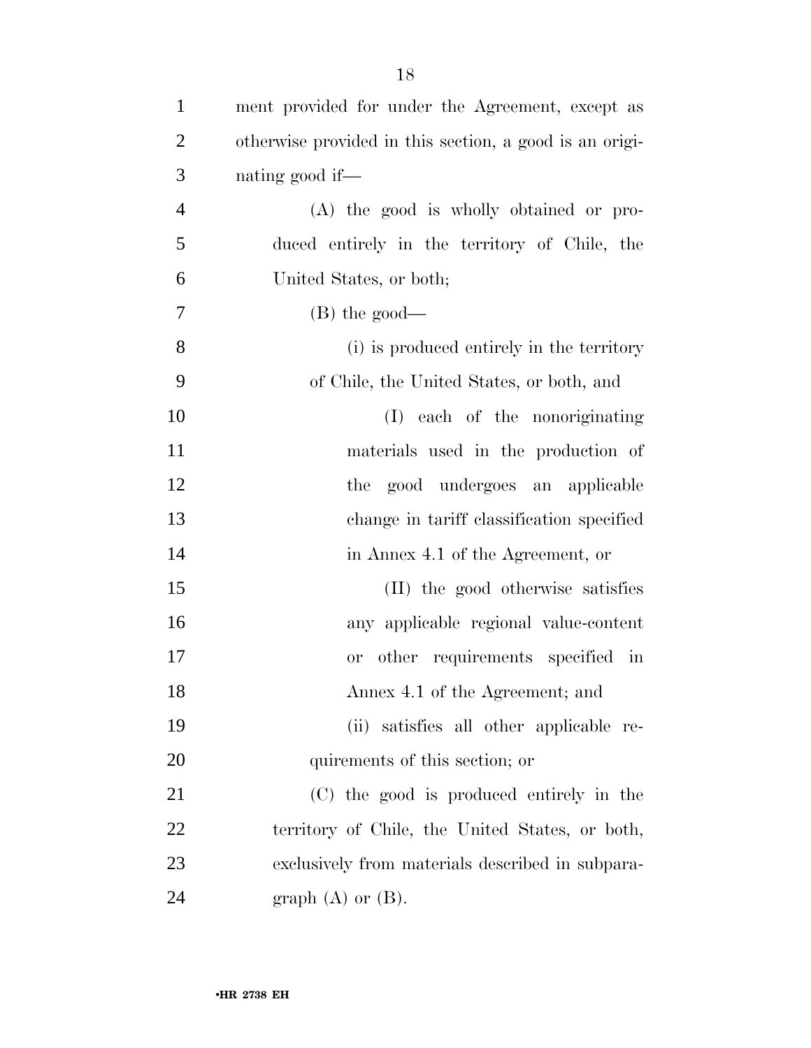ment provided for under the Agreement, except as otherwise provided in this section, a good is an originating good if—

(A) the good is wholly obtained or produced entirely in the territory of Chile, the United States, or both;

(B) the good—

(i) is produced entirely in the territory of Chile, the United States, or both, and

(I) each of the nonoriginating materials used in the production of the good undergoes an applicable change in tariff classification specified in Annex 4.1 of the Agreement, or

(II) the good otherwise satisfies any applicable regional value-content or other requirements specified in Annex 4.1 of the Agreement; and

(ii) satisfies all other applicable requirements of this section; or

(C) the good is produced entirely in the territory of Chile, the United States, or both, exclusively from materials described in subparagraph (A) or (B).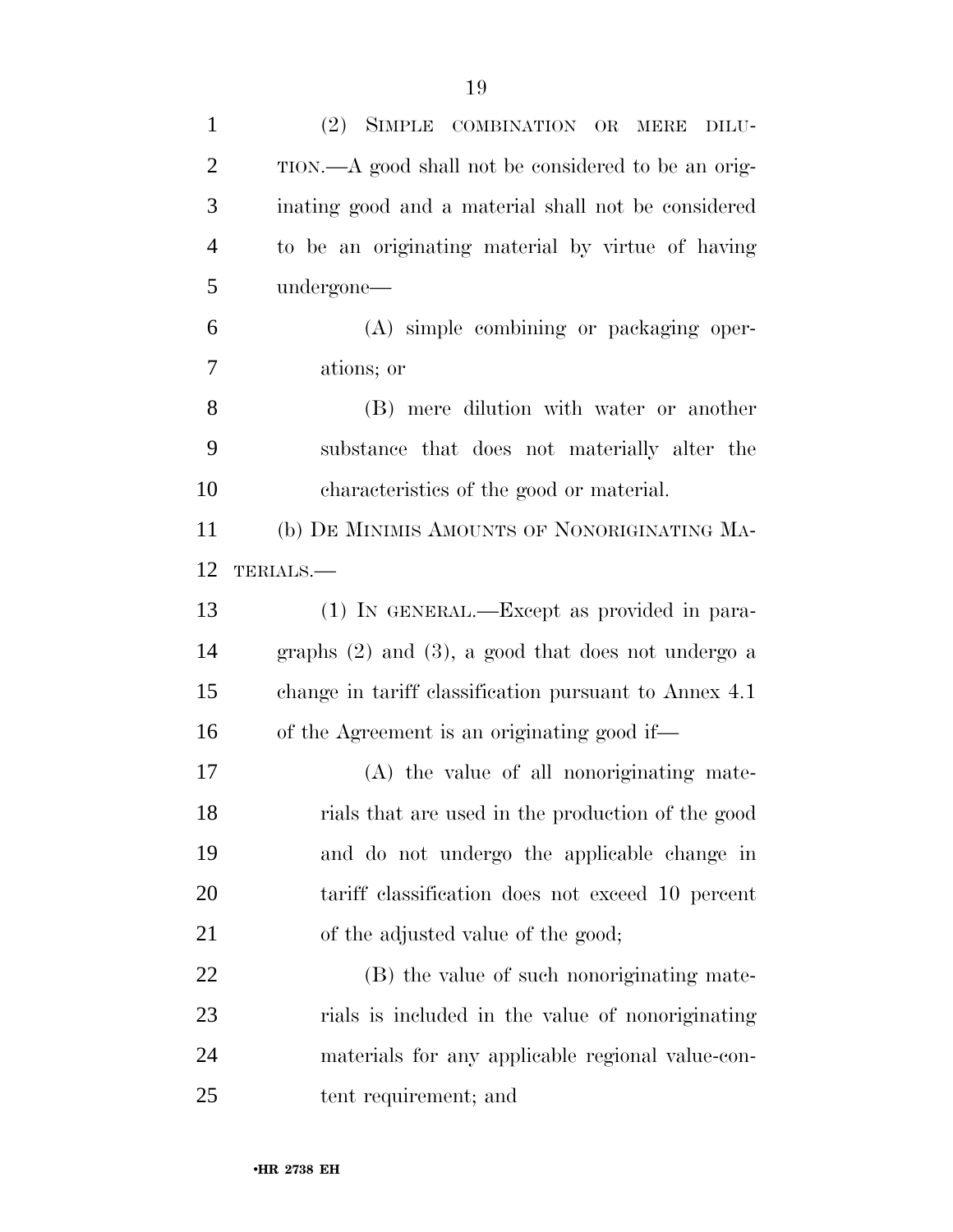(2) SIMPLE COMBINATION OR MERE DILUTION.—A good shall not be considered to be an originating good and a material shall not be considered to be an originating material by virtue of having undergone—

(A) simple combining or packaging operations; or

(B) mere dilution with water or another substance that does not materially alter the characteristics of the good or material.

(b) DE MINIMIS AMOUNTS OF NONORIGINATING MATERIALS.—

(1) IN GENERAL.—Except as provided in paragraphs (2) and (3), a good that does not undergo a change in tariff classification pursuant to Annex 4.1 of the Agreement is an originating good if—

(A) the value of all nonoriginating materials that are used in the production of the good and do not undergo the applicable change in tariff classification does not exceed 10 percent of the adjusted value of the good;

(B) the value of such nonoriginating materials is included in the value of nonoriginating materials for any applicable regional value-content requirement; and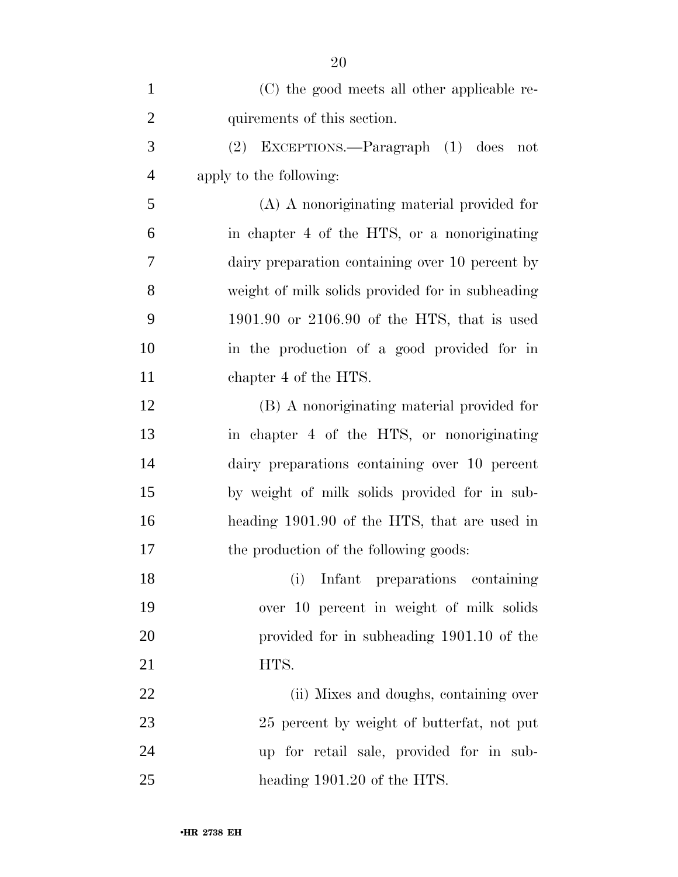(C) the good meets all other applicable requirements of this section.

(2) EXCEPTIONS.—Paragraph (1) does not apply to the following:

(A) A nonoriginating material provided for in chapter 4 of the HTS, or a nonoriginating dairy preparation containing over 10 percent by weight of milk solids provided for in subheading 1901.90 or 2106.90 of the HTS, that is used in the production of a good provided for in chapter 4 of the HTS.

(B) A nonoriginating material provided for in chapter 4 of the HTS, or nonoriginating dairy preparations containing over 10 percent by weight of milk solids provided for in subheading 1901.90 of the HTS, that are used in the production of the following goods:

(i) Infant preparations containing over 10 percent in weight of milk solids provided for in subheading 1901.10 of the HTS.

(ii) Mixes and doughs, containing over 25 percent by weight of butterfat, not put up for retail sale, provided for in subheading 1901.20 of the HTS.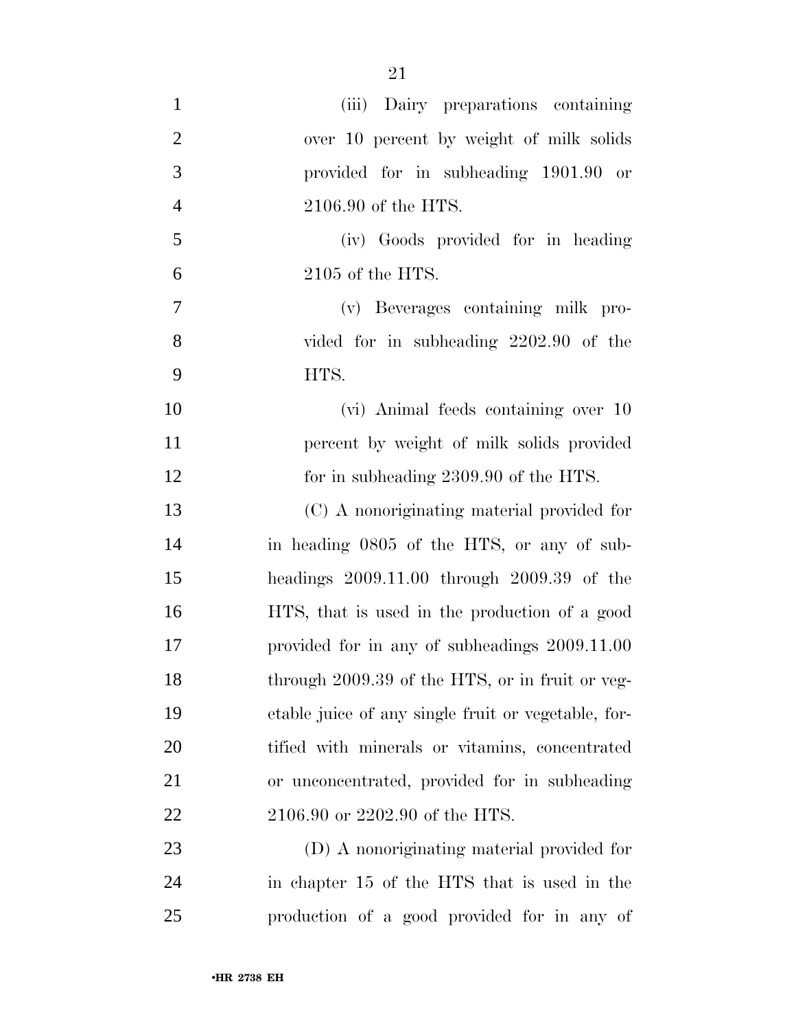(iii) Dairy preparations containing over 10 percent by weight of milk solids provided for in subheading 1901.90 or 2106.90 of the HTS.

(iv) Goods provided for in heading 2105 of the HTS.

(v) Beverages containing milk provided for in subheading 2202.90 of the HTS.

(vi) Animal feeds containing over 10 percent by weight of milk solids provided for in subheading 2309.90 of the HTS.

(C) A nonoriginating material provided for in heading 0805 of the HTS, or any of subheadings 2009.11.00 through 2009.39 of the HTS, that is used in the production of a good provided for in any of subheadings 2009.11.00 through 2009.39 of the HTS, or in fruit or vegetable juice of any single fruit or vegetable, fortified with minerals or vitamins, concentrated or unconcentrated, provided for in subheading 2106.90 or 2202.90 of the HTS.

(D) A nonoriginating material provided for in chapter 15 of the HTS that is used in the production of a good provided for in any of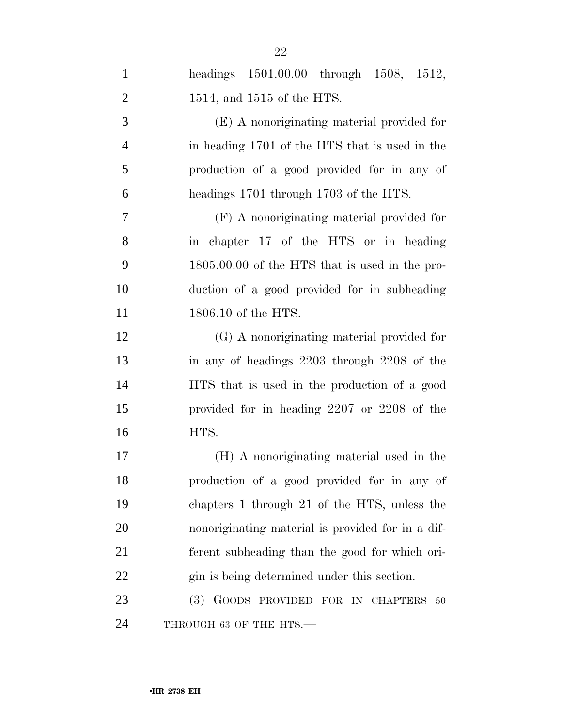headings 1501.00.00 through 1508, 1512, 1514, and 1515 of the HTS.

(E) A nonoriginating material provided for in heading 1701 of the HTS that is used in the production of a good provided for in any of headings 1701 through 1703 of the HTS.

(F) A nonoriginating material provided for in chapter 17 of the HTS or in heading 1805.00.00 of the HTS that is used in the production of a good provided for in subheading 1806.10 of the HTS.

(G) A nonoriginating material provided for in any of headings 2203 through 2208 of the HTS that is used in the production of a good provided for in heading 2207 or 2208 of the HTS.

(H) A nonoriginating material used in the production of a good provided for in any of chapters 1 through 21 of the HTS, unless the nonoriginating material is provided for in a different subheading than the good for which origin is being determined under this section.

(3) GOODS PROVIDED FOR IN CHAPTERS 50 THROUGH 63 OF THE HTS.—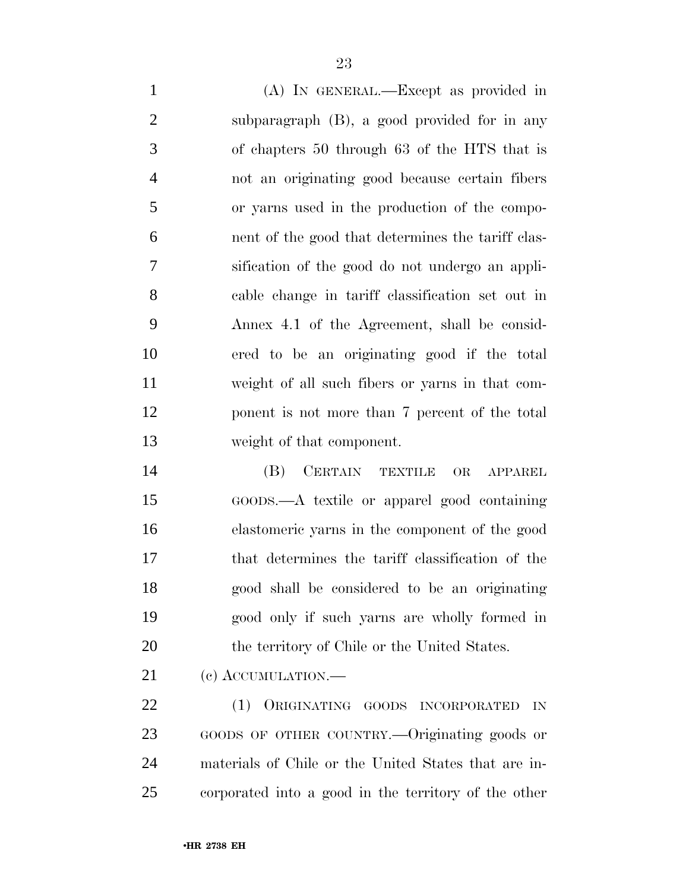(A) IN GENERAL.—Except as provided in subparagraph (B), a good provided for in any of chapters 50 through 63 of the HTS that is not an originating good because certain fibers or yarns used in the production of the component of the good that determines the tariff classification of the good do not undergo an applicable change in tariff classification set out in Annex 4.1 of the Agreement, shall be considered to be an originating good if the total weight of all such fibers or yarns in that component is not more than 7 percent of the total weight of that component.

(B) CERTAIN TEXTILE OR APPAREL GOODS.—A textile or apparel good containing elastomeric yarns in the component of the good that determines the tariff classification of the good shall be considered to be an originating good only if such yarns are wholly formed in the territory of Chile or the United States.

(c) ACCUMULATION.—

(1) ORIGINATING GOODS INCORPORATED IN GOODS OF OTHER COUNTRY.—Originating goods or materials of Chile or the United States that are incorporated into a good in the territory of the other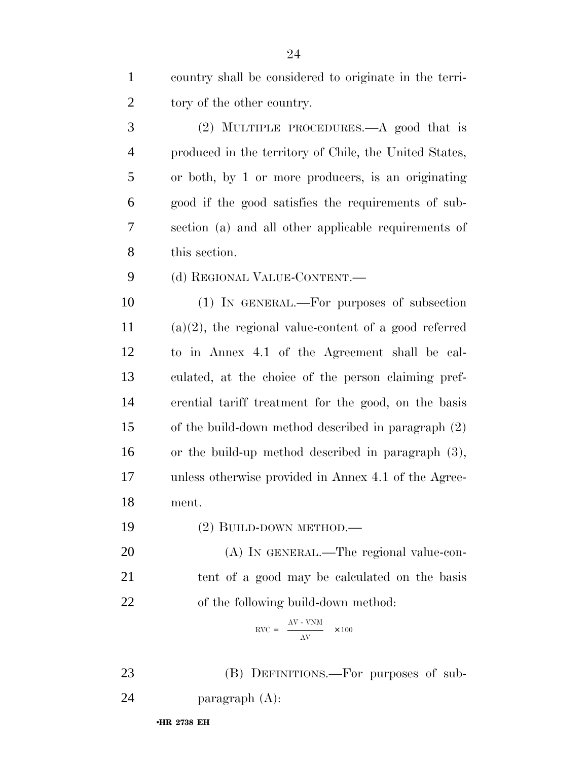country shall be considered to originate in the territory of the other country.

(2) MULTIPLE PROCEDURES.—A good that is produced in the territory of Chile, the United States, or both, by 1 or more producers, is an originating good if the good satisfies the requirements of subsection (a) and all other applicable requirements of this section.

(d) REGIONAL VALUE-CONTENT.—

(1) IN GENERAL.—For purposes of subsection (a)(2), the regional value-content of a good referred to in Annex 4.1 of the Agreement shall be calculated, at the choice of the person claiming preferential tariff treatment for the good, on the basis of the build-down method described in paragraph (2) or the build-up method described in paragraph (3), unless otherwise provided in Annex 4.1 of the Agreement.

(2) BUILD-DOWN METHOD.—

(A) IN GENERAL.—The regional value-content of a good may be calculated on the basis of the following build-down method:

$$RVC = \frac{AV - VNM}{AV} \times 100$$

(B) DEFINITIONS.—For purposes of subparagraph (A):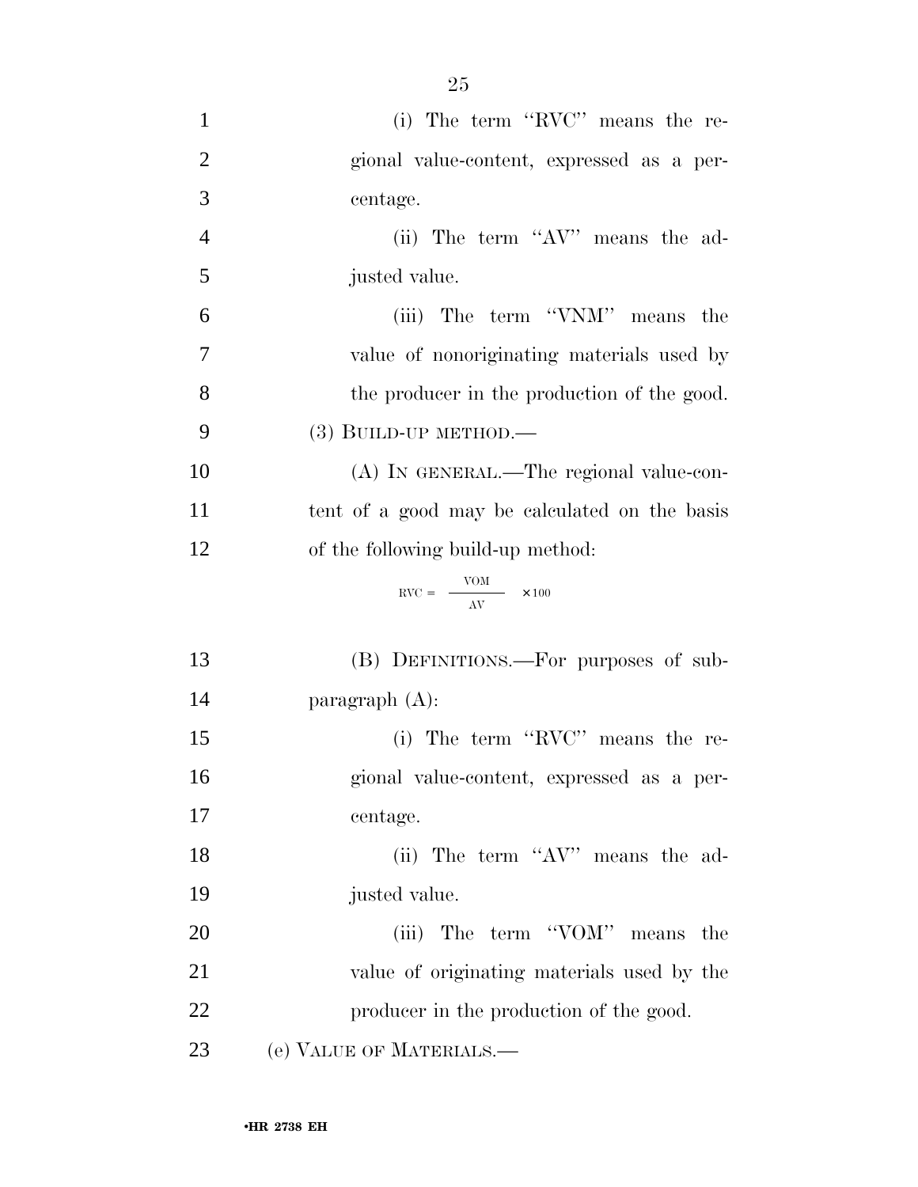(i) The term "RVC" means the regional value-content, expressed as a percentage.

(ii) The term "AV" means the adjusted value.

(iii) The term "VNM" means the value of nonoriginating materials used by the producer in the production of the good.

(3) BUILD-UP METHOD.—

(A) IN GENERAL.—The regional value-content of a good may be calculated on the basis of the following build-up method:

$$RVC = \frac{VOM}{AV} \times 100$$

(B) DEFINITIONS.—For purposes of subparagraph (A):

(i) The term "RVC" means the regional value-content, expressed as a percentage.

(ii) The term "AV" means the adjusted value.

(iii) The term "VOM" means the value of originating materials used by the producer in the production of the good.

(e) VALUE OF MATERIALS.—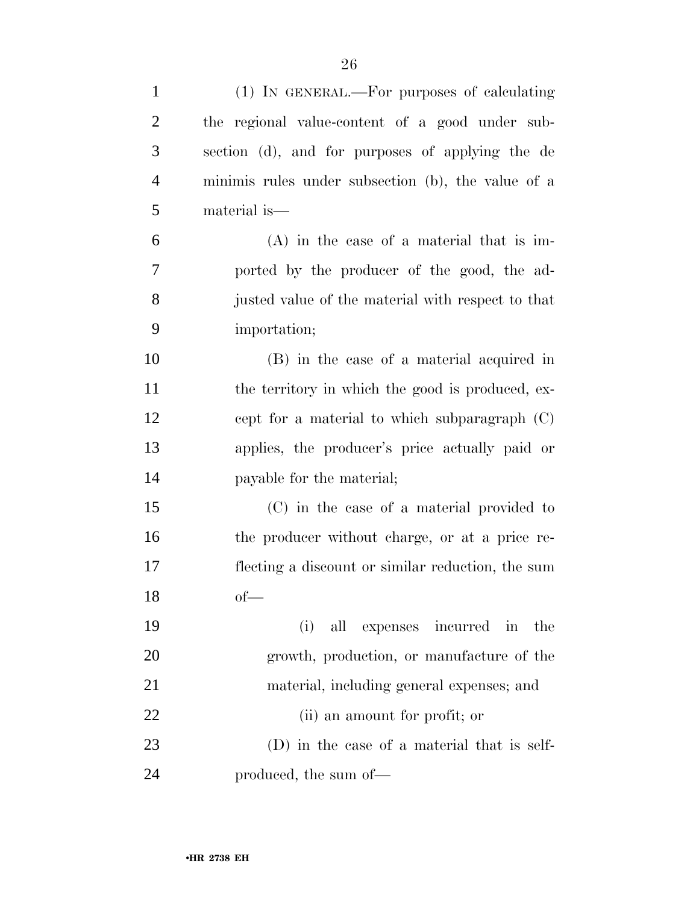(1) IN GENERAL.—For purposes of calculating the regional value-content of a good under subsection (d), and for purposes of applying the de minimis rules under subsection (b), the value of a material is—

(A) in the case of a material that is imported by the producer of the good, the adjusted value of the material with respect to that importation;

(B) in the case of a material acquired in the territory in which the good is produced, except for a material to which subparagraph (C) applies, the producer's price actually paid or payable for the material;

(C) in the case of a material provided to the producer without charge, or at a price reflecting a discount or similar reduction, the sum of—

(i) all expenses incurred in the growth, production, or manufacture of the material, including general expenses; and

(ii) an amount for profit; or

(D) in the case of a material that is self-produced, the sum of—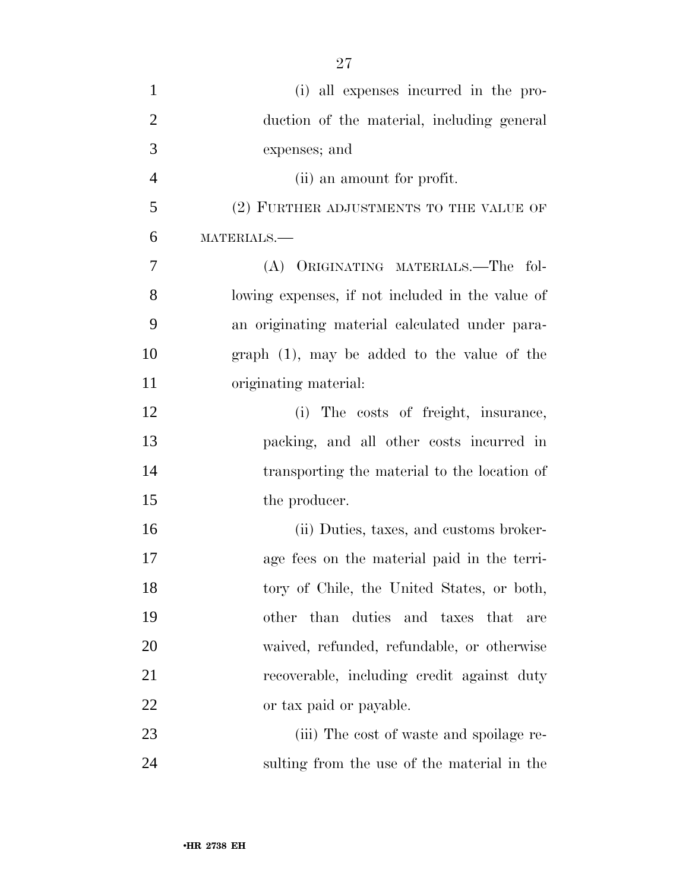(i) all expenses incurred in the production of the material, including general expenses; and

(ii) an amount for profit.

(2) FURTHER ADJUSTMENTS TO THE VALUE OF MATERIALS.—

(A) ORIGINATING MATERIALS.—The following expenses, if not included in the value of an originating material calculated under paragraph (1), may be added to the value of the originating material:

(i) The costs of freight, insurance, packing, and all other costs incurred in transporting the material to the location of the producer.

(ii) Duties, taxes, and customs brokerage fees on the material paid in the territory of Chile, the United States, or both, other than duties and taxes that are waived, refunded, refundable, or otherwise recoverable, including credit against duty or tax paid or payable.

(iii) The cost of waste and spoilage resulting from the use of the material in the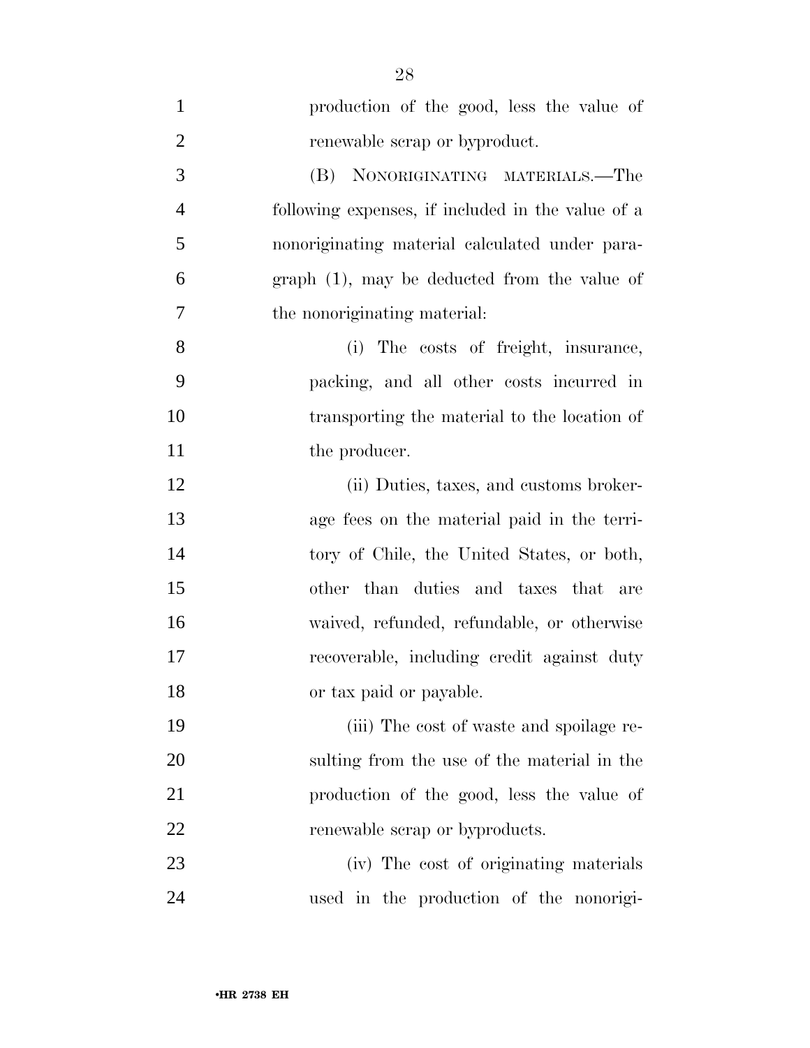production of the good, less the value of renewable scrap or byproduct.

(B) NONORIGINATING MATERIALS.—The following expenses, if included in the value of a nonoriginating material calculated under paragraph (1), may be deducted from the value of the nonoriginating material:

(i) The costs of freight, insurance, packing, and all other costs incurred in transporting the material to the location of the producer.

(ii) Duties, taxes, and customs brokerage fees on the material paid in the territory of Chile, the United States, or both, other than duties and taxes that are waived, refunded, refundable, or otherwise recoverable, including credit against duty or tax paid or payable.

(iii) The cost of waste and spoilage resulting from the use of the material in the production of the good, less the value of renewable scrap or byproducts.

(iv) The cost of originating materials used in the production of the nonorigi-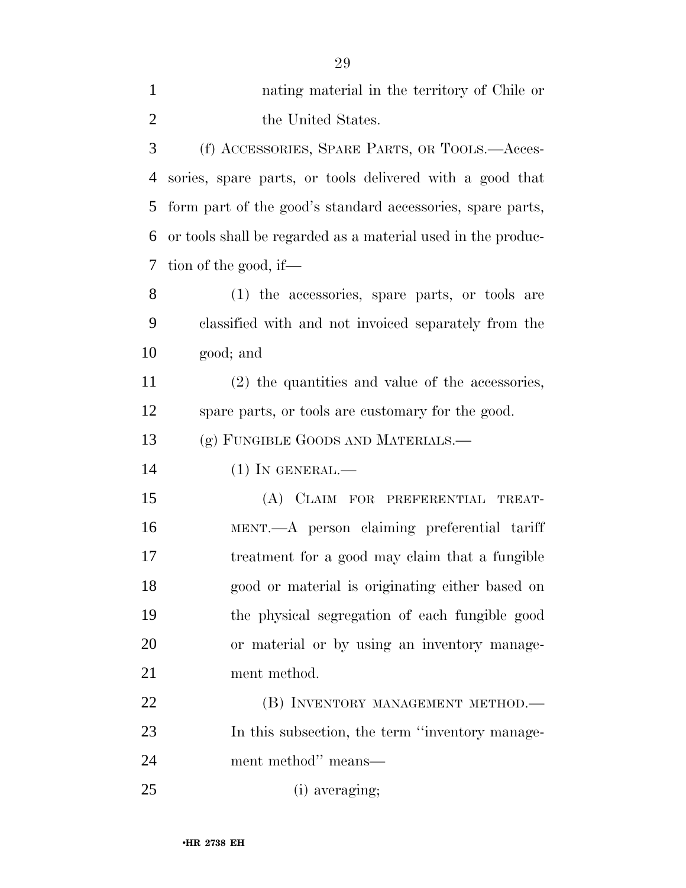nating material in the territory of Chile or the United States.

(f) ACCESSORIES, SPARE PARTS, OR TOOLS.—Accessories, spare parts, or tools delivered with a good that form part of the good's standard accessories, spare parts, or tools shall be regarded as a material used in the production of the good, if—

(1) the accessories, spare parts, or tools are classified with and not invoiced separately from the good; and

(2) the quantities and value of the accessories, spare parts, or tools are customary for the good.

(g) FUNGIBLE GOODS AND MATERIALS.—

(1) IN GENERAL.—

(A) CLAIM FOR PREFERENTIAL TREATMENT.—A person claiming preferential tariff treatment for a good may claim that a fungible good or material is originating either based on the physical segregation of each fungible good or material or by using an inventory management method.

(B) INVENTORY MANAGEMENT METHOD.—In this subsection, the term ''inventory management method'' means—

(i) averaging;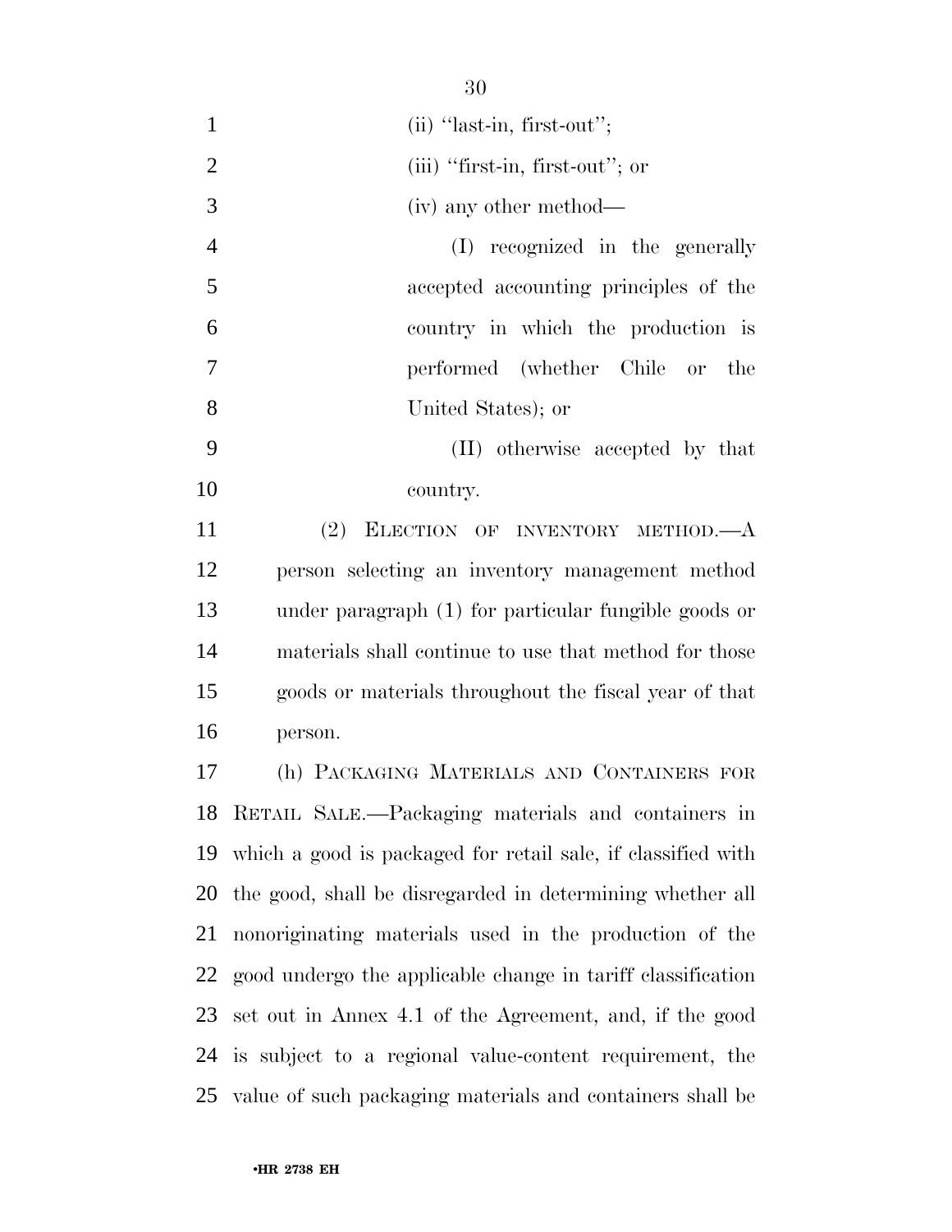(ii) "last-in, first-out";

(iii) "first-in, first-out"; or

(iv) any other method—

(I) recognized in the generally accepted accounting principles of the country in which the production is performed (whether Chile or the United States); or

(II) otherwise accepted by that country.

(2) ELECTION OF INVENTORY METHOD.—A person selecting an inventory management method under paragraph (1) for particular fungible goods or materials shall continue to use that method for those goods or materials throughout the fiscal year of that person.

(h) PACKAGING MATERIALS AND CONTAINERS FOR RETAIL SALE.—Packaging materials and containers in which a good is packaged for retail sale, if classified with the good, shall be disregarded in determining whether all nonoriginating materials used in the production of the good undergo the applicable change in tariff classification set out in Annex 4.1 of the Agreement, and, if the good is subject to a regional value-content requirement, the value of such packaging materials and containers shall be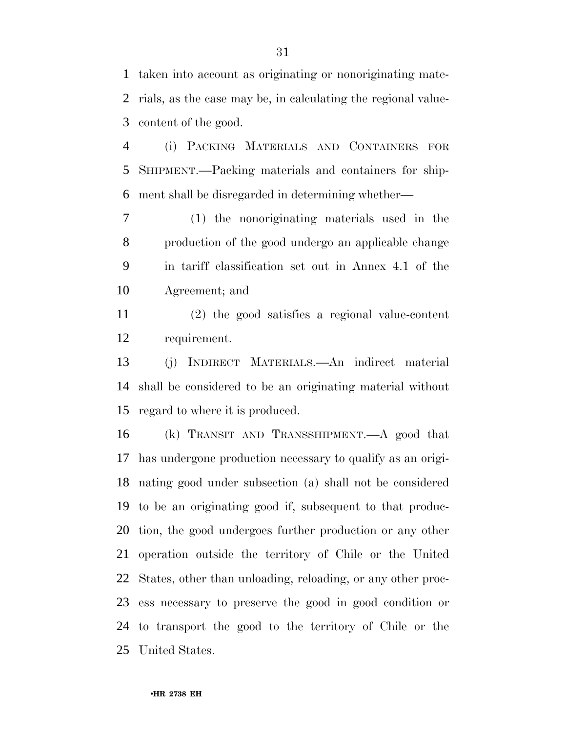taken into account as originating or nonoriginating materials, as the case may be, in calculating the regional value-content of the good.

(i) PACKING MATERIALS AND CONTAINERS FOR SHIPMENT.—Packing materials and containers for shipment shall be disregarded in determining whether—

(1) the nonoriginating materials used in the production of the good undergo an applicable change in tariff classification set out in Annex 4.1 of the Agreement; and

(2) the good satisfies a regional value-content requirement.

(j) INDIRECT MATERIALS.—An indirect material shall be considered to be an originating material without regard to where it is produced.

(k) TRANSIT AND TRANSSHIPMENT.—A good that has undergone production necessary to qualify as an originating good under subsection (a) shall not be considered to be an originating good if, subsequent to that production, the good undergoes further production or any other operation outside the territory of Chile or the United States, other than unloading, reloading, or any other process necessary to preserve the good in good condition or to transport the good to the territory of Chile or the United States.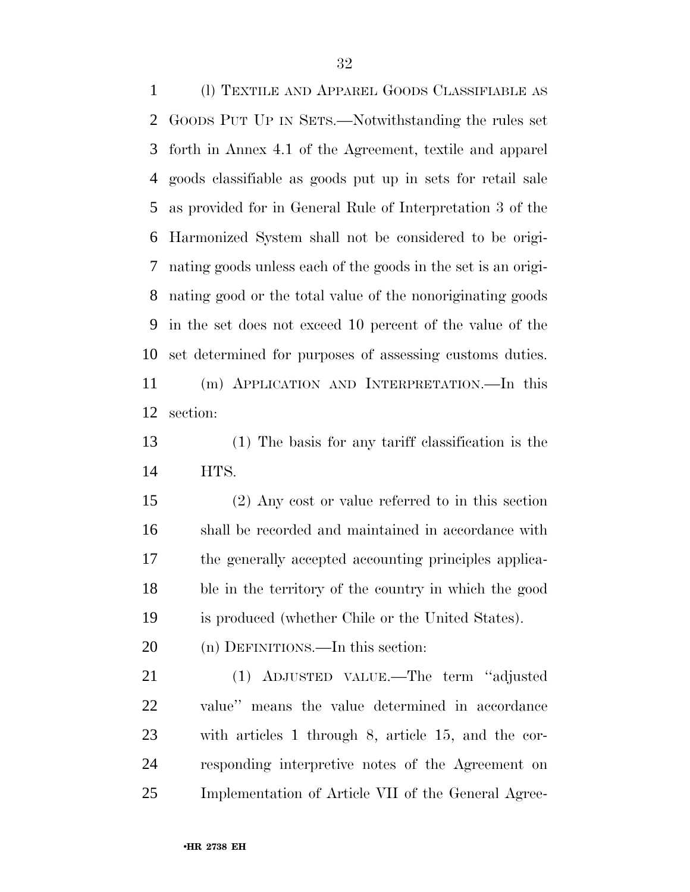(l) TEXTILE AND APPAREL GOODS CLASSIFIABLE AS GOODS PUT UP IN SETS.—Notwithstanding the rules set forth in Annex 4.1 of the Agreement, textile and apparel goods classifiable as goods put up in sets for retail sale as provided for in General Rule of Interpretation 3 of the Harmonized System shall not be considered to be originating goods unless each of the goods in the set is an originating good or the total value of the nonoriginating goods in the set does not exceed 10 percent of the value of the set determined for purposes of assessing customs duties.

(m) APPLICATION AND INTERPRETATION.—In this section:

(1) The basis for any tariff classification is the HTS.

(2) Any cost or value referred to in this section shall be recorded and maintained in accordance with the generally accepted accounting principles applicable in the territory of the country in which the good is produced (whether Chile or the United States).

(n) DEFINITIONS.—In this section:

(1) ADJUSTED VALUE.—The term ''adjusted value'' means the value determined in accordance with articles 1 through 8, article 15, and the corresponding interpretive notes of the Agreement on Implementation of Article VII of the General Agree-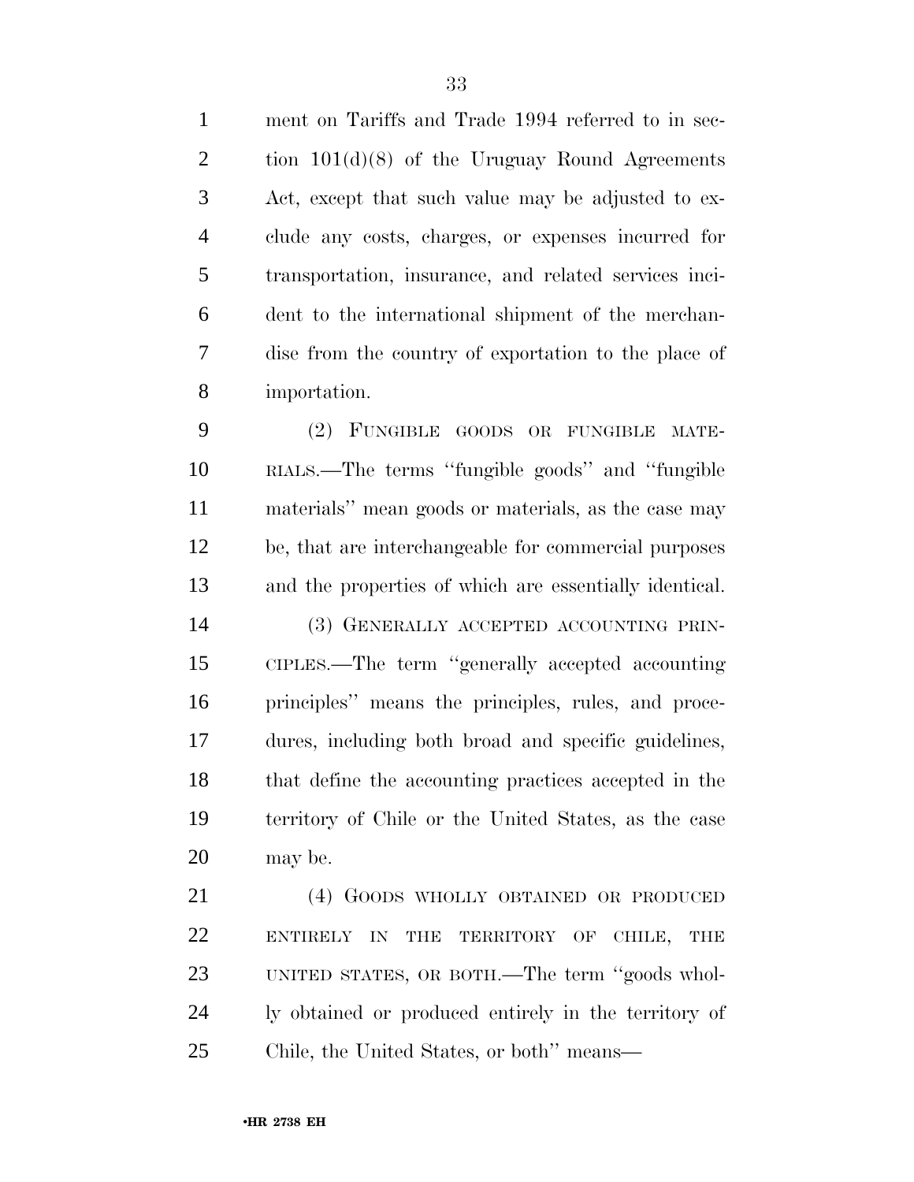ment on Tariffs and Trade 1994 referred to in section 101(d)(8) of the Uruguay Round Agreements Act, except that such value may be adjusted to exclude any costs, charges, or expenses incurred for transportation, insurance, and related services incident to the international shipment of the merchandise from the country of exportation to the place of importation.

(2) FUNGIBLE GOODS OR FUNGIBLE MATERIALS.—The terms ''fungible goods'' and ''fungible materials'' mean goods or materials, as the case may be, that are interchangeable for commercial purposes and the properties of which are essentially identical.

(3) GENERALLY ACCEPTED ACCOUNTING PRINCIPLES.—The term ''generally accepted accounting principles'' means the principles, rules, and procedures, including both broad and specific guidelines, that define the accounting practices accepted in the territory of Chile or the United States, as the case may be.

(4) GOODS WHOLLY OBTAINED OR PRODUCED ENTIRELY IN THE TERRITORY OF CHILE, THE UNITED STATES, OR BOTH.—The term ''goods wholly obtained or produced entirely in the territory of Chile, the United States, or both'' means—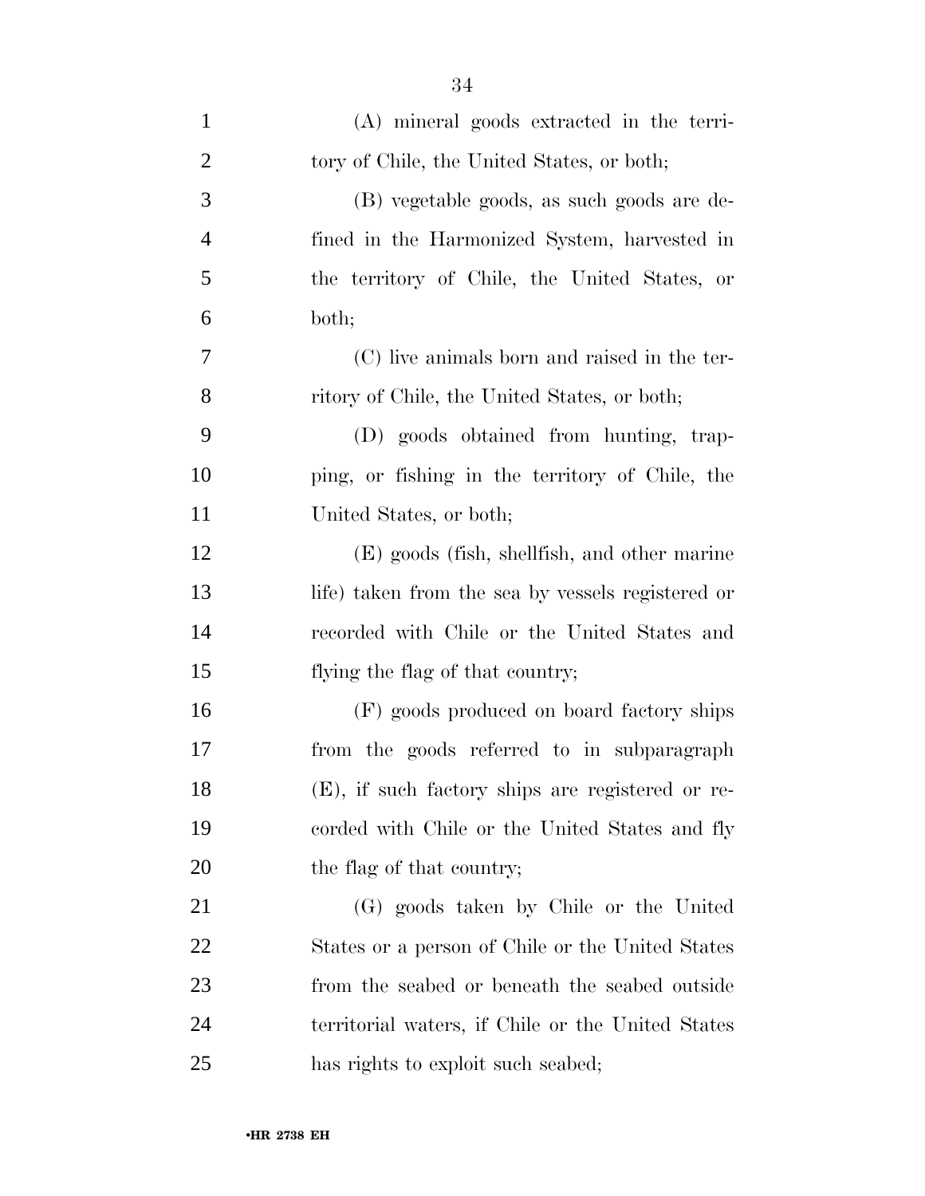(A) mineral goods extracted in the territory of Chile, the United States, or both;

(B) vegetable goods, as such goods are defined in the Harmonized System, harvested in the territory of Chile, the United States, or both;

(C) live animals born and raised in the territory of Chile, the United States, or both;

(D) goods obtained from hunting, trapping, or fishing in the territory of Chile, the United States, or both;

(E) goods (fish, shellfish, and other marine life) taken from the sea by vessels registered or recorded with Chile or the United States and flying the flag of that country;

(F) goods produced on board factory ships from the goods referred to in subparagraph (E), if such factory ships are registered or recorded with Chile or the United States and fly the flag of that country;

(G) goods taken by Chile or the United States or a person of Chile or the United States from the seabed or beneath the seabed outside territorial waters, if Chile or the United States has rights to exploit such seabed;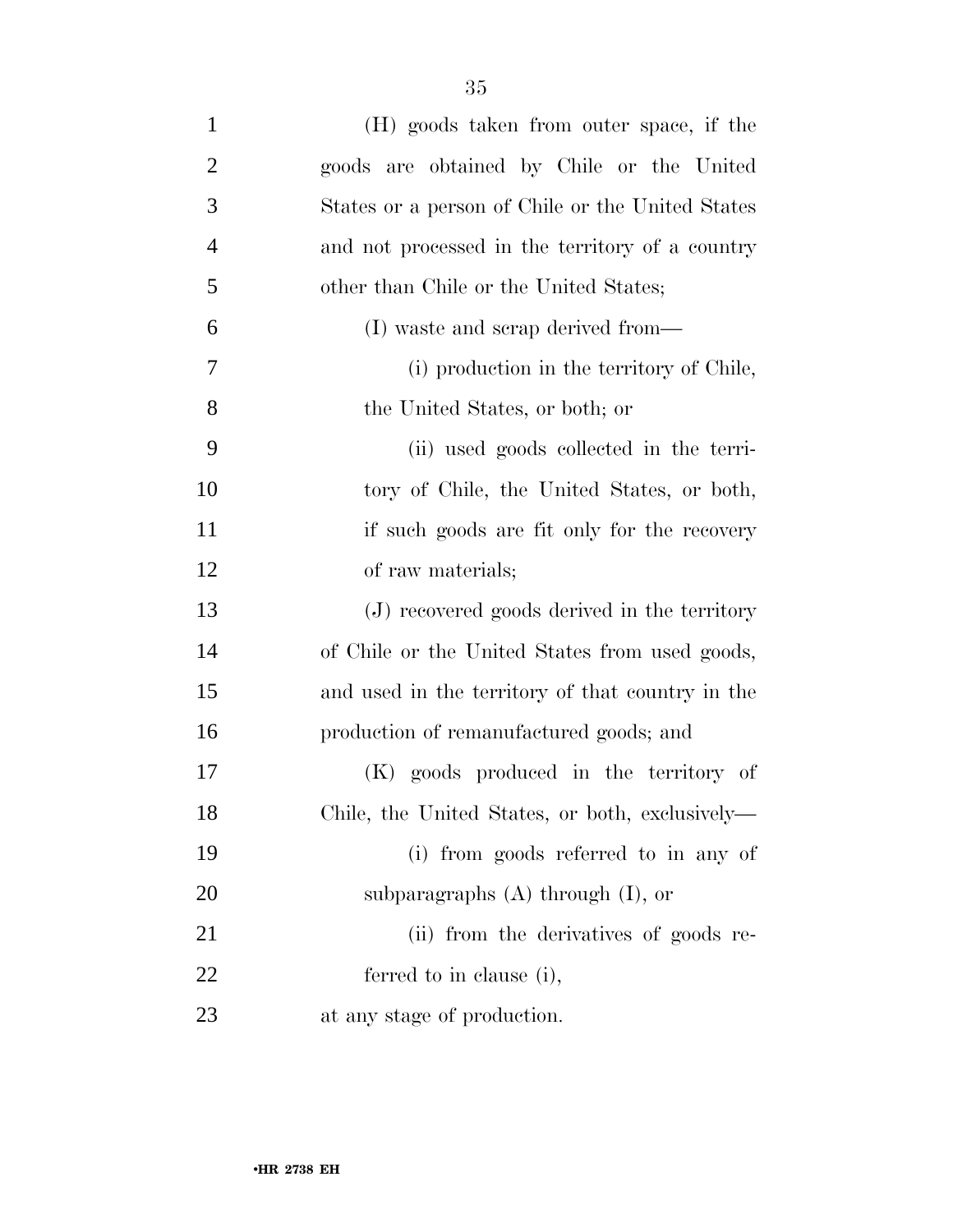(H) goods taken from outer space, if the goods are obtained by Chile or the United States or a person of Chile or the United States and not processed in the territory of a country other than Chile or the United States;

(I) waste and scrap derived from—

(i) production in the territory of Chile, the United States, or both; or

(ii) used goods collected in the territory of Chile, the United States, or both, if such goods are fit only for the recovery of raw materials;

(J) recovered goods derived in the territory of Chile or the United States from used goods, and used in the territory of that country in the production of remanufactured goods; and

(K) goods produced in the territory of Chile, the United States, or both, exclusively—

(i) from goods referred to in any of subparagraphs (A) through (I), or

(ii) from the derivatives of goods referred to in clause (i),

at any stage of production.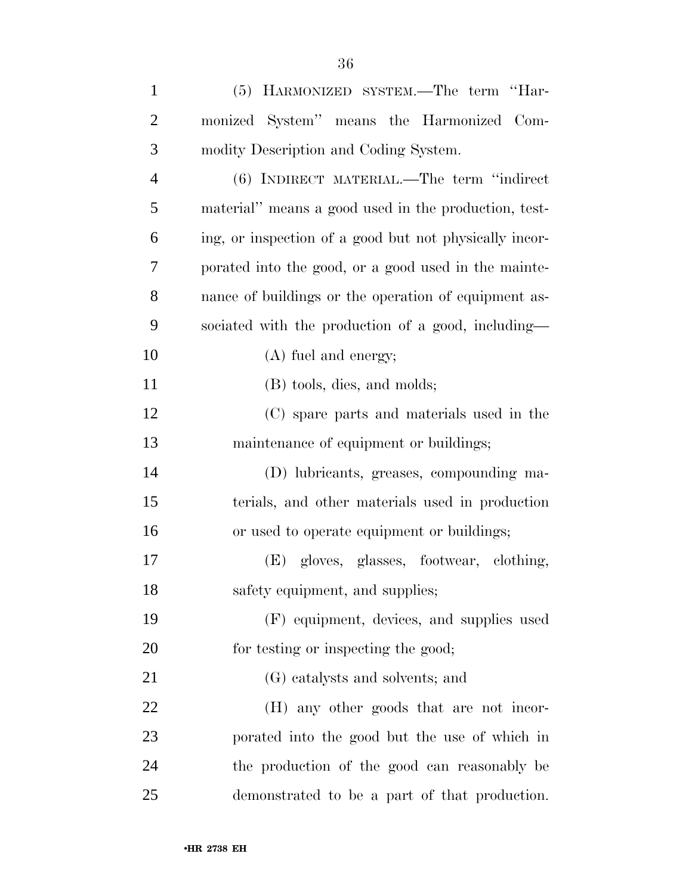(5) HARMONIZED SYSTEM.—The term ''Harmonized System'' means the Harmonized Commodity Description and Coding System.

(6) INDIRECT MATERIAL.—The term ''indirect material'' means a good used in the production, testing, or inspection of a good but not physically incorporated into the good, or a good used in the maintenance of buildings or the operation of equipment associated with the production of a good, including—

(A) fuel and energy;

(B) tools, dies, and molds;

(C) spare parts and materials used in the maintenance of equipment or buildings;

(D) lubricants, greases, compounding materials, and other materials used in production or used to operate equipment or buildings;

(E) gloves, glasses, footwear, clothing, safety equipment, and supplies;

(F) equipment, devices, and supplies used for testing or inspecting the good;

(G) catalysts and solvents; and

(H) any other goods that are not incorporated into the good but the use of which in the production of the good can reasonably be demonstrated to be a part of that production.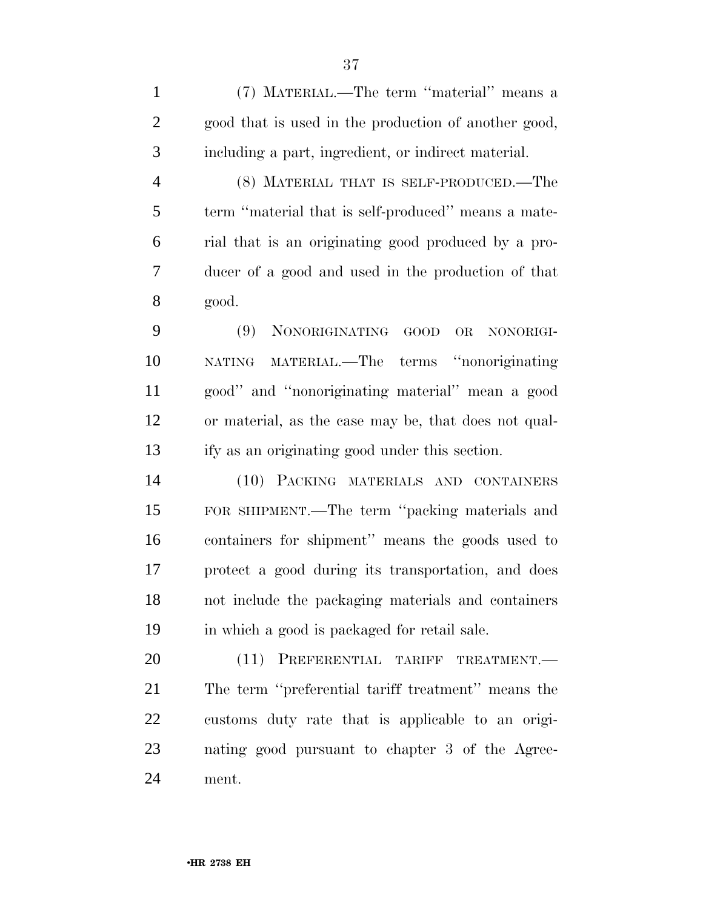(7) MATERIAL.—The term ''material'' means a good that is used in the production of another good, including a part, ingredient, or indirect material.

(8) MATERIAL THAT IS SELF-PRODUCED.—The term ''material that is self-produced'' means a material that is an originating good produced by a producer of a good and used in the production of that good.

(9) NONORIGINATING GOOD OR NONORIGINATING MATERIAL.—The terms ''nonoriginating good'' and ''nonoriginating material'' mean a good or material, as the case may be, that does not qualify as an originating good under this section.

(10) PACKING MATERIALS AND CONTAINERS FOR SHIPMENT.—The term ''packing materials and containers for shipment'' means the goods used to protect a good during its transportation, and does not include the packaging materials and containers in which a good is packaged for retail sale.

(11) PREFERENTIAL TARIFF TREATMENT.—The term ''preferential tariff treatment'' means the customs duty rate that is applicable to an originating good pursuant to chapter 3 of the Agreement.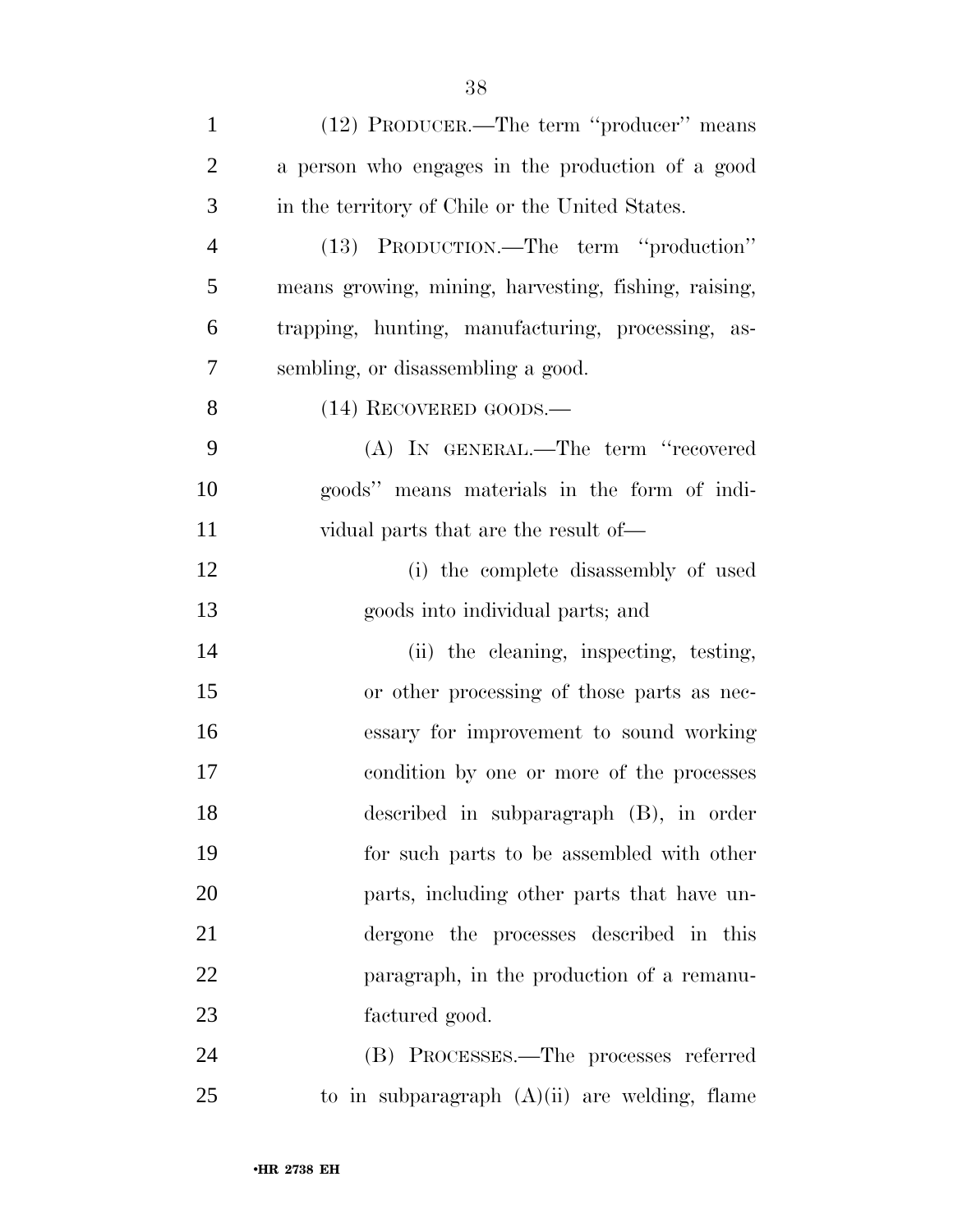(12) PRODUCER.—The term ''producer'' means a person who engages in the production of a good in the territory of Chile or the United States.

(13) PRODUCTION.—The term ''production'' means growing, mining, harvesting, fishing, raising, trapping, hunting, manufacturing, processing, assembling, or disassembling a good.

(14) RECOVERED GOODS.—

(A) IN GENERAL.—The term ''recovered goods'' means materials in the form of individual parts that are the result of—

(i) the complete disassembly of used goods into individual parts; and

(ii) the cleaning, inspecting, testing, or other processing of those parts as necessary for improvement to sound working condition by one or more of the processes described in subparagraph (B), in order for such parts to be assembled with other parts, including other parts that have undergone the processes described in this paragraph, in the production of a remanufactured good.

(B) PROCESSES.—The processes referred to in subparagraph (A)(ii) are welding, flame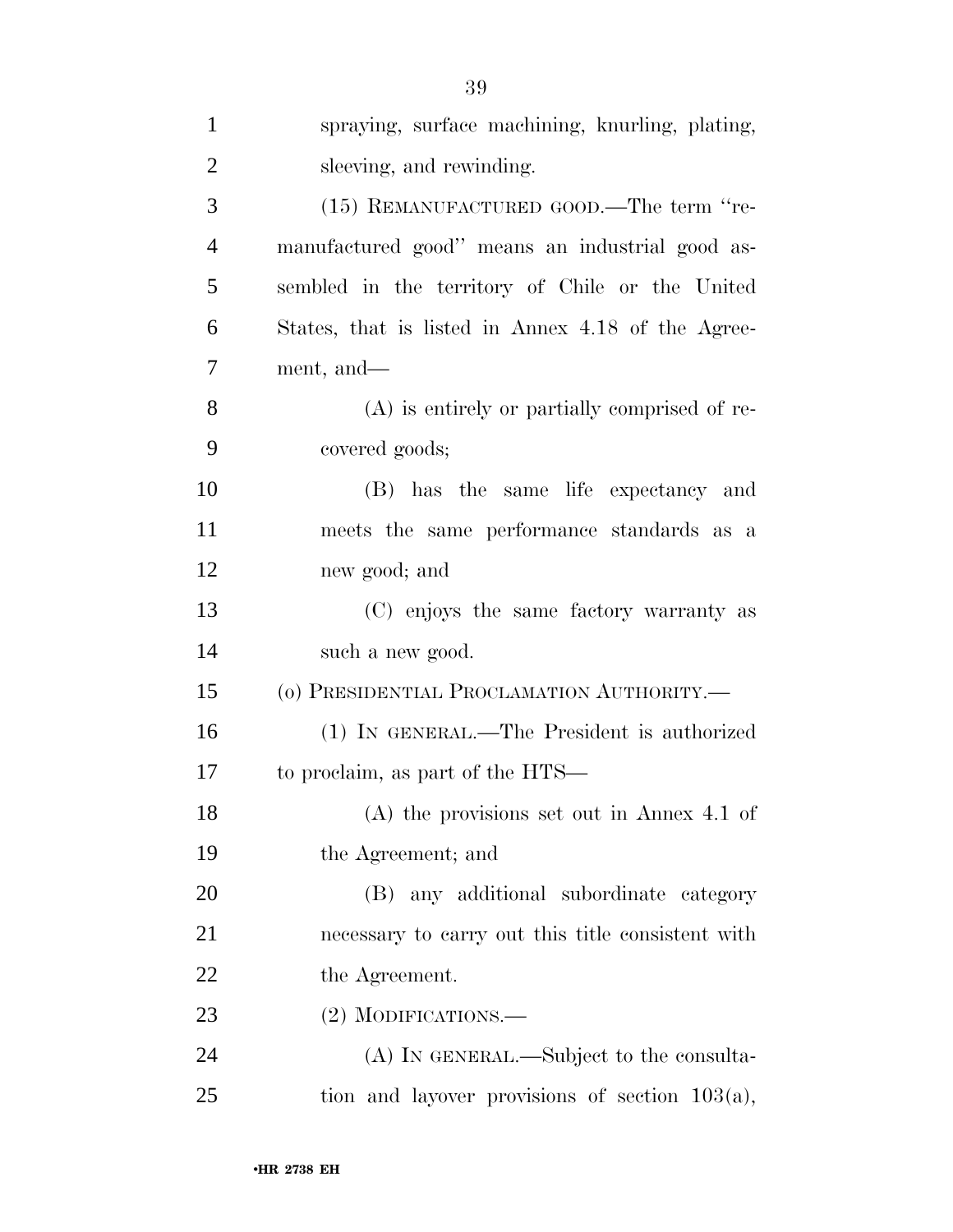spraying, surface machining, knurling, plating, sleeving, and rewinding.

(15) REMANUFACTURED GOOD.—The term "remanufactured good" means an industrial good assembled in the territory of Chile or the United States, that is listed in Annex 4.18 of the Agreement, and—

(A) is entirely or partially comprised of recovered goods;

(B) has the same life expectancy and meets the same performance standards as a new good; and

(C) enjoys the same factory warranty as such a new good.

(o) PRESIDENTIAL PROCLAMATION AUTHORITY.—

(1) IN GENERAL.—The President is authorized to proclaim, as part of the HTS—

(A) the provisions set out in Annex 4.1 of the Agreement; and

(B) any additional subordinate category necessary to carry out this title consistent with the Agreement.

(2) MODIFICATIONS.—

(A) IN GENERAL.—Subject to the consultation and layover provisions of section 103(a),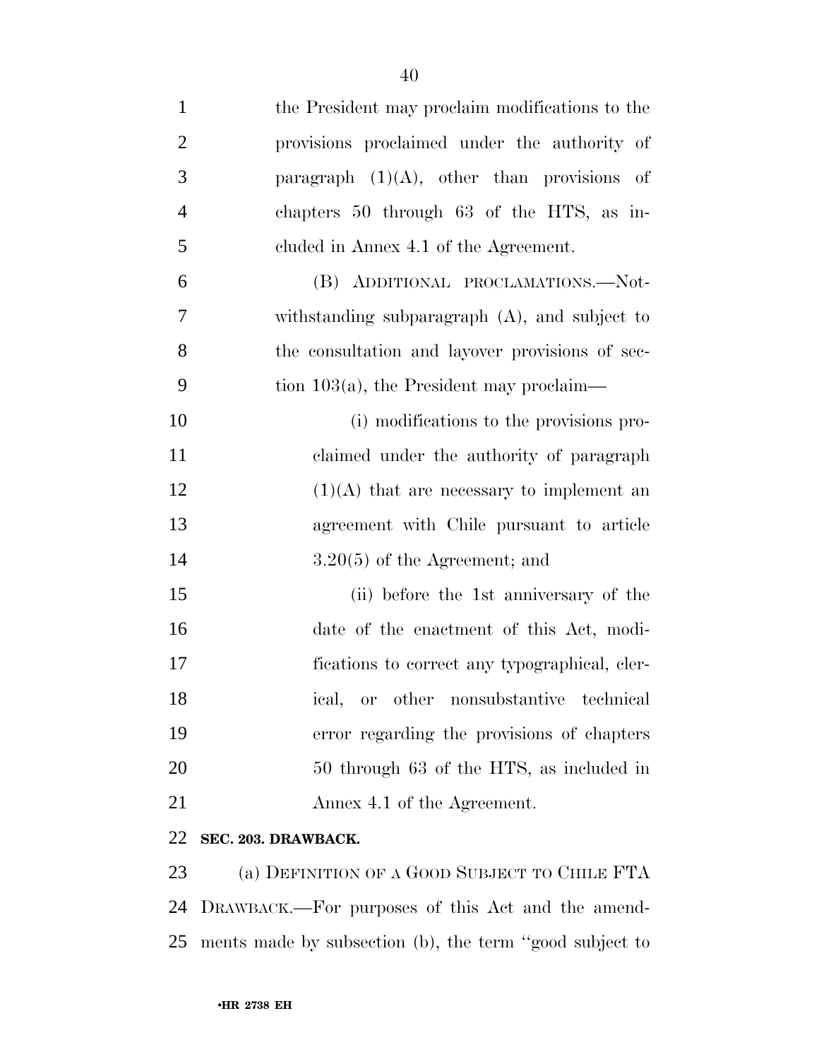the President may proclaim modifications to the provisions proclaimed under the authority of paragraph (1)(A), other than provisions of chapters 50 through 63 of the HTS, as included in Annex 4.1 of the Agreement.

(B) ADDITIONAL PROCLAMATIONS.—Notwithstanding subparagraph (A), and subject to the consultation and layover provisions of section 103(a), the President may proclaim—

(i) modifications to the provisions proclaimed under the authority of paragraph (1)(A) that are necessary to implement an agreement with Chile pursuant to article 3.20(5) of the Agreement; and

(ii) before the 1st anniversary of the date of the enactment of this Act, modifications to correct any typographical, clerical, or other nonsubstantive technical error regarding the provisions of chapters 50 through 63 of the HTS, as included in Annex 4.1 of the Agreement.

**SEC. 203. DRAWBACK.**

(a) DEFINITION OF A GOOD SUBJECT TO CHILE FTA DRAWBACK.—For purposes of this Act and the amendments made by subsection (b), the term "good subject to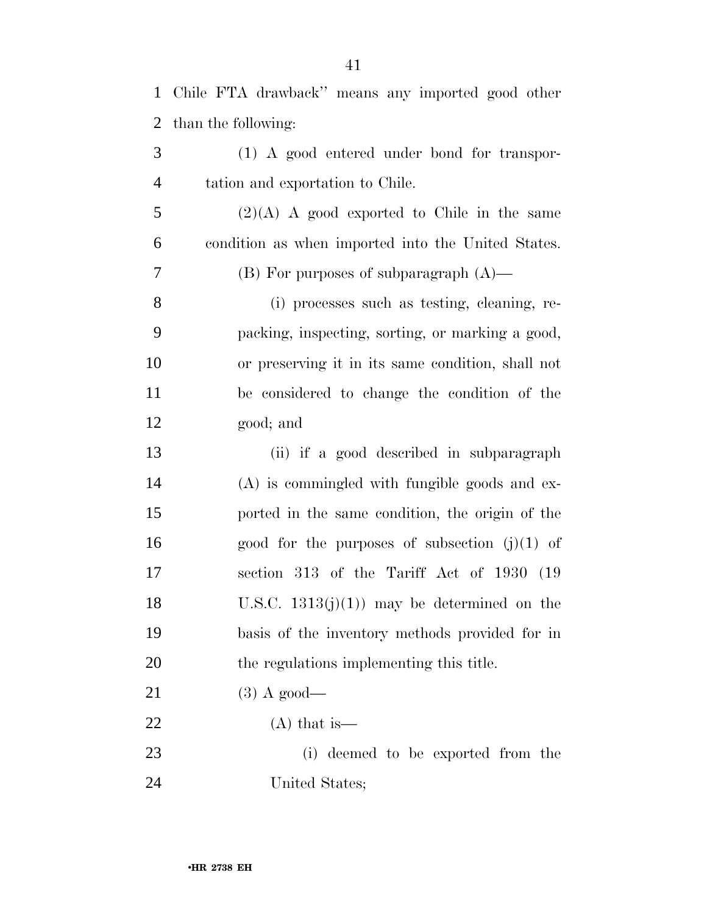Chile FTA drawback'' means any imported good other than the following:

(1) A good entered under bond for transportation and exportation to Chile.

(2)(A) A good exported to Chile in the same condition as when imported into the United States.

(B) For purposes of subparagraph (A)—

(i) processes such as testing, cleaning, repacking, inspecting, sorting, or marking a good, or preserving it in its same condition, shall not be considered to change the condition of the good; and

(ii) if a good described in subparagraph (A) is commingled with fungible goods and exported in the same condition, the origin of the good for the purposes of subsection (j)(1) of section 313 of the Tariff Act of 1930 (19 U.S.C. 1313(j)(1)) may be determined on the basis of the inventory methods provided for in the regulations implementing this title.

(3) A good—

(A) that is—

(i) deemed to be exported from the United States;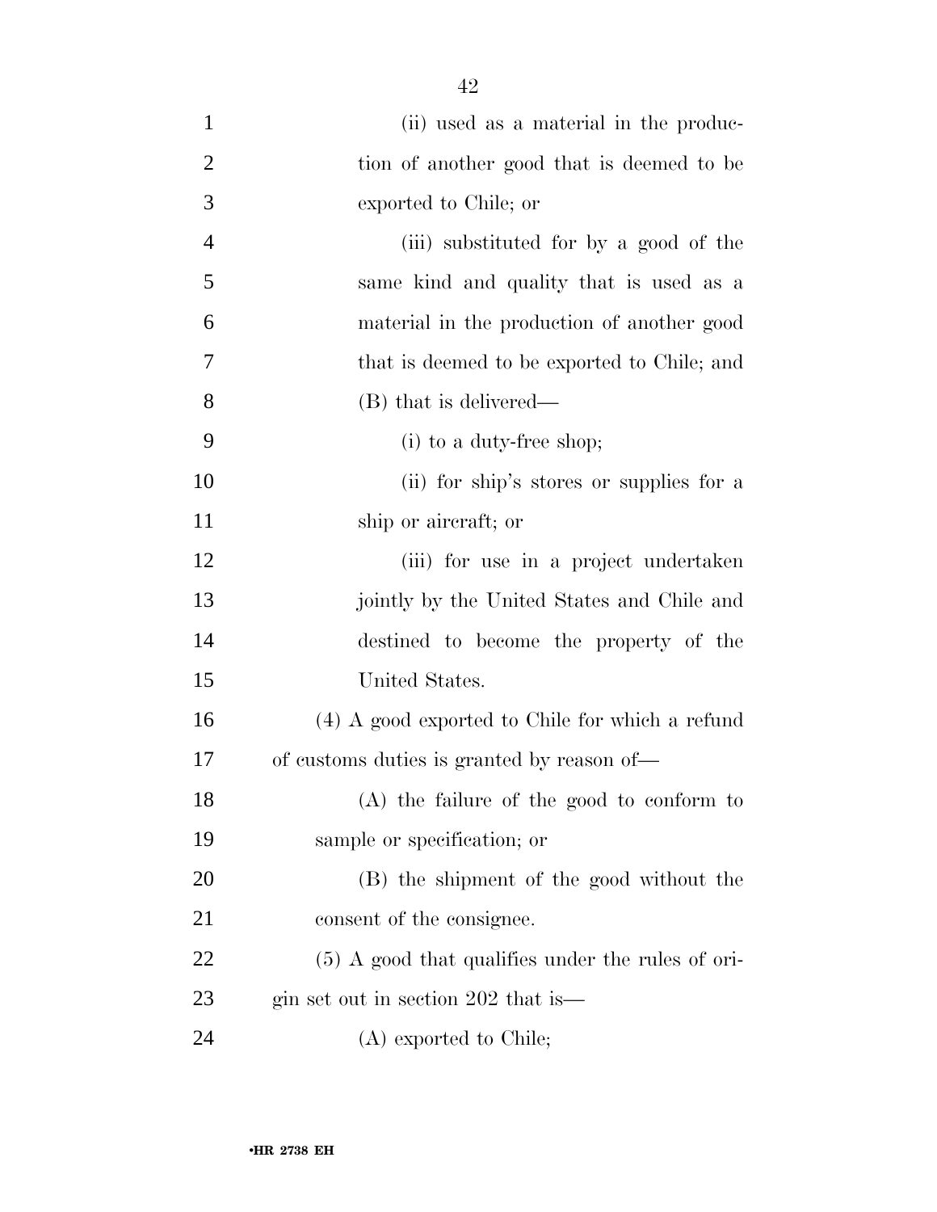(ii) used as a material in the production of another good that is deemed to be exported to Chile; or

(iii) substituted for by a good of the same kind and quality that is used as a material in the production of another good that is deemed to be exported to Chile; and

(B) that is delivered—

(i) to a duty-free shop;

(ii) for ship's stores or supplies for a ship or aircraft; or

(iii) for use in a project undertaken jointly by the United States and Chile and destined to become the property of the United States.

(4) A good exported to Chile for which a refund of customs duties is granted by reason of—

(A) the failure of the good to conform to sample or specification; or

(B) the shipment of the good without the consent of the consignee.

(5) A good that qualifies under the rules of origin set out in section 202 that is—

(A) exported to Chile;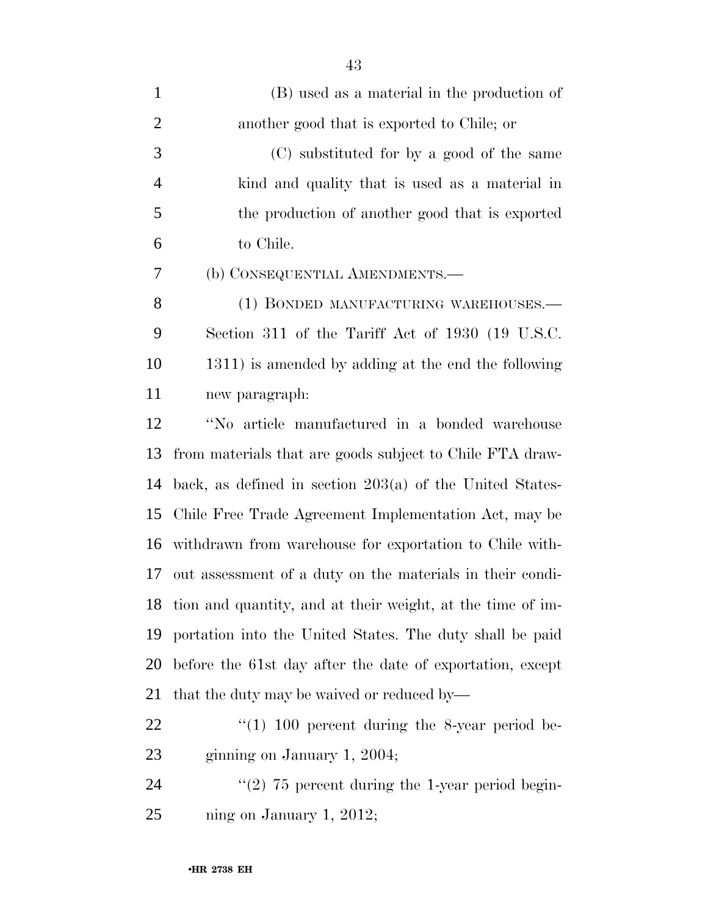(B) used as a material in the production of another good that is exported to Chile; or

(C) substituted for by a good of the same kind and quality that is used as a material in the production of another good that is exported to Chile.

(b) CONSEQUENTIAL AMENDMENTS.—

(1) BONDED MANUFACTURING WAREHOUSES.—Section 311 of the Tariff Act of 1930 (19 U.S.C. 1311) is amended by adding at the end the following new paragraph:

''No article manufactured in a bonded warehouse from materials that are goods subject to Chile FTA drawback, as defined in section 203(a) of the United States-Chile Free Trade Agreement Implementation Act, may be withdrawn from warehouse for exportation to Chile without assessment of a duty on the materials in their condition and quantity, and at their weight, at the time of importation into the United States. The duty shall be paid before the 61st day after the date of exportation, except that the duty may be waived or reduced by—

''(1) 100 percent during the 8-year period beginning on January 1, 2004;

''(2) 75 percent during the 1-year period beginning on January 1, 2012;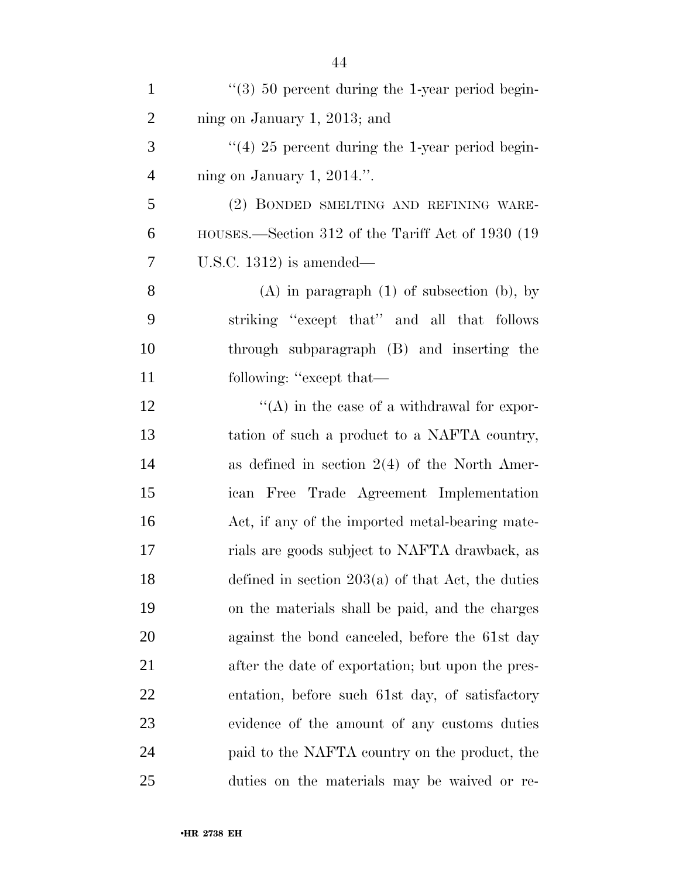"(3) 50 percent during the 1-year period beginning on January 1, 2013; and

"(4) 25 percent during the 1-year period beginning on January 1, 2014.".

(2) BONDED SMELTING AND REFINING WAREHOUSES.—Section 312 of the Tariff Act of 1930 (19 U.S.C. 1312) is amended—

(A) in paragraph (1) of subsection (b), by striking "except that" and all that follows through subparagraph (B) and inserting the following: "except that—

"(A) in the case of a withdrawal for exportation of such a product to a NAFTA country, as defined in section 2(4) of the North American Free Trade Agreement Implementation Act, if any of the imported metal-bearing materials are goods subject to NAFTA drawback, as defined in section 203(a) of that Act, the duties on the materials shall be paid, and the charges against the bond canceled, before the 61st day after the date of exportation; but upon the presentation, before such 61st day, of satisfactory evidence of the amount of any customs duties paid to the NAFTA country on the product, the duties on the materials may be waived or re-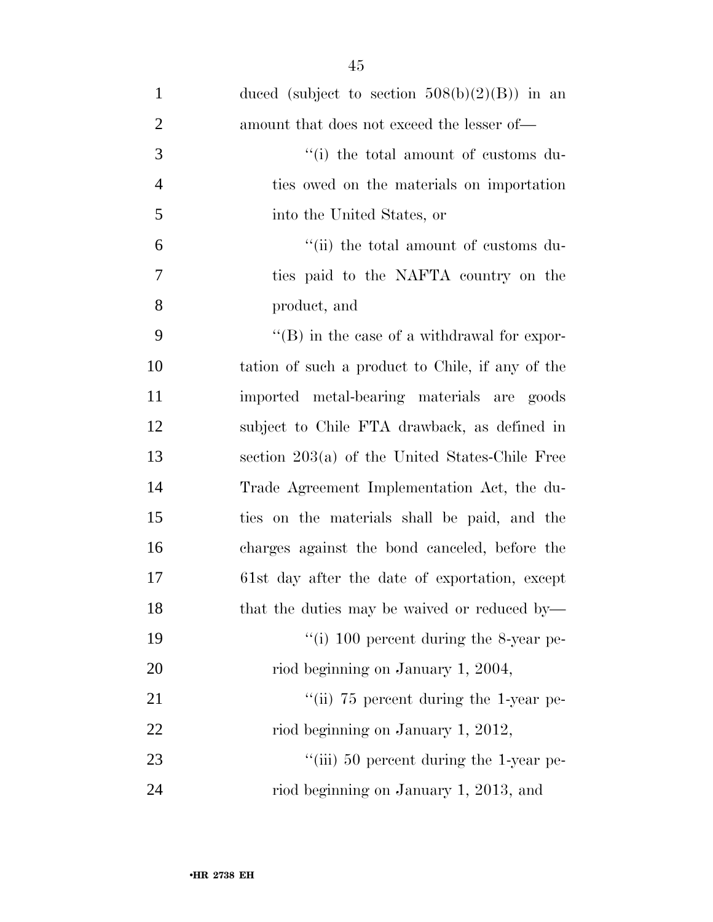duced (subject to section 508(b)(2)(B)) in an amount that does not exceed the lesser of—

''(i) the total amount of customs duties owed on the materials on importation into the United States, or

''(ii) the total amount of customs duties paid to the NAFTA country on the product, and

''(B) in the case of a withdrawal for exportation of such a product to Chile, if any of the imported metal-bearing materials are goods subject to Chile FTA drawback, as defined in section 203(a) of the United States-Chile Free Trade Agreement Implementation Act, the duties on the materials shall be paid, and the charges against the bond canceled, before the 61st day after the date of exportation, except that the duties may be waived or reduced by—

''(i) 100 percent during the 8-year period beginning on January 1, 2004,

''(ii) 75 percent during the 1-year period beginning on January 1, 2012,

''(iii) 50 percent during the 1-year period beginning on January 1, 2013, and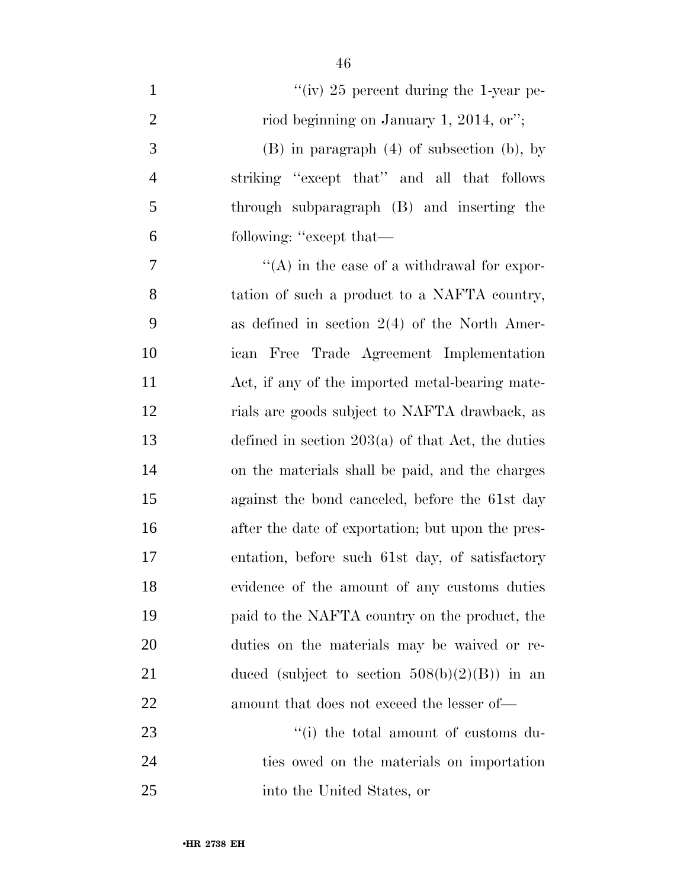''(iv) 25 percent during the 1-year period beginning on January 1, 2014, or'';

(B) in paragraph (4) of subsection (b), by striking ''except that'' and all that follows through subparagraph (B) and inserting the following: ''except that—

''(A) in the case of a withdrawal for exportation of such a product to a NAFTA country, as defined in section 2(4) of the North American Free Trade Agreement Implementation Act, if any of the imported metal-bearing materials are goods subject to NAFTA drawback, as defined in section 203(a) of that Act, the duties on the materials shall be paid, and the charges against the bond canceled, before the 61st day after the date of exportation; but upon the presentation, before such 61st day, of satisfactory evidence of the amount of any customs duties paid to the NAFTA country on the product, the duties on the materials may be waived or reduced (subject to section 508(b)(2)(B)) in an amount that does not exceed the lesser of—

''(i) the total amount of customs duties owed on the materials on importation into the United States, or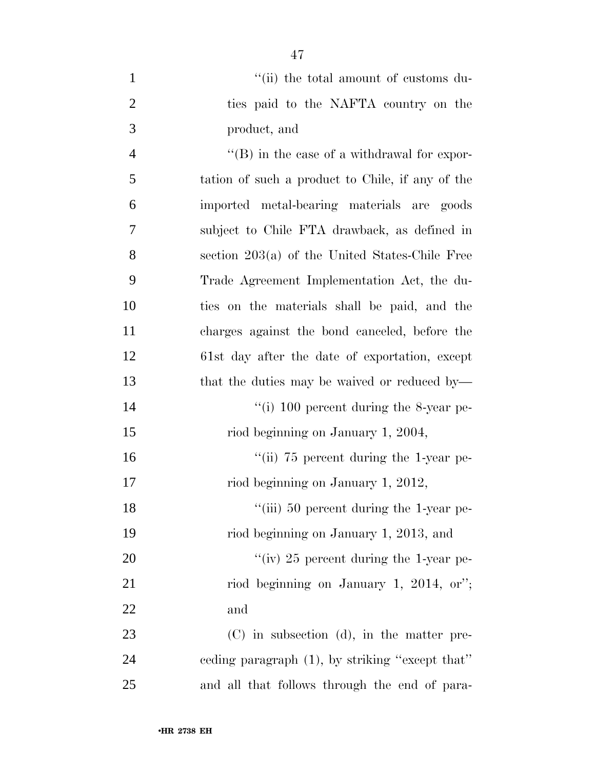"(ii) the total amount of customs duties paid to the NAFTA country on the product, and

"(B) in the case of a withdrawal for exportation of such a product to Chile, if any of the imported metal-bearing materials are goods subject to Chile FTA drawback, as defined in section 203(a) of the United States-Chile Free Trade Agreement Implementation Act, the duties on the materials shall be paid, and the charges against the bond canceled, before the 61st day after the date of exportation, except that the duties may be waived or reduced by—

"(i) 100 percent during the 8-year period beginning on January 1, 2004,

"(ii) 75 percent during the 1-year period beginning on January 1, 2012,

"(iii) 50 percent during the 1-year period beginning on January 1, 2013, and

"(iv) 25 percent during the 1-year period beginning on January 1, 2014, or"; and

(C) in subsection (d), in the matter preceding paragraph (1), by striking "except that" and all that follows through the end of para-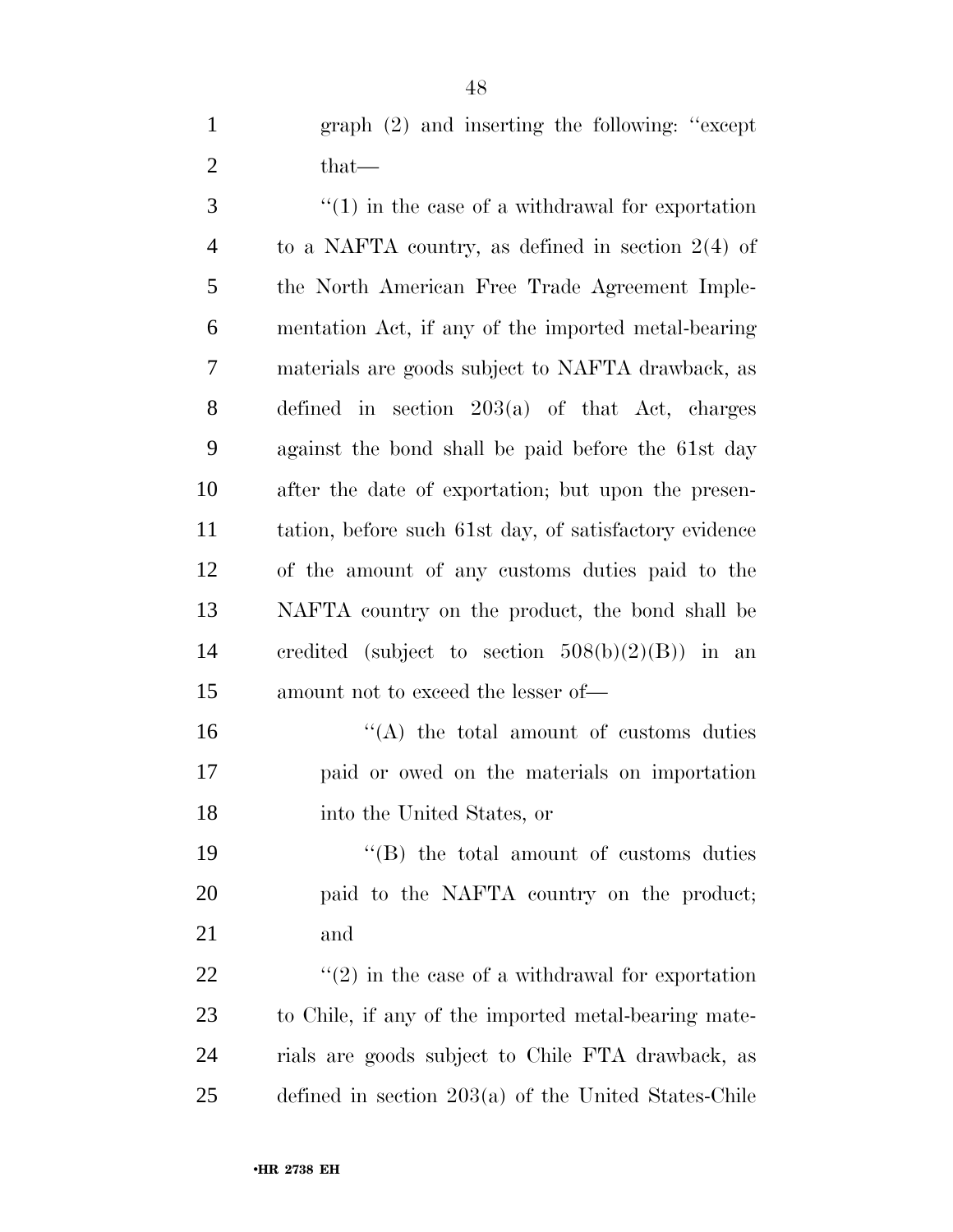graph (2) and inserting the following: ''except that—

''(1) in the case of a withdrawal for exportation to a NAFTA country, as defined in section 2(4) of the North American Free Trade Agreement Implementation Act, if any of the imported metal-bearing materials are goods subject to NAFTA drawback, as defined in section 203(a) of that Act, charges against the bond shall be paid before the 61st day after the date of exportation; but upon the presentation, before such 61st day, of satisfactory evidence of the amount of any customs duties paid to the NAFTA country on the product, the bond shall be credited (subject to section 508(b)(2)(B)) in an amount not to exceed the lesser of—

''(A) the total amount of customs duties paid or owed on the materials on importation into the United States, or

''(B) the total amount of customs duties paid to the NAFTA country on the product; and

''(2) in the case of a withdrawal for exportation to Chile, if any of the imported metal-bearing materials are goods subject to Chile FTA drawback, as defined in section 203(a) of the United States-Chile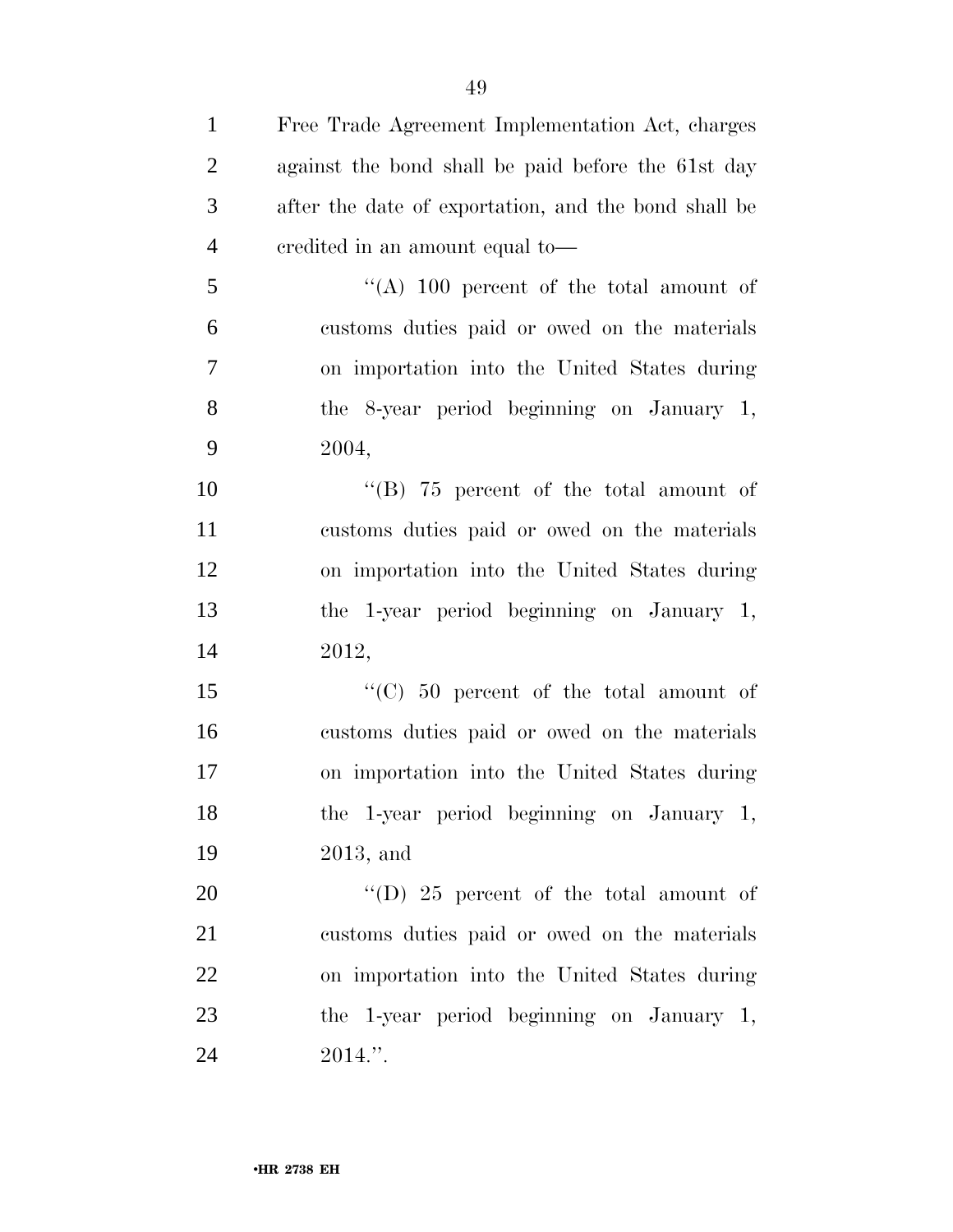Free Trade Agreement Implementation Act, charges against the bond shall be paid before the 61st day after the date of exportation, and the bond shall be credited in an amount equal to—

''(A) 100 percent of the total amount of customs duties paid or owed on the materials on importation into the United States during the 8-year period beginning on January 1, 2004,

''(B) 75 percent of the total amount of customs duties paid or owed on the materials on importation into the United States during the 1-year period beginning on January 1, 2012,

''(C) 50 percent of the total amount of customs duties paid or owed on the materials on importation into the United States during the 1-year period beginning on January 1, 2013, and

''(D) 25 percent of the total amount of customs duties paid or owed on the materials on importation into the United States during the 1-year period beginning on January 1, 2014.''.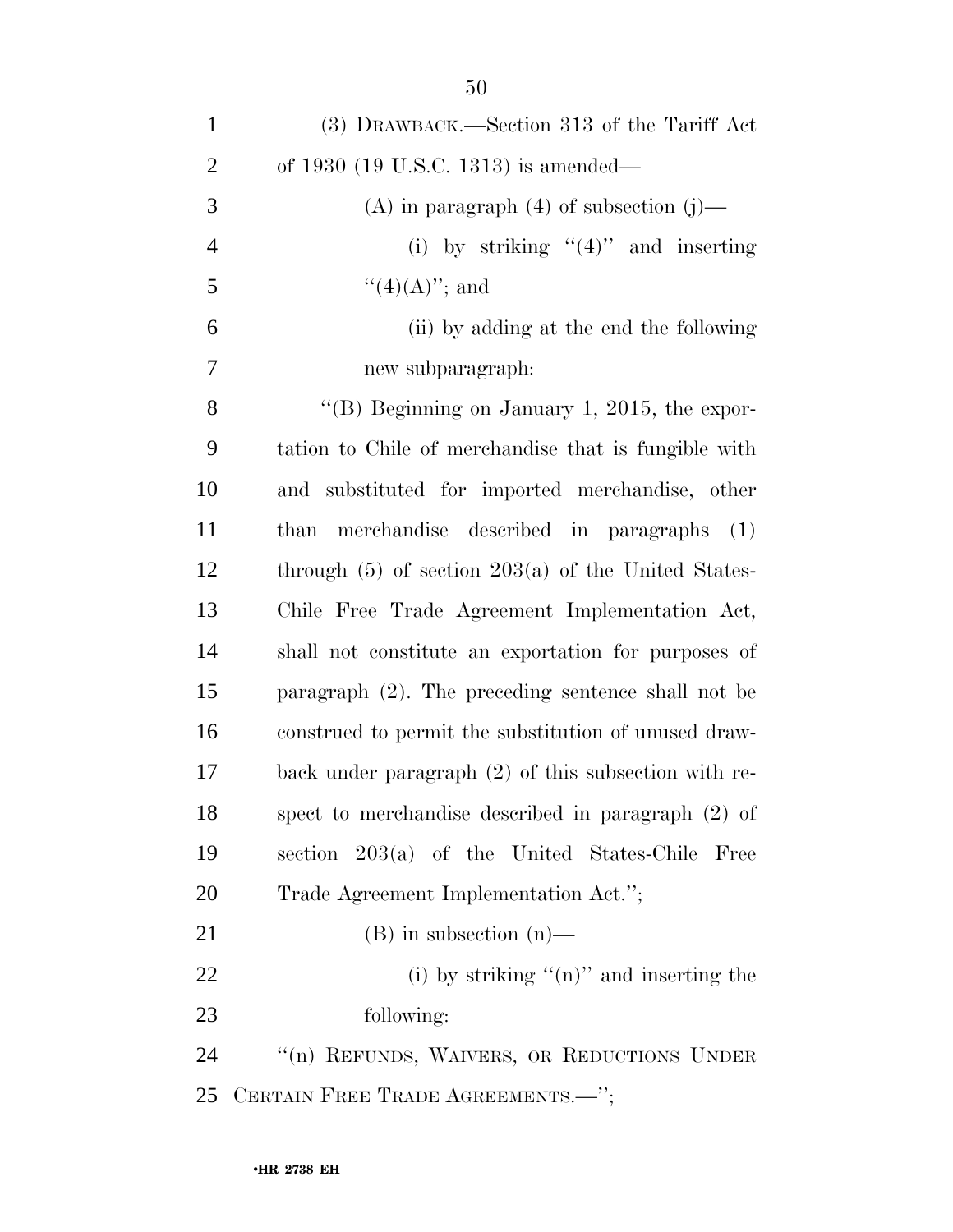(3) DRAWBACK.—Section 313 of the Tariff Act of 1930 (19 U.S.C. 1313) is amended—

(A) in paragraph (4) of subsection (j)—

(i) by striking ''(4)'' and inserting ''(4)(A)''; and

(ii) by adding at the end the following new subparagraph:

''(B) Beginning on January 1, 2015, the exportation to Chile of merchandise that is fungible with and substituted for imported merchandise, other than merchandise described in paragraphs (1) through (5) of section 203(a) of the United States-Chile Free Trade Agreement Implementation Act, shall not constitute an exportation for purposes of paragraph (2). The preceding sentence shall not be construed to permit the substitution of unused drawback under paragraph (2) of this subsection with respect to merchandise described in paragraph (2) of section 203(a) of the United States-Chile Free Trade Agreement Implementation Act.'';

(B) in subsection (n)—

(i) by striking ''(n)'' and inserting the following:

''(n) REFUNDS, WAIVERS, OR REDUCTIONS UNDER CERTAIN FREE TRADE AGREEMENTS.—'';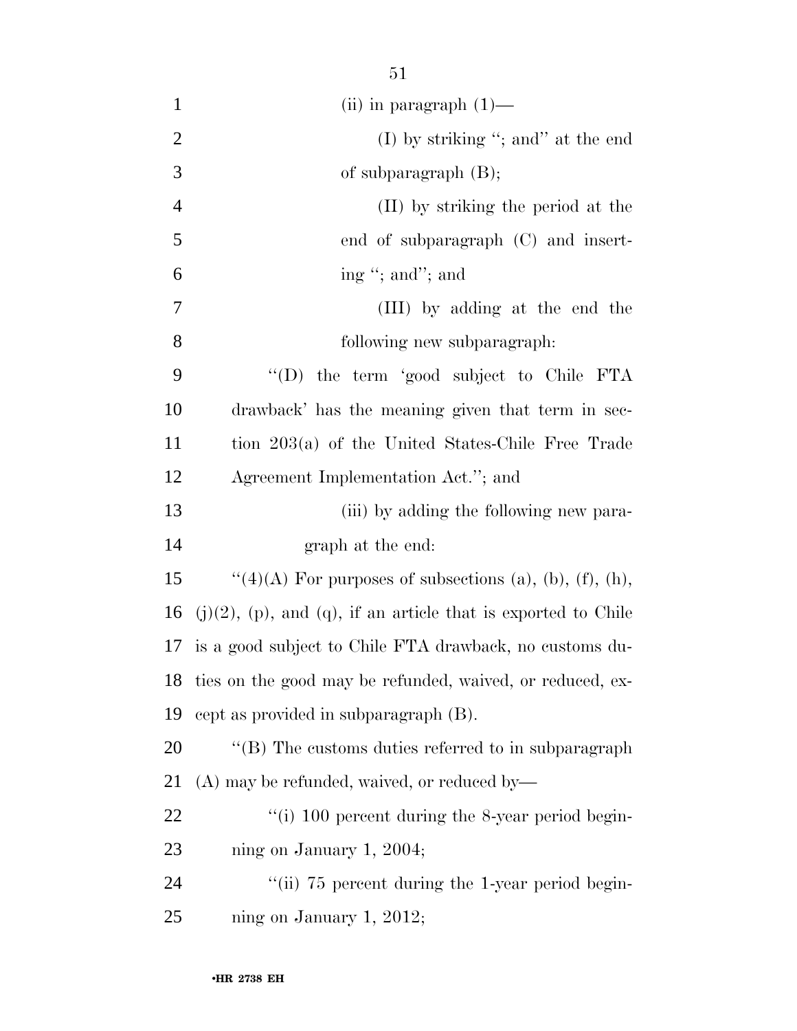(ii) in paragraph (1)—

(I) by striking "; and" at the end of subparagraph (B);

(II) by striking the period at the end of subparagraph (C) and inserting "; and"; and

(III) by adding at the end the following new subparagraph:

"(D) the term 'good subject to Chile FTA drawback' has the meaning given that term in section 203(a) of the United States-Chile Free Trade Agreement Implementation Act."; and

(iii) by adding the following new paragraph at the end:

"(4)(A) For purposes of subsections (a), (b), (f), (h), (j)(2), (p), and (q), if an article that is exported to Chile is a good subject to Chile FTA drawback, no customs duties on the good may be refunded, waived, or reduced, except as provided in subparagraph (B).

"(B) The customs duties referred to in subparagraph (A) may be refunded, waived, or reduced by—

"(i) 100 percent during the 8-year period beginning on January 1, 2004;

"(ii) 75 percent during the 1-year period beginning on January 1, 2012;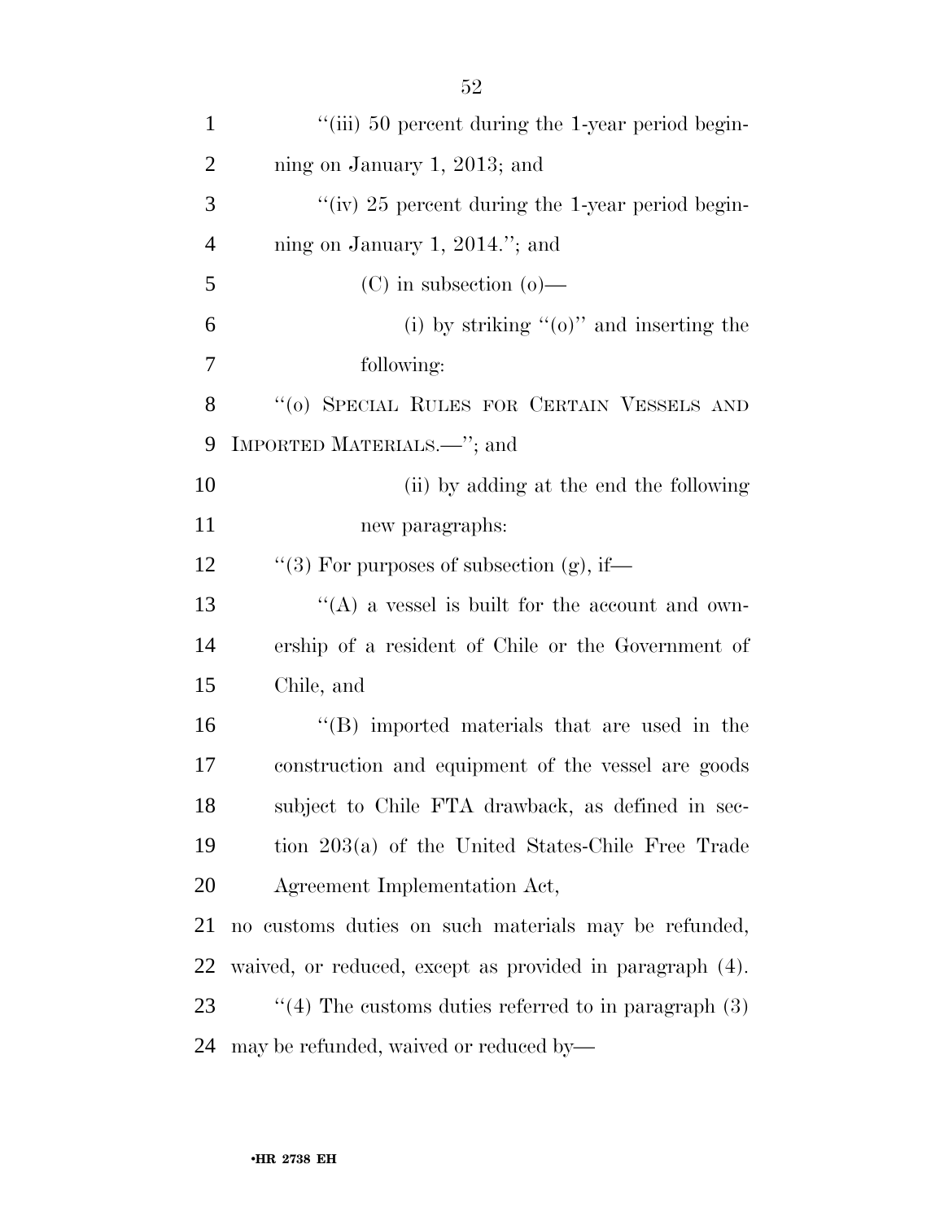"(iii) 50 percent during the 1-year period beginning on January 1, 2013; and

"(iv) 25 percent during the 1-year period beginning on January 1, 2014."; and

(C) in subsection (o)—

(i) by striking "(o)" and inserting the following:

"(o) SPECIAL RULES FOR CERTAIN VESSELS AND IMPORTED MATERIALS.—"; and

(ii) by adding at the end the following new paragraphs:

"(3) For purposes of subsection (g), if—

"(A) a vessel is built for the account and ownership of a resident of Chile or the Government of Chile, and

"(B) imported materials that are used in the construction and equipment of the vessel are goods subject to Chile FTA drawback, as defined in section 203(a) of the United States-Chile Free Trade Agreement Implementation Act,

no customs duties on such materials may be refunded, waived, or reduced, except as provided in paragraph (4).

"(4) The customs duties referred to in paragraph (3) may be refunded, waived or reduced by—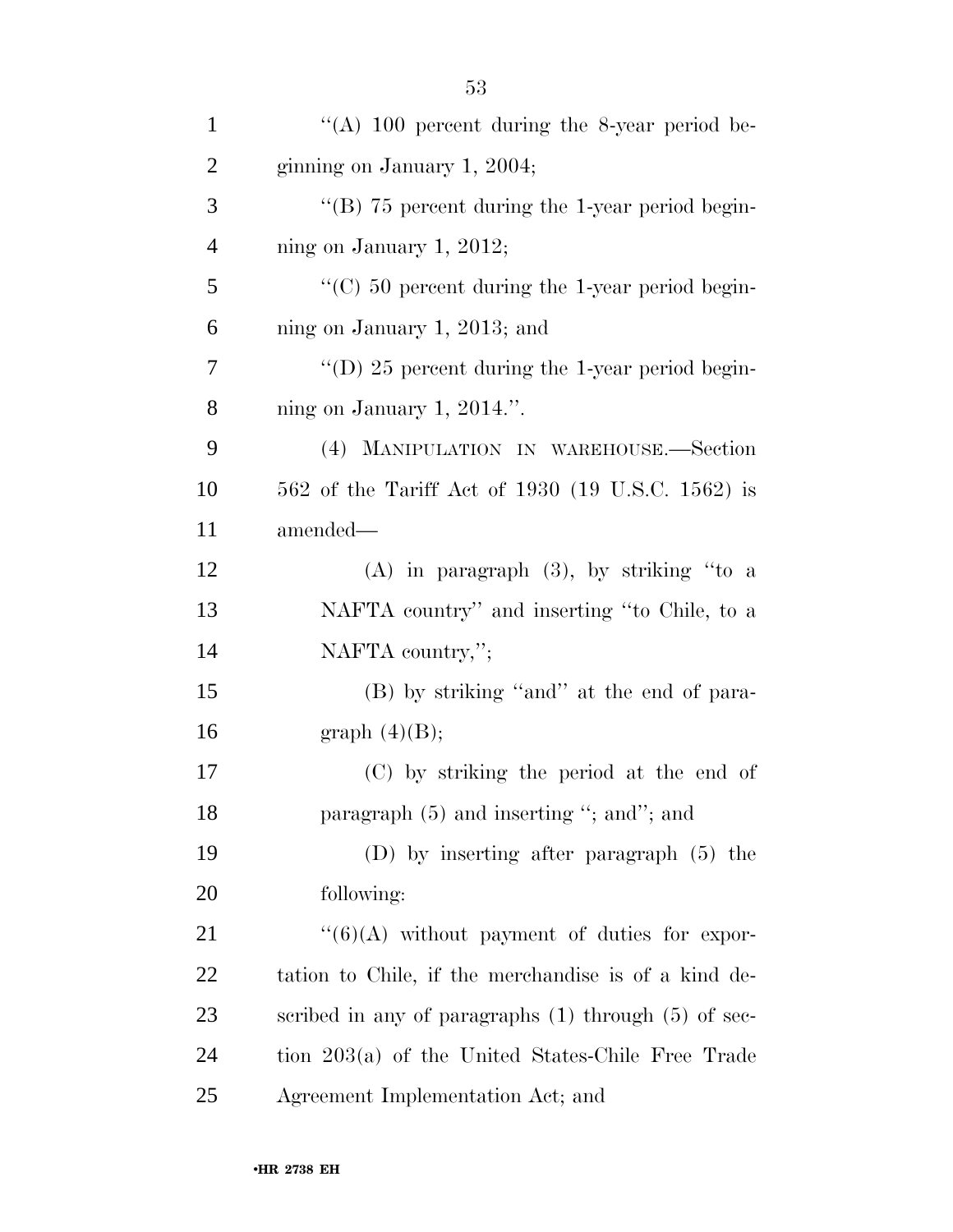"(A) 100 percent during the 8-year period beginning on January 1, 2004;

"(B) 75 percent during the 1-year period beginning on January 1, 2012;

"(C) 50 percent during the 1-year period beginning on January 1, 2013; and

"(D) 25 percent during the 1-year period beginning on January 1, 2014.".

(4) MANIPULATION IN WAREHOUSE.—Section 562 of the Tariff Act of 1930 (19 U.S.C. 1562) is amended—

(A) in paragraph (3), by striking "to a NAFTA country" and inserting "to Chile, to a NAFTA country,";

(B) by striking "and" at the end of paragraph (4)(B);

(C) by striking the period at the end of paragraph (5) and inserting "; and"; and

(D) by inserting after paragraph (5) the following:

"(6)(A) without payment of duties for exportation to Chile, if the merchandise is of a kind described in any of paragraphs (1) through (5) of section 203(a) of the United States-Chile Free Trade Agreement Implementation Act; and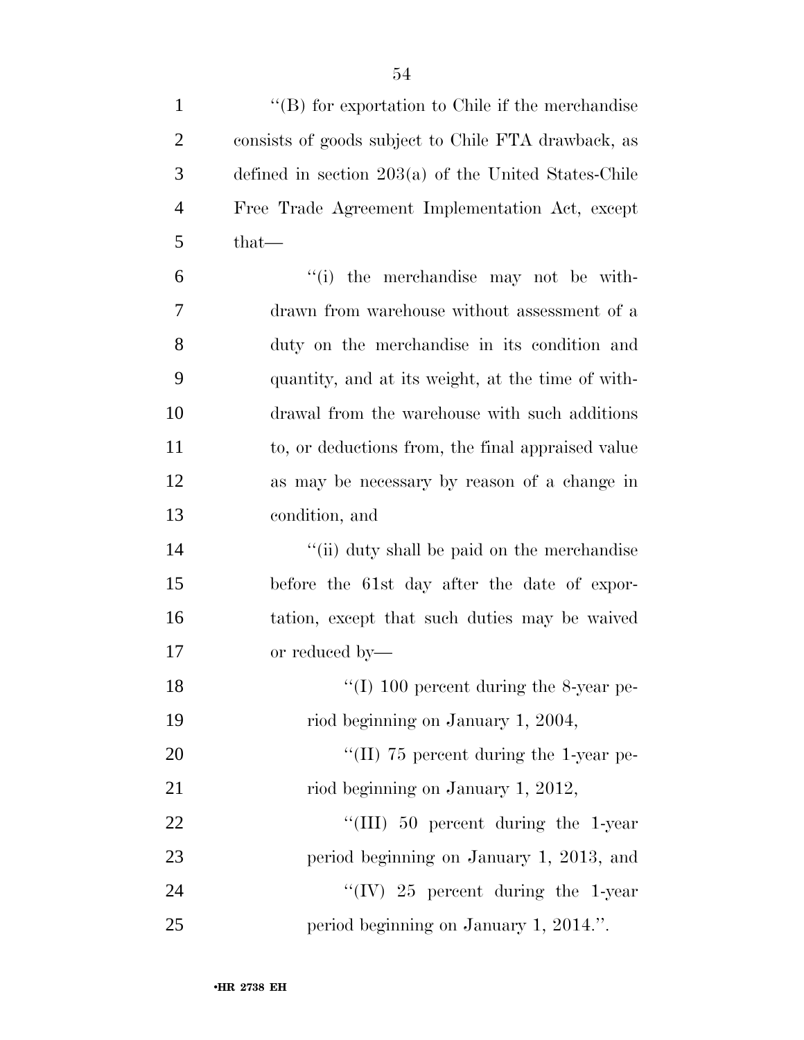''(B) for exportation to Chile if the merchandise consists of goods subject to Chile FTA drawback, as defined in section 203(a) of the United States-Chile Free Trade Agreement Implementation Act, except that—

''(i) the merchandise may not be withdrawn from warehouse without assessment of a duty on the merchandise in its condition and quantity, and at its weight, at the time of withdrawal from the warehouse with such additions to, or deductions from, the final appraised value as may be necessary by reason of a change in condition, and

''(ii) duty shall be paid on the merchandise before the 61st day after the date of exportation, except that such duties may be waived or reduced by—

''(I) 100 percent during the 8-year period beginning on January 1, 2004,

''(II) 75 percent during the 1-year period beginning on January 1, 2012,

''(III) 50 percent during the 1-year period beginning on January 1, 2013, and

''(IV) 25 percent during the 1-year period beginning on January 1, 2014.''.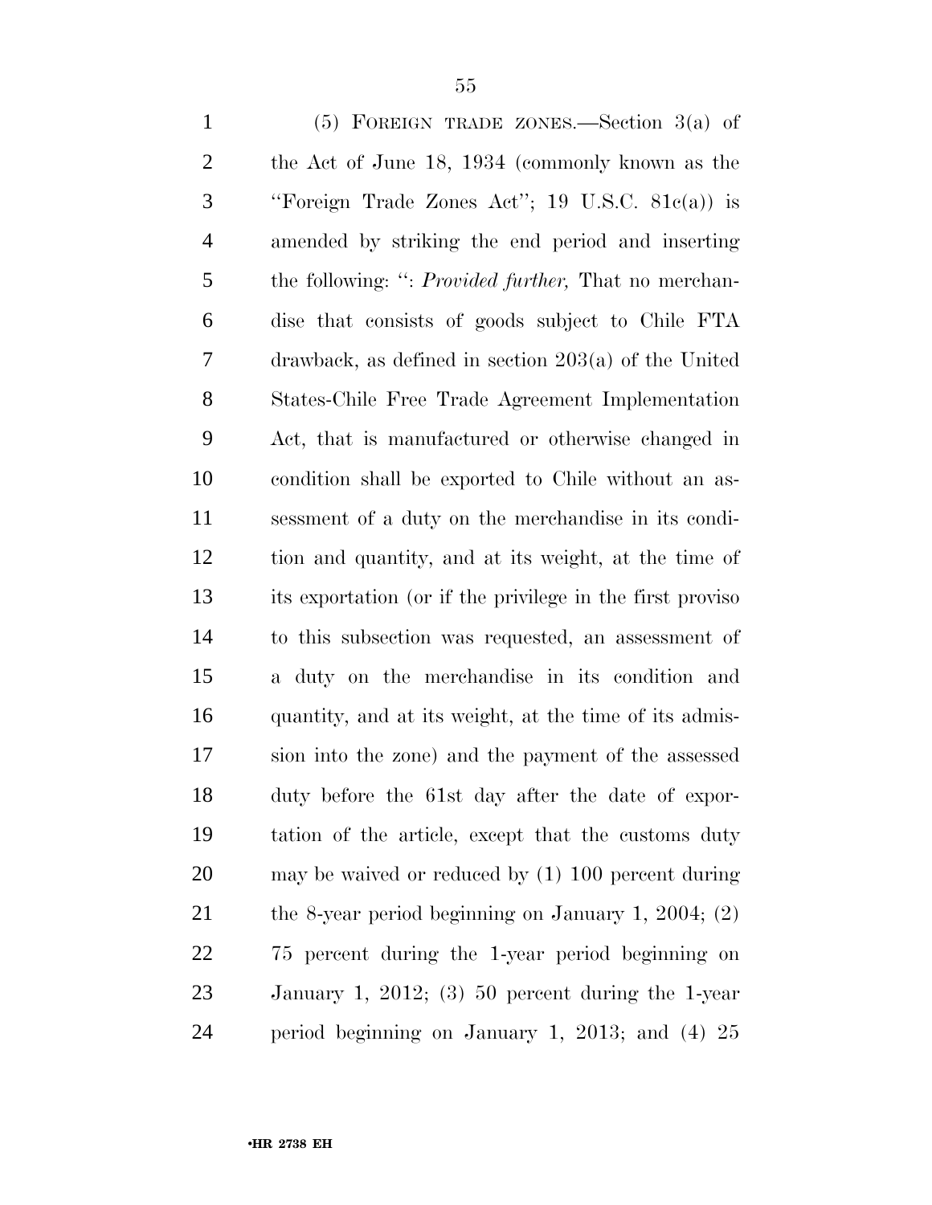(5) FOREIGN TRADE ZONES.—Section 3(a) of the Act of June 18, 1934 (commonly known as the "Foreign Trade Zones Act"; 19 U.S.C. 81c(a)) is amended by striking the end period and inserting the following: ": *Provided further,* That no merchandise that consists of goods subject to Chile FTA drawback, as defined in section 203(a) of the United States-Chile Free Trade Agreement Implementation Act, that is manufactured or otherwise changed in condition shall be exported to Chile without an assessment of a duty on the merchandise in its condition and quantity, and at its weight, at the time of its exportation (or if the privilege in the first proviso to this subsection was requested, an assessment of a duty on the merchandise in its condition and quantity, and at its weight, at the time of its admission into the zone) and the payment of the assessed duty before the 61st day after the date of exportation of the article, except that the customs duty may be waived or reduced by (1) 100 percent during the 8-year period beginning on January 1, 2004; (2) 75 percent during the 1-year period beginning on January 1, 2012; (3) 50 percent during the 1-year period beginning on January 1, 2013; and (4) 25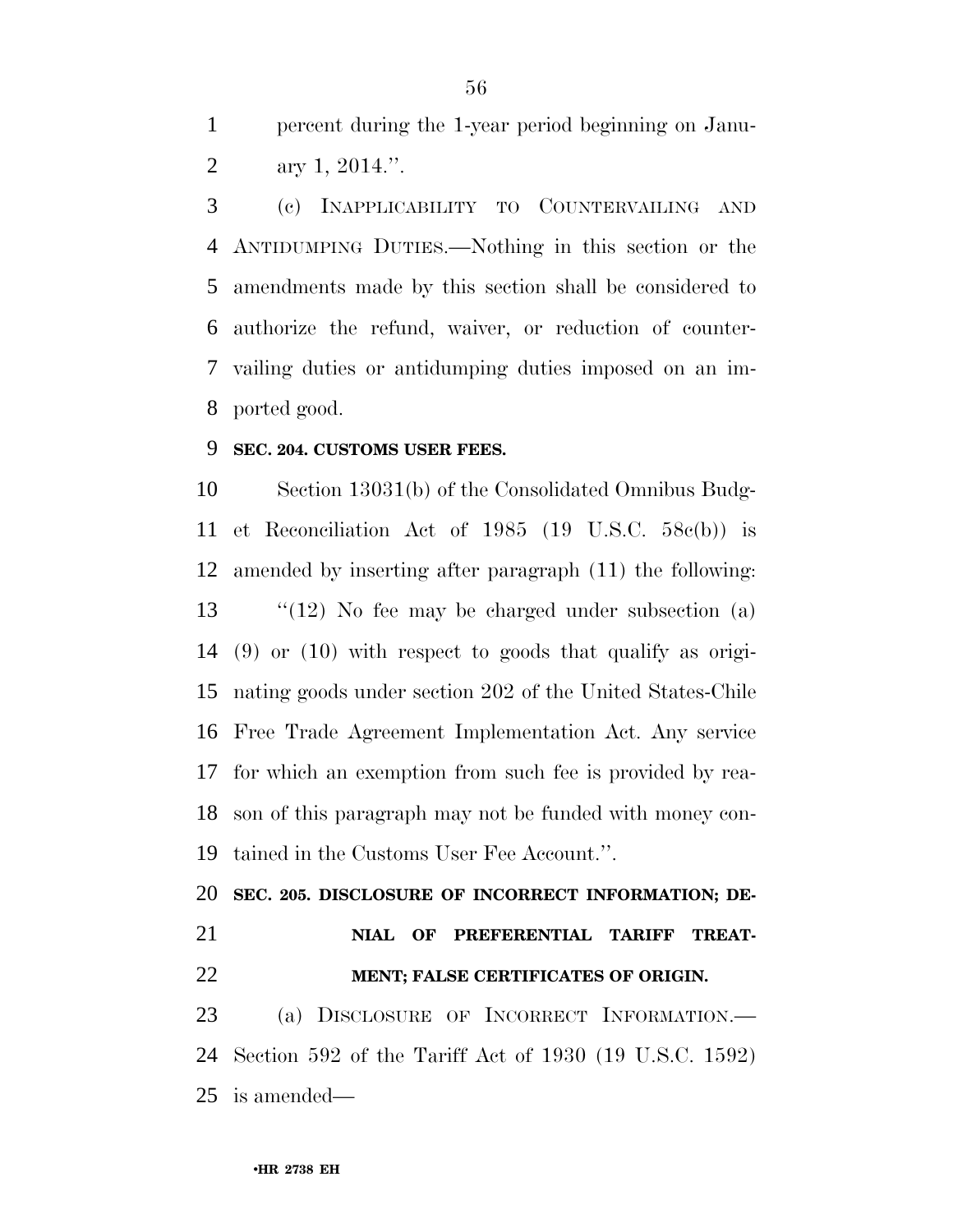percent during the 1-year period beginning on January 1, 2014.''.

(c) INAPPLICABILITY TO COUNTERVAILING AND ANTIDUMPING DUTIES.—Nothing in this section or the amendments made by this section shall be considered to authorize the refund, waiver, or reduction of countervailing duties or antidumping duties imposed on an imported good.

**SEC. 204. CUSTOMS USER FEES.**

Section 13031(b) of the Consolidated Omnibus Budget Reconciliation Act of 1985 (19 U.S.C. 58c(b)) is amended by inserting after paragraph (11) the following:

''(12) No fee may be charged under subsection (a) (9) or (10) with respect to goods that qualify as originating goods under section 202 of the United States-Chile Free Trade Agreement Implementation Act. Any service for which an exemption from such fee is provided by reason of this paragraph may not be funded with money contained in the Customs User Fee Account.''.

**SEC. 205. DISCLOSURE OF INCORRECT INFORMATION; DENIAL OF PREFERENTIAL TARIFF TREATMENT; FALSE CERTIFICATES OF ORIGIN.**

(a) DISCLOSURE OF INCORRECT INFORMATION.—Section 592 of the Tariff Act of 1930 (19 U.S.C. 1592) is amended—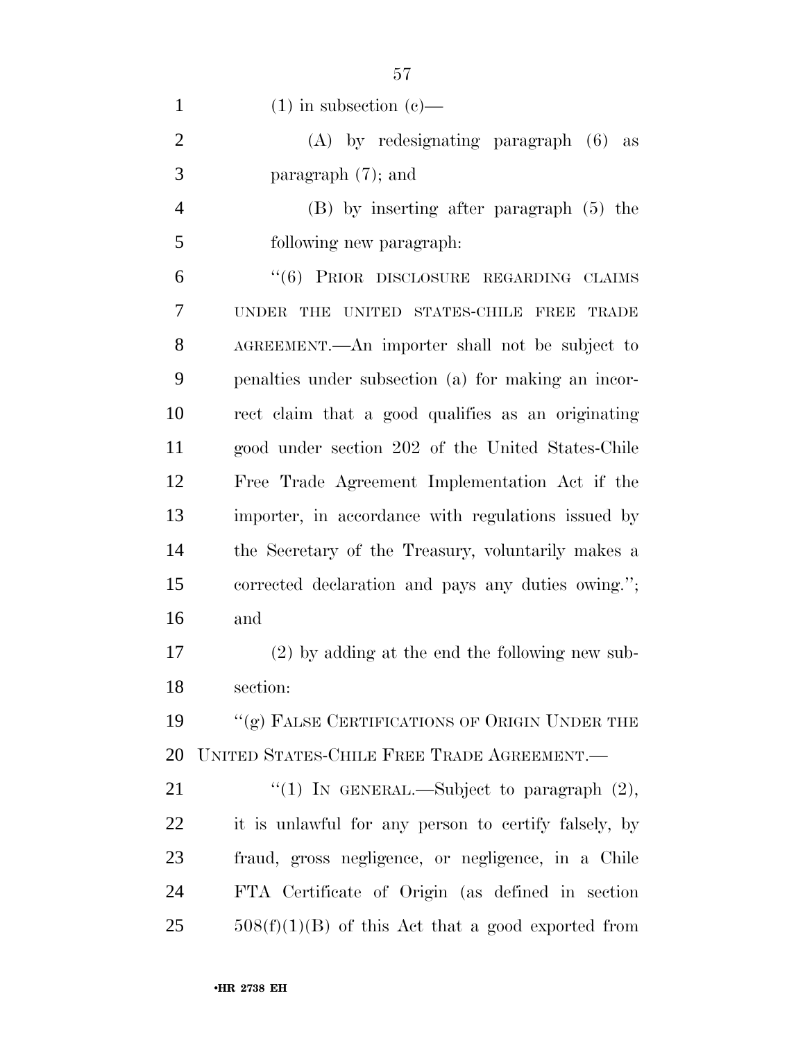(1) in subsection (c)—

(A) by redesignating paragraph (6) as paragraph (7); and

(B) by inserting after paragraph (5) the following new paragraph:

"(6) PRIOR DISCLOSURE REGARDING CLAIMS UNDER THE UNITED STATES-CHILE FREE TRADE AGREEMENT.—An importer shall not be subject to penalties under subsection (a) for making an incorrect claim that a good qualifies as an originating good under section 202 of the United States-Chile Free Trade Agreement Implementation Act if the importer, in accordance with regulations issued by the Secretary of the Treasury, voluntarily makes a corrected declaration and pays any duties owing."; and

(2) by adding at the end the following new subsection:

"(g) FALSE CERTIFICATIONS OF ORIGIN UNDER THE UNITED STATES-CHILE FREE TRADE AGREEMENT.—

"(1) IN GENERAL.—Subject to paragraph (2), it is unlawful for any person to certify falsely, by fraud, gross negligence, or negligence, in a Chile FTA Certificate of Origin (as defined in section 508(f)(1)(B) of this Act that a good exported from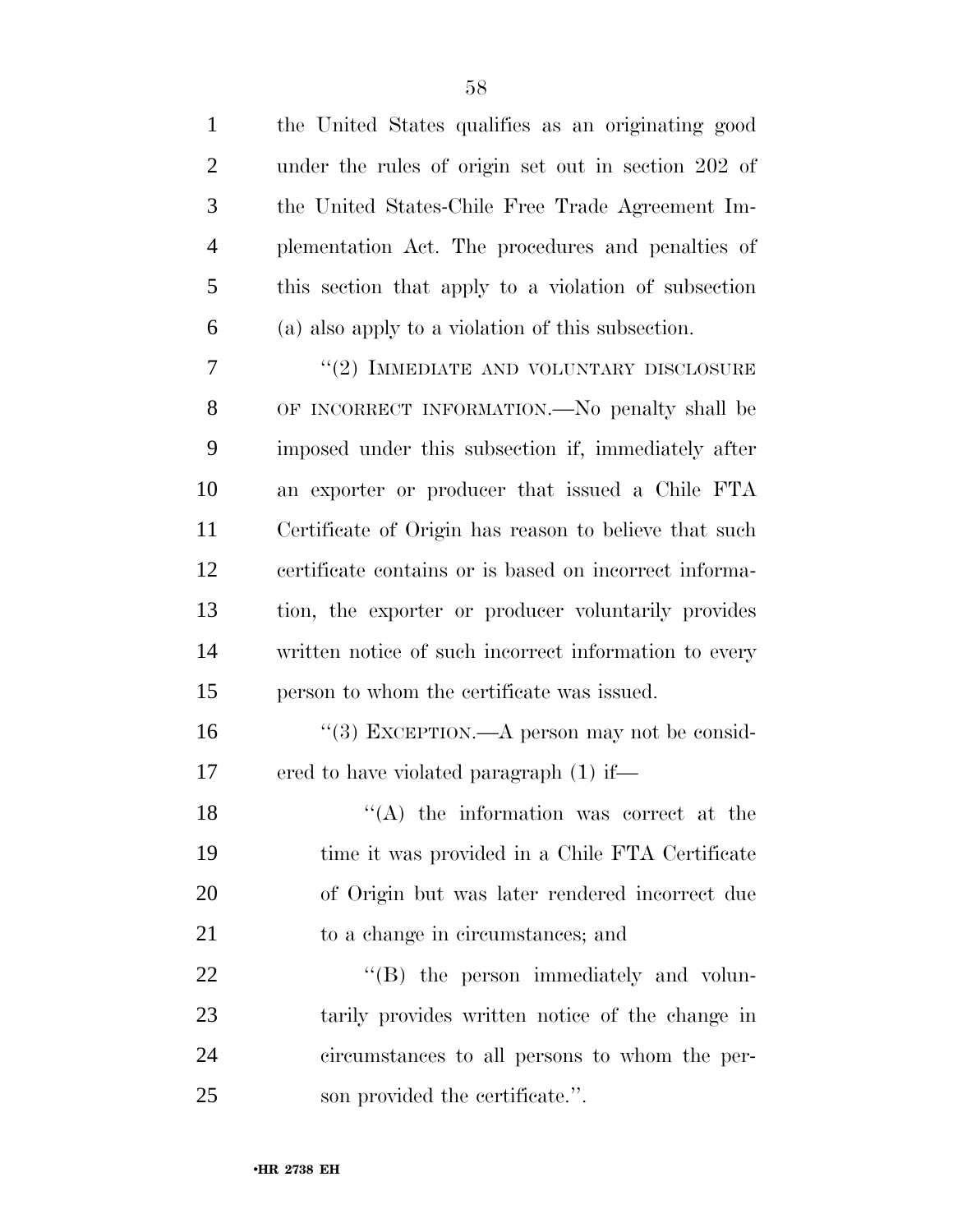the United States qualifies as an originating good under the rules of origin set out in section 202 of the United States-Chile Free Trade Agreement Implementation Act. The procedures and penalties of this section that apply to a violation of subsection (a) also apply to a violation of this subsection.

"(2) IMMEDIATE AND VOLUNTARY DISCLOSURE OF INCORRECT INFORMATION.—No penalty shall be imposed under this subsection if, immediately after an exporter or producer that issued a Chile FTA Certificate of Origin has reason to believe that such certificate contains or is based on incorrect information, the exporter or producer voluntarily provides written notice of such incorrect information to every person to whom the certificate was issued.

"(3) EXCEPTION.—A person may not be considered to have violated paragraph (1) if—

"(A) the information was correct at the time it was provided in a Chile FTA Certificate of Origin but was later rendered incorrect due to a change in circumstances; and

"(B) the person immediately and voluntarily provides written notice of the change in circumstances to all persons to whom the person provided the certificate.".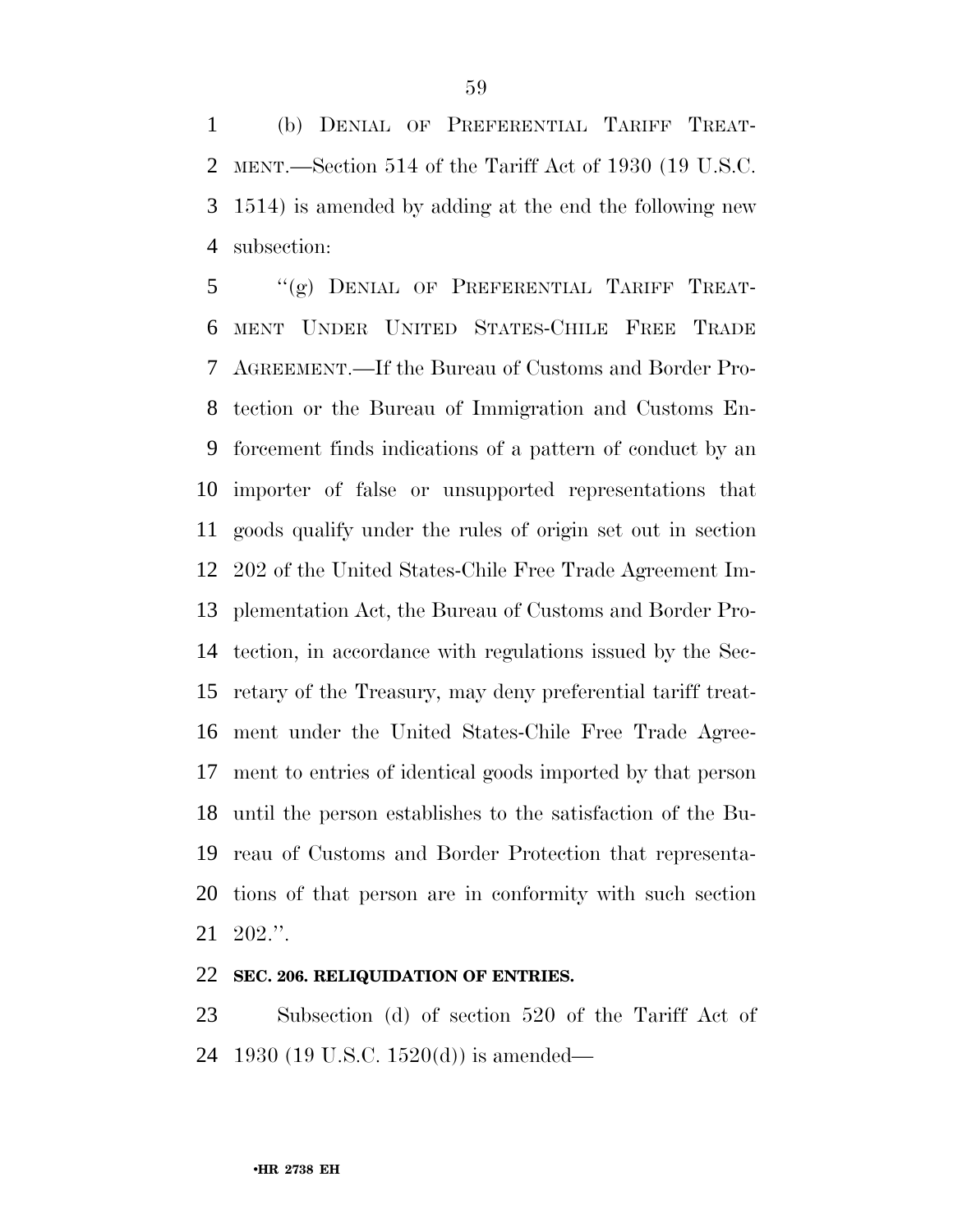(b) DENIAL OF PREFERENTIAL TARIFF TREATMENT.—Section 514 of the Tariff Act of 1930 (19 U.S.C. 1514) is amended by adding at the end the following new subsection:

"(g) DENIAL OF PREFERENTIAL TARIFF TREATMENT UNDER UNITED STATES-CHILE FREE TRADE AGREEMENT.—If the Bureau of Customs and Border Protection or the Bureau of Immigration and Customs Enforcement finds indications of a pattern of conduct by an importer of false or unsupported representations that goods qualify under the rules of origin set out in section 202 of the United States-Chile Free Trade Agreement Implementation Act, the Bureau of Customs and Border Protection, in accordance with regulations issued by the Secretary of the Treasury, may deny preferential tariff treatment under the United States-Chile Free Trade Agreement to entries of identical goods imported by that person until the person establishes to the satisfaction of the Bureau of Customs and Border Protection that representations of that person are in conformity with such section 202.".

**SEC. 206. RELIQUIDATION OF ENTRIES.**

Subsection (d) of section 520 of the Tariff Act of 1930 (19 U.S.C. 1520(d)) is amended—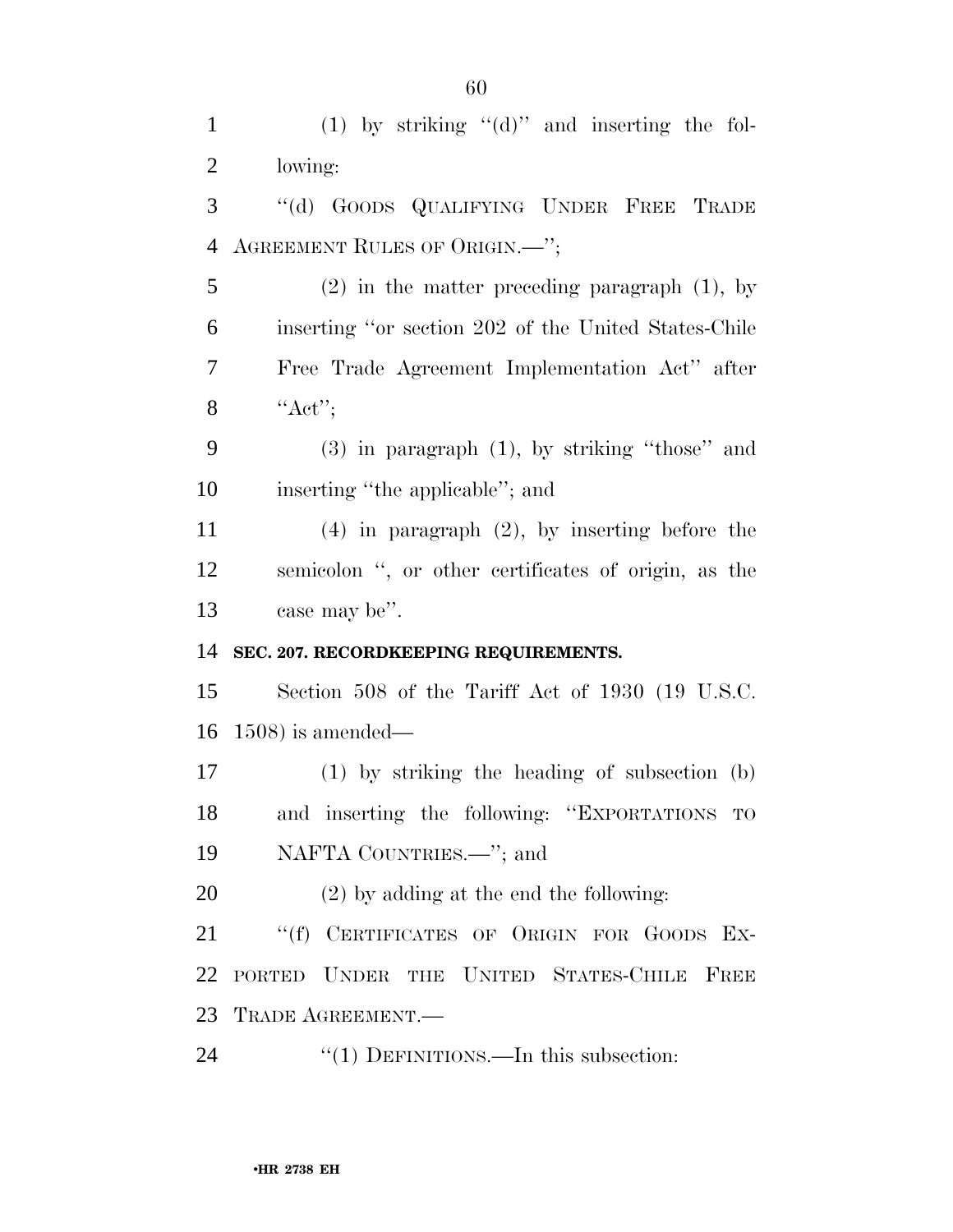(1) by striking "(d)" and inserting the following:

"(d) GOODS QUALIFYING UNDER FREE TRADE AGREEMENT RULES OF ORIGIN.—";

(2) in the matter preceding paragraph (1), by inserting "or section 202 of the United States-Chile Free Trade Agreement Implementation Act" after "Act";

(3) in paragraph (1), by striking "those" and inserting "the applicable"; and

(4) in paragraph (2), by inserting before the semicolon ", or other certificates of origin, as the case may be".

**SEC. 207. RECORDKEEPING REQUIREMENTS.**

Section 508 of the Tariff Act of 1930 (19 U.S.C. 1508) is amended—

(1) by striking the heading of subsection (b) and inserting the following: "EXPORTATIONS TO NAFTA COUNTRIES.—"; and

(2) by adding at the end the following:

"(f) CERTIFICATES OF ORIGIN FOR GOODS EXPORTED UNDER THE UNITED STATES-CHILE FREE TRADE AGREEMENT.—

"(1) DEFINITIONS.—In this subsection: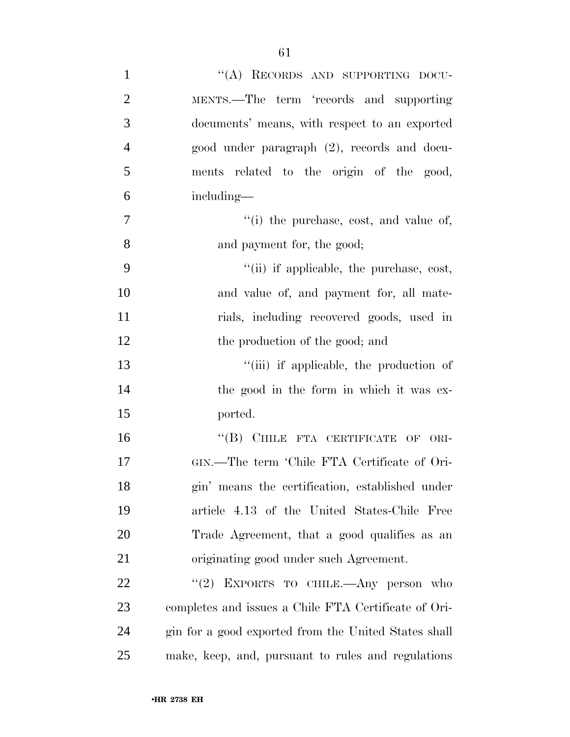"(A) RECORDS AND SUPPORTING DOCUMENTS.—The term 'records and supporting documents' means, with respect to an exported good under paragraph (2), records and documents related to the origin of the good, including—

"(i) the purchase, cost, and value of, and payment for, the good;

"(ii) if applicable, the purchase, cost, and value of, and payment for, all materials, including recovered goods, used in the production of the good; and

"(iii) if applicable, the production of the good in the form in which it was exported.

"(B) CHILE FTA CERTIFICATE OF ORIGIN.—The term 'Chile FTA Certificate of Origin' means the certification, established under article 4.13 of the United States-Chile Free Trade Agreement, that a good qualifies as an originating good under such Agreement.

"(2) EXPORTS TO CHILE.—Any person who completes and issues a Chile FTA Certificate of Origin for a good exported from the United States shall make, keep, and, pursuant to rules and regulations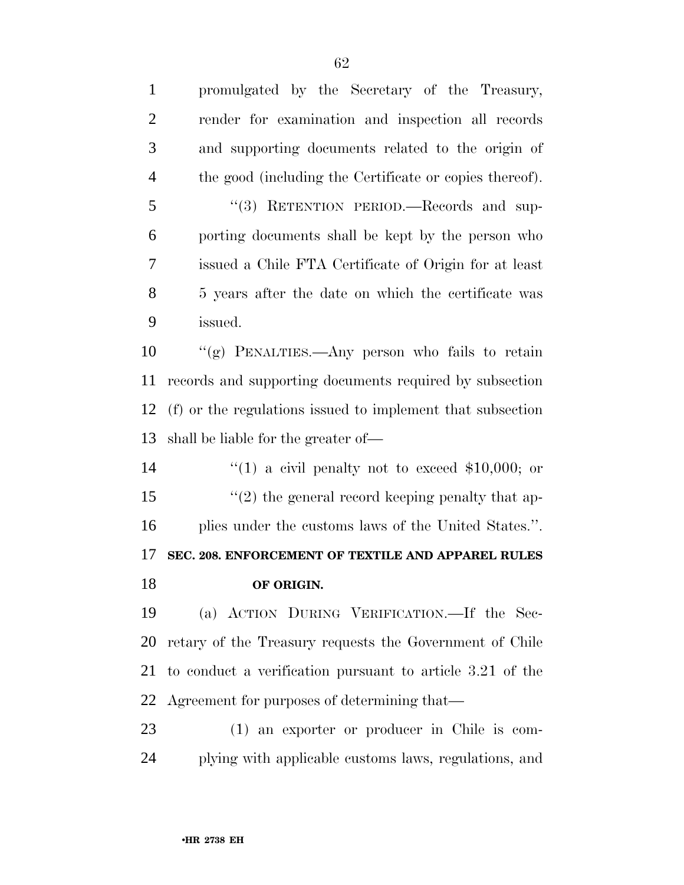promulgated by the Secretary of the Treasury, render for examination and inspection all records and supporting documents related to the origin of the good (including the Certificate or copies thereof).

"(3) RETENTION PERIOD.—Records and supporting documents shall be kept by the person who issued a Chile FTA Certificate of Origin for at least 5 years after the date on which the certificate was issued.

"(g) PENALTIES.—Any person who fails to retain records and supporting documents required by subsection (f) or the regulations issued to implement that subsection shall be liable for the greater of—

"(1) a civil penalty not to exceed $10,000; or

"(2) the general record keeping penalty that applies under the customs laws of the United States.".

**SEC. 208. ENFORCEMENT OF TEXTILE AND APPAREL RULES OF ORIGIN.**

(a) ACTION DURING VERIFICATION.—If the Secretary of the Treasury requests the Government of Chile to conduct a verification pursuant to article 3.21 of the Agreement for purposes of determining that—

(1) an exporter or producer in Chile is complying with applicable customs laws, regulations, and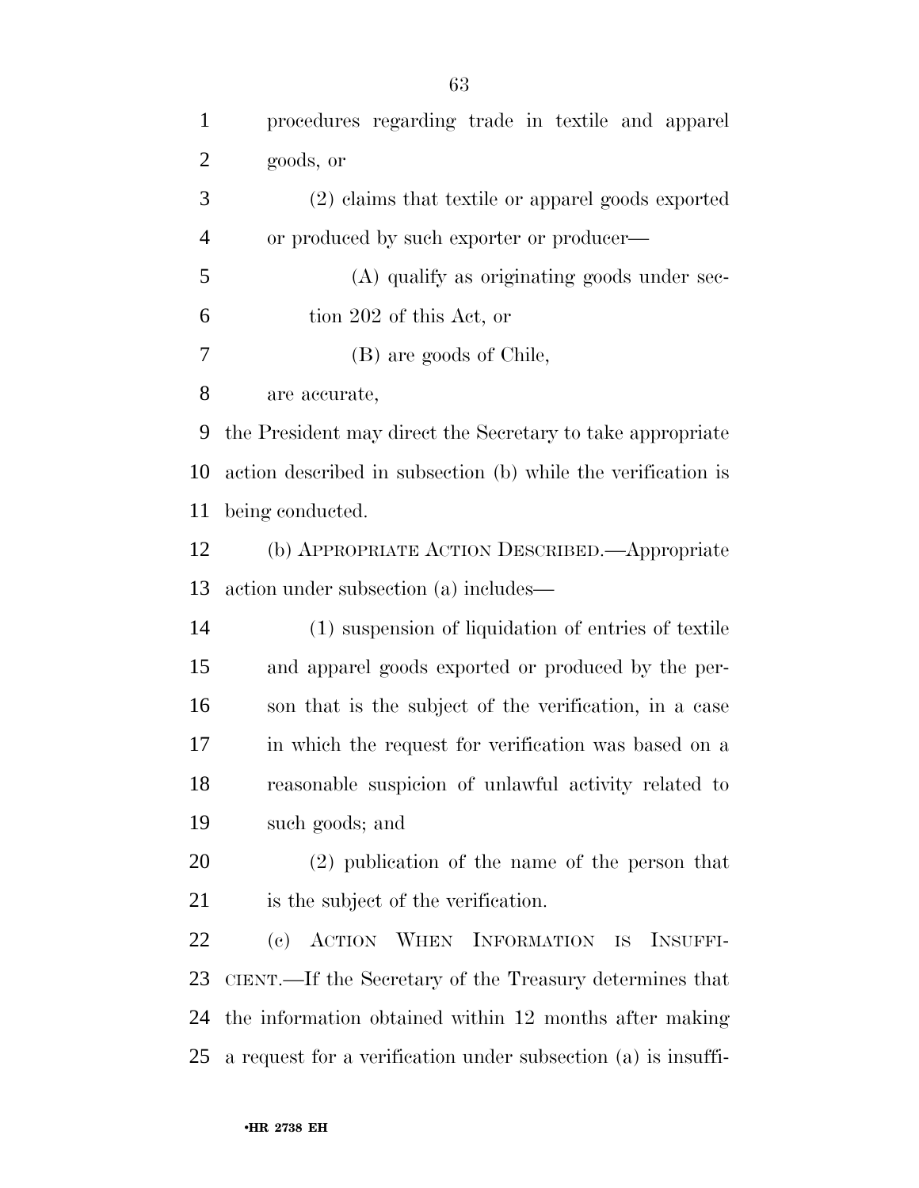procedures regarding trade in textile and apparel goods, or

(2) claims that textile or apparel goods exported or produced by such exporter or producer—

(A) qualify as originating goods under section 202 of this Act, or

(B) are goods of Chile,

are accurate,

the President may direct the Secretary to take appropriate action described in subsection (b) while the verification is being conducted.

(b) APPROPRIATE ACTION DESCRIBED.—Appropriate action under subsection (a) includes—

(1) suspension of liquidation of entries of textile and apparel goods exported or produced by the person that is the subject of the verification, in a case in which the request for verification was based on a reasonable suspicion of unlawful activity related to such goods; and

(2) publication of the name of the person that is the subject of the verification.

(c) ACTION WHEN INFORMATION IS INSUFFICIENT.—If the Secretary of the Treasury determines that the information obtained within 12 months after making a request for a verification under subsection (a) is insuffi-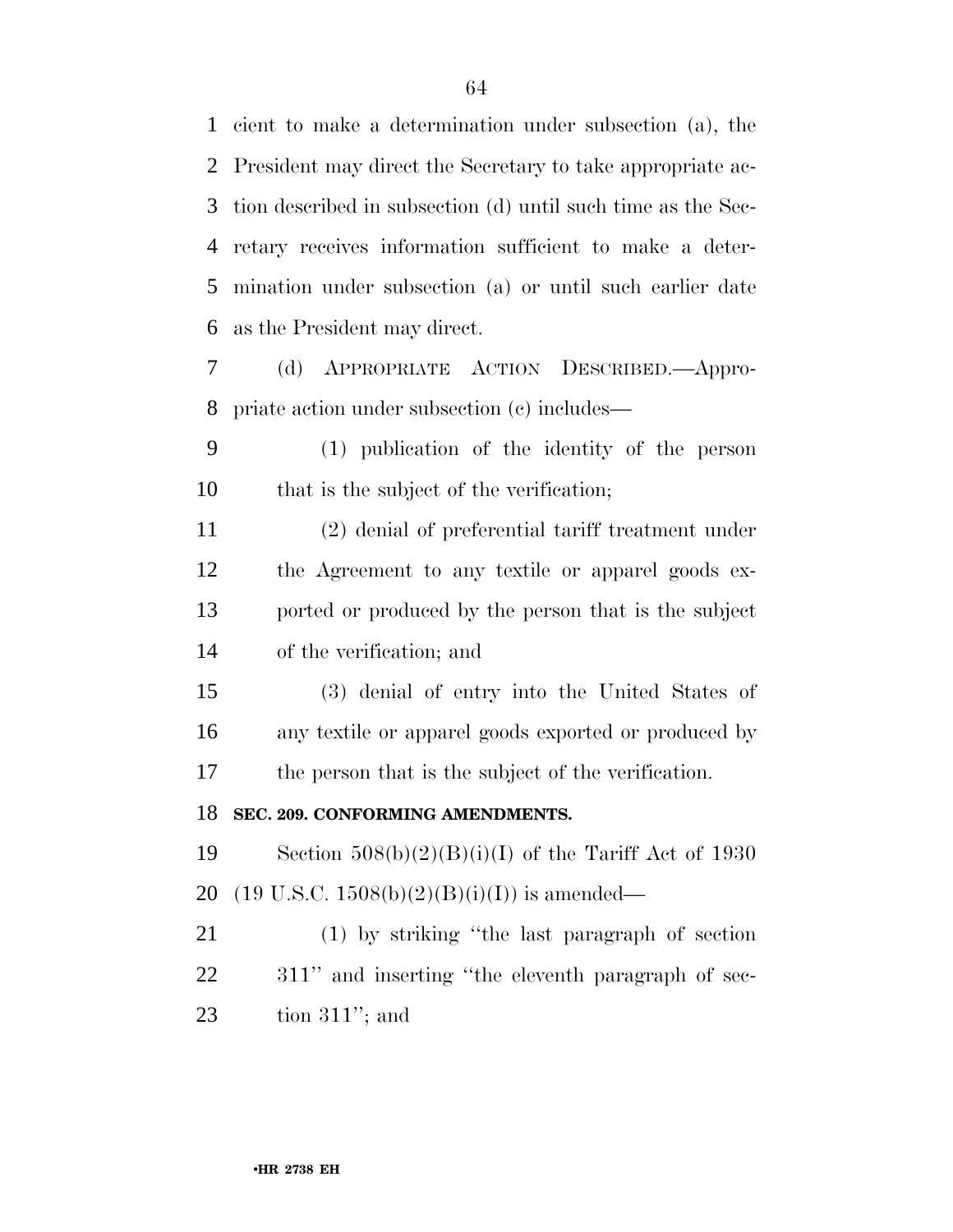cient to make a determination under subsection (a), the President may direct the Secretary to take appropriate action described in subsection (d) until such time as the Secretary receives information sufficient to make a determination under subsection (a) or until such earlier date as the President may direct.

(d) APPROPRIATE ACTION DESCRIBED.—Appropriate action under subsection (c) includes—

(1) publication of the identity of the person that is the subject of the verification;

(2) denial of preferential tariff treatment under the Agreement to any textile or apparel goods exported or produced by the person that is the subject of the verification; and

(3) denial of entry into the United States of any textile or apparel goods exported or produced by the person that is the subject of the verification.

**SEC. 209. CONFORMING AMENDMENTS.**

Section 508(b)(2)(B)(i)(I) of the Tariff Act of 1930 (19 U.S.C. 1508(b)(2)(B)(i)(I)) is amended—

(1) by striking ''the last paragraph of section 311'' and inserting ''the eleventh paragraph of section 311''; and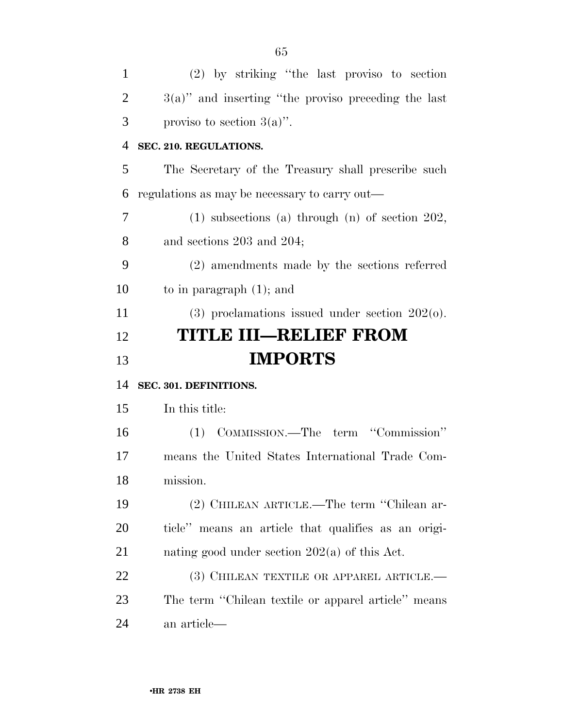(2) by striking "the last proviso to section 3(a)" and inserting "the proviso preceding the last proviso to section 3(a)".

**SEC. 210. REGULATIONS.**

The Secretary of the Treasury shall prescribe such regulations as may be necessary to carry out—

(1) subsections (a) through (n) of section 202, and sections 203 and 204;

(2) amendments made by the sections referred to in paragraph (1); and

(3) proclamations issued under section 202(o).

# TITLE III—RELIEF FROM IMPORTS

**SEC. 301. DEFINITIONS.**

In this title:

(1) COMMISSION.—The term "Commission" means the United States International Trade Commission.

(2) CHILEAN ARTICLE.—The term "Chilean article" means an article that qualifies as an originating good under section 202(a) of this Act.

(3) CHILEAN TEXTILE OR APPAREL ARTICLE.—The term "Chilean textile or apparel article" means an article—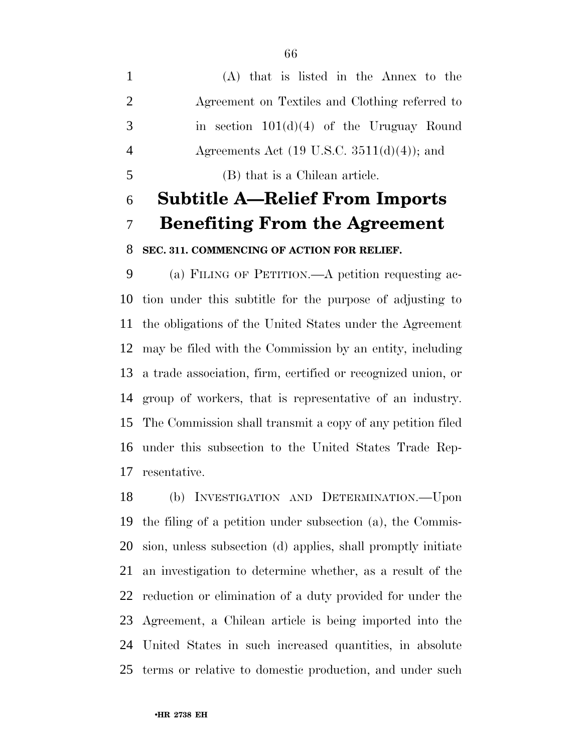(A) that is listed in the Annex to the Agreement on Textiles and Clothing referred to in section 101(d)(4) of the Uruguay Round Agreements Act (19 U.S.C. 3511(d)(4)); and

(B) that is a Chilean article.

## Subtitle A—Relief From Imports Benefiting From the Agreement

### SEC. 311. COMMENCING OF ACTION FOR RELIEF.

(a) FILING OF PETITION.—A petition requesting action under this subtitle for the purpose of adjusting to the obligations of the United States under the Agreement may be filed with the Commission by an entity, including a trade association, firm, certified or recognized union, or group of workers, that is representative of an industry. The Commission shall transmit a copy of any petition filed under this subsection to the United States Trade Representative.

(b) INVESTIGATION AND DETERMINATION.—Upon the filing of a petition under subsection (a), the Commission, unless subsection (d) applies, shall promptly initiate an investigation to determine whether, as a result of the reduction or elimination of a duty provided for under the Agreement, a Chilean article is being imported into the United States in such increased quantities, in absolute terms or relative to domestic production, and under such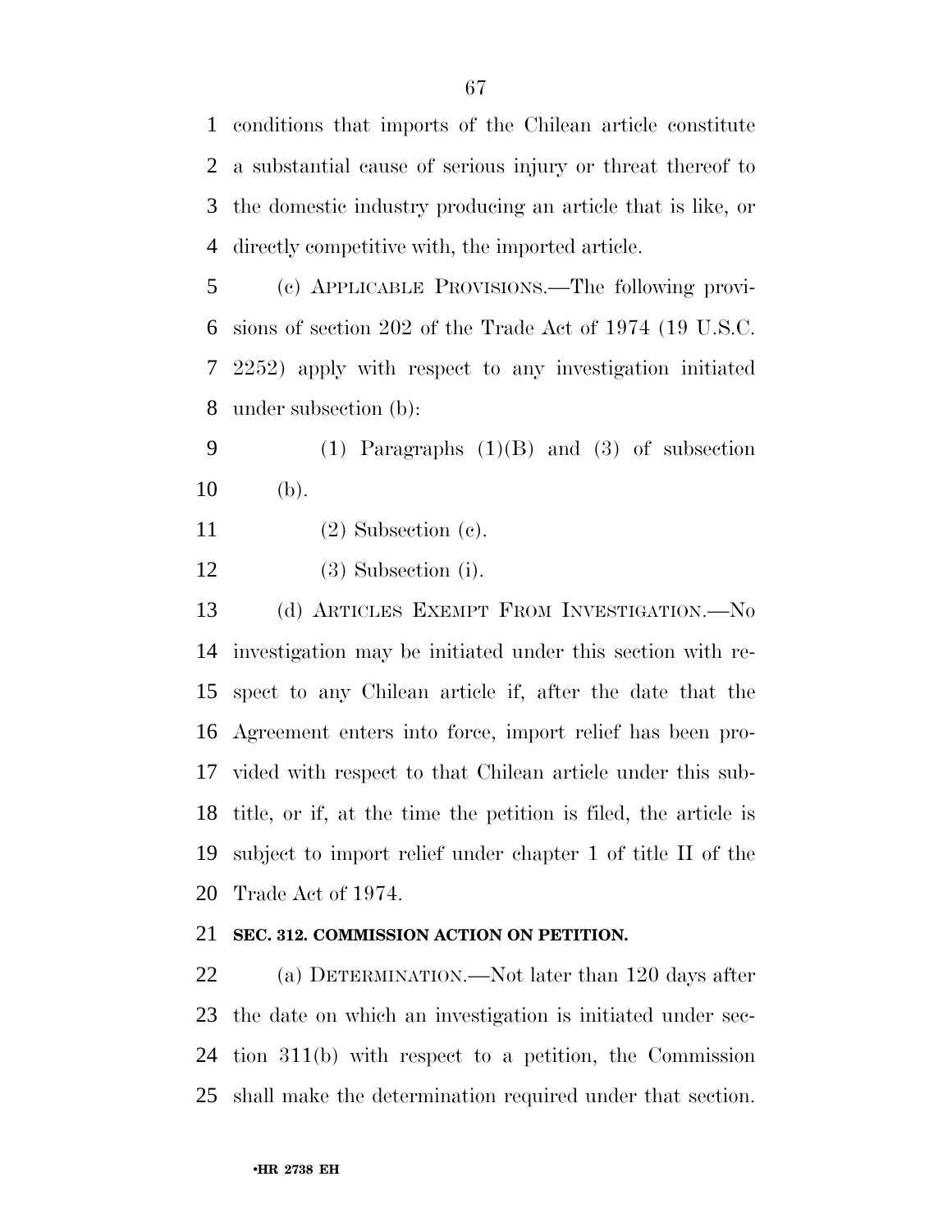conditions that imports of the Chilean article constitute a substantial cause of serious injury or threat thereof to the domestic industry producing an article that is like, or directly competitive with, the imported article.

(c) APPLICABLE PROVISIONS.—The following provisions of section 202 of the Trade Act of 1974 (19 U.S.C. 2252) apply with respect to any investigation initiated under subsection (b):

(1) Paragraphs (1)(B) and (3) of subsection (b).

(2) Subsection (c).

(3) Subsection (i).

(d) ARTICLES EXEMPT FROM INVESTIGATION.—No investigation may be initiated under this section with respect to any Chilean article if, after the date that the Agreement enters into force, import relief has been provided with respect to that Chilean article under this subtitle, or if, at the time the petition is filed, the article is subject to import relief under chapter 1 of title II of the Trade Act of 1974.

**SEC. 312. COMMISSION ACTION ON PETITION.**

(a) DETERMINATION.—Not later than 120 days after the date on which an investigation is initiated under section 311(b) with respect to a petition, the Commission shall make the determination required under that section.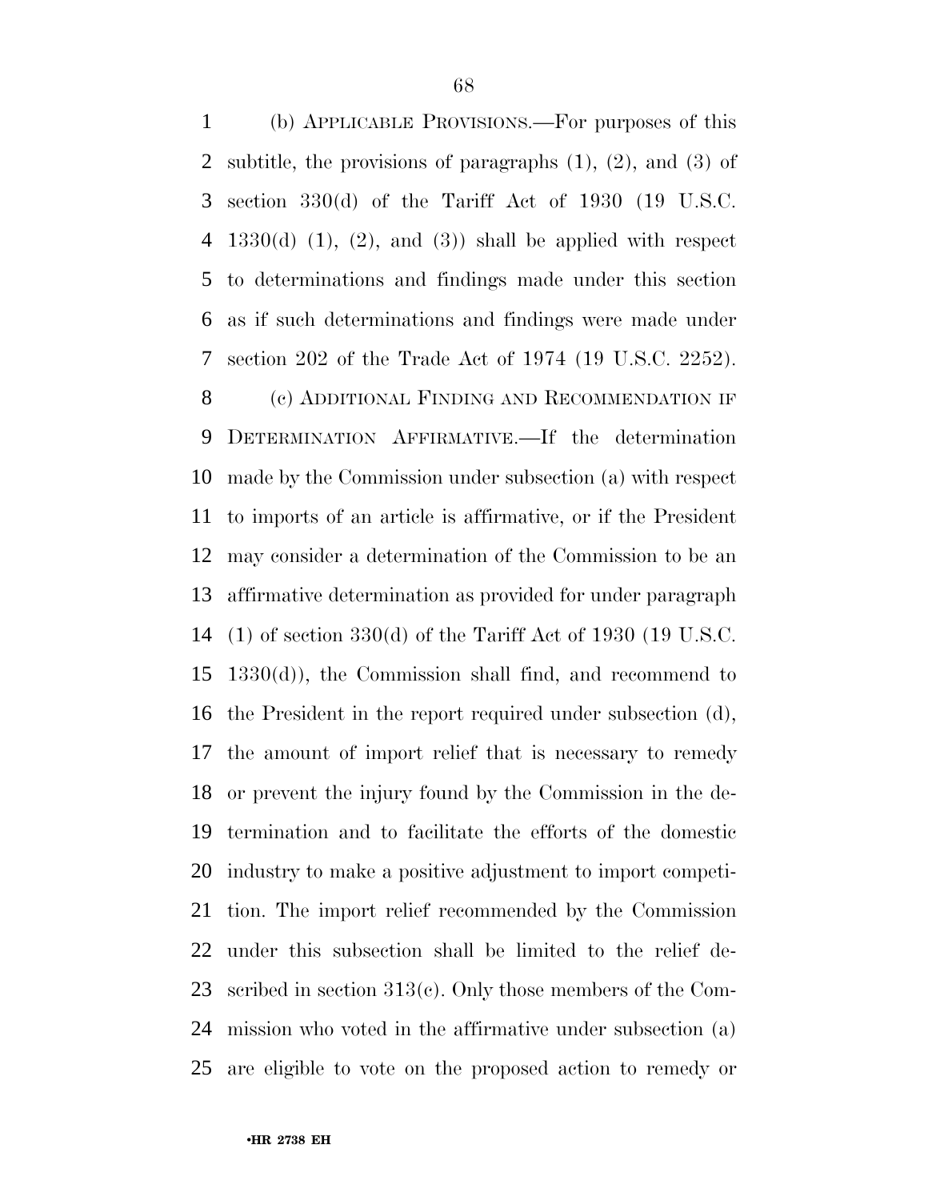(b) APPLICABLE PROVISIONS.—For purposes of this subtitle, the provisions of paragraphs (1), (2), and (3) of section 330(d) of the Tariff Act of 1930 (19 U.S.C. 1330(d) (1), (2), and (3)) shall be applied with respect to determinations and findings made under this section as if such determinations and findings were made under section 202 of the Trade Act of 1974 (19 U.S.C. 2252).

(c) ADDITIONAL FINDING AND RECOMMENDATION IF DETERMINATION AFFIRMATIVE.—If the determination made by the Commission under subsection (a) with respect to imports of an article is affirmative, or if the President may consider a determination of the Commission to be an affirmative determination as provided for under paragraph (1) of section 330(d) of the Tariff Act of 1930 (19 U.S.C. 1330(d)), the Commission shall find, and recommend to the President in the report required under subsection (d), the amount of import relief that is necessary to remedy or prevent the injury found by the Commission in the determination and to facilitate the efforts of the domestic industry to make a positive adjustment to import competition. The import relief recommended by the Commission under this subsection shall be limited to the relief described in section 313(c). Only those members of the Commission who voted in the affirmative under subsection (a) are eligible to vote on the proposed action to remedy or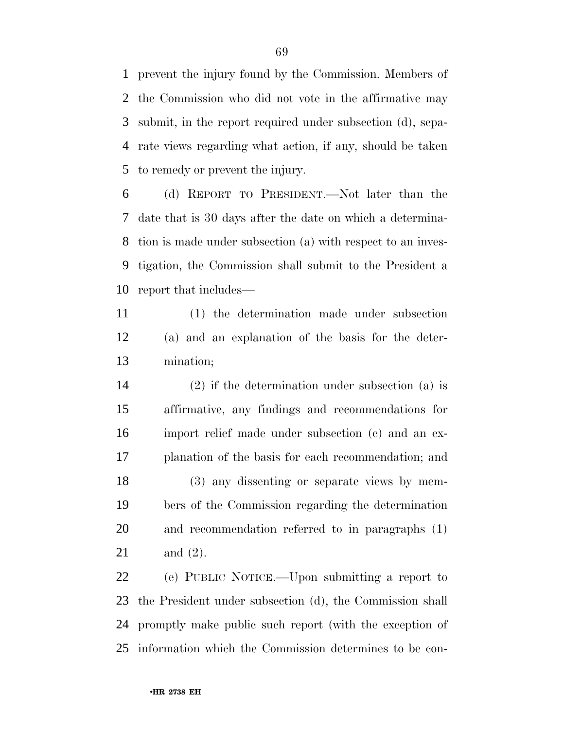prevent the injury found by the Commission. Members of the Commission who did not vote in the affirmative may submit, in the report required under subsection (d), separate views regarding what action, if any, should be taken to remedy or prevent the injury.

(d) REPORT TO PRESIDENT.—Not later than the date that is 30 days after the date on which a determination is made under subsection (a) with respect to an investigation, the Commission shall submit to the President a report that includes—

(1) the determination made under subsection (a) and an explanation of the basis for the determination;

(2) if the determination under subsection (a) is affirmative, any findings and recommendations for import relief made under subsection (c) and an explanation of the basis for each recommendation; and

(3) any dissenting or separate views by members of the Commission regarding the determination and recommendation referred to in paragraphs (1) and (2).

(e) PUBLIC NOTICE.—Upon submitting a report to the President under subsection (d), the Commission shall promptly make public such report (with the exception of information which the Commission determines to be con-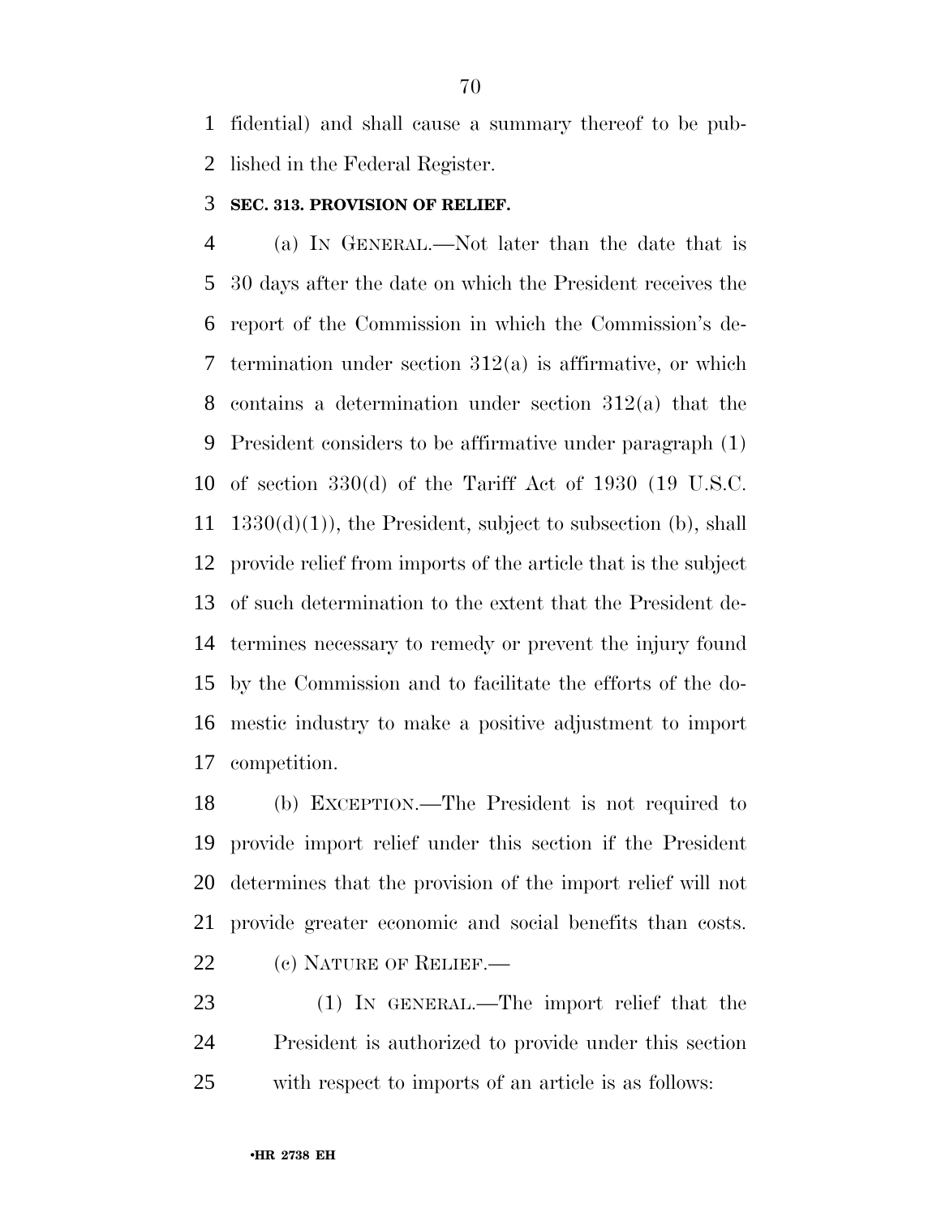fidential) and shall cause a summary thereof to be published in the Federal Register.

### SEC. 313. PROVISION OF RELIEF.

(a) IN GENERAL.—Not later than the date that is 30 days after the date on which the President receives the report of the Commission in which the Commission's determination under section 312(a) is affirmative, or which contains a determination under section 312(a) that the President considers to be affirmative under paragraph (1) of section 330(d) of the Tariff Act of 1930 (19 U.S.C. 1330(d)(1)), the President, subject to subsection (b), shall provide relief from imports of the article that is the subject of such determination to the extent that the President determines necessary to remedy or prevent the injury found by the Commission and to facilitate the efforts of the domestic industry to make a positive adjustment to import competition.

(b) EXCEPTION.—The President is not required to provide import relief under this section if the President determines that the provision of the import relief will not provide greater economic and social benefits than costs.

(c) NATURE OF RELIEF.—

(1) IN GENERAL.—The import relief that the President is authorized to provide under this section with respect to imports of an article is as follows: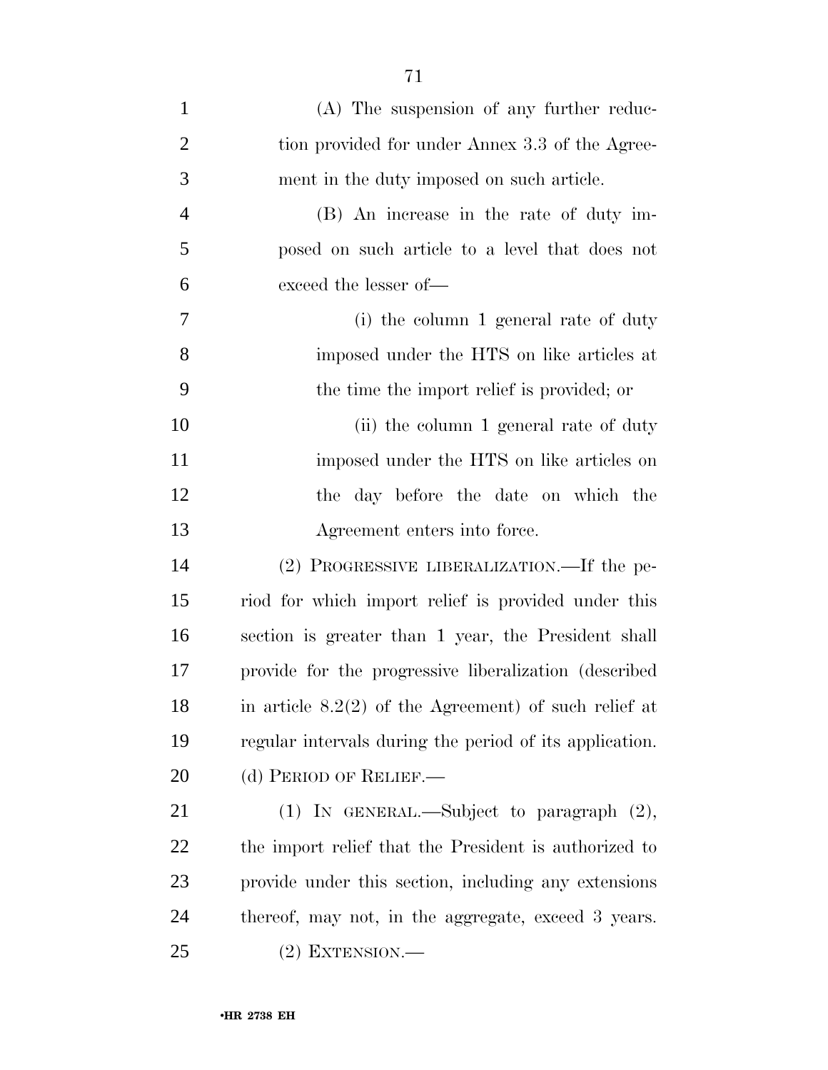(A) The suspension of any further reduction provided for under Annex 3.3 of the Agreement in the duty imposed on such article.

(B) An increase in the rate of duty imposed on such article to a level that does not exceed the lesser of—

(i) the column 1 general rate of duty imposed under the HTS on like articles at the time the import relief is provided; or

(ii) the column 1 general rate of duty imposed under the HTS on like articles on the day before the date on which the Agreement enters into force.

(2) PROGRESSIVE LIBERALIZATION.—If the period for which import relief is provided under this section is greater than 1 year, the President shall provide for the progressive liberalization (described in article 8.2(2) of the Agreement) of such relief at regular intervals during the period of its application.

(d) PERIOD OF RELIEF.—

(1) IN GENERAL.—Subject to paragraph (2), the import relief that the President is authorized to provide under this section, including any extensions thereof, may not, in the aggregate, exceed 3 years.

(2) EXTENSION.—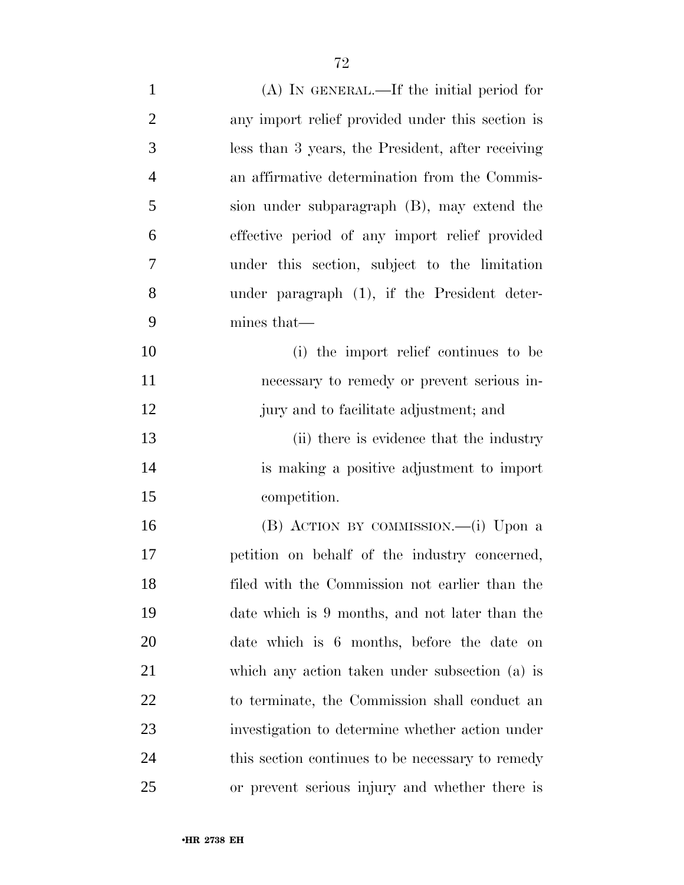(A) IN GENERAL.—If the initial period for any import relief provided under this section is less than 3 years, the President, after receiving an affirmative determination from the Commission under subparagraph (B), may extend the effective period of any import relief provided under this section, subject to the limitation under paragraph (1), if the President determines that—

(i) the import relief continues to be necessary to remedy or prevent serious injury and to facilitate adjustment; and

(ii) there is evidence that the industry is making a positive adjustment to import competition.

(B) ACTION BY COMMISSION.—(i) Upon a petition on behalf of the industry concerned, filed with the Commission not earlier than the date which is 9 months, and not later than the date which is 6 months, before the date on which any action taken under subsection (a) is to terminate, the Commission shall conduct an investigation to determine whether action under this section continues to be necessary to remedy or prevent serious injury and whether there is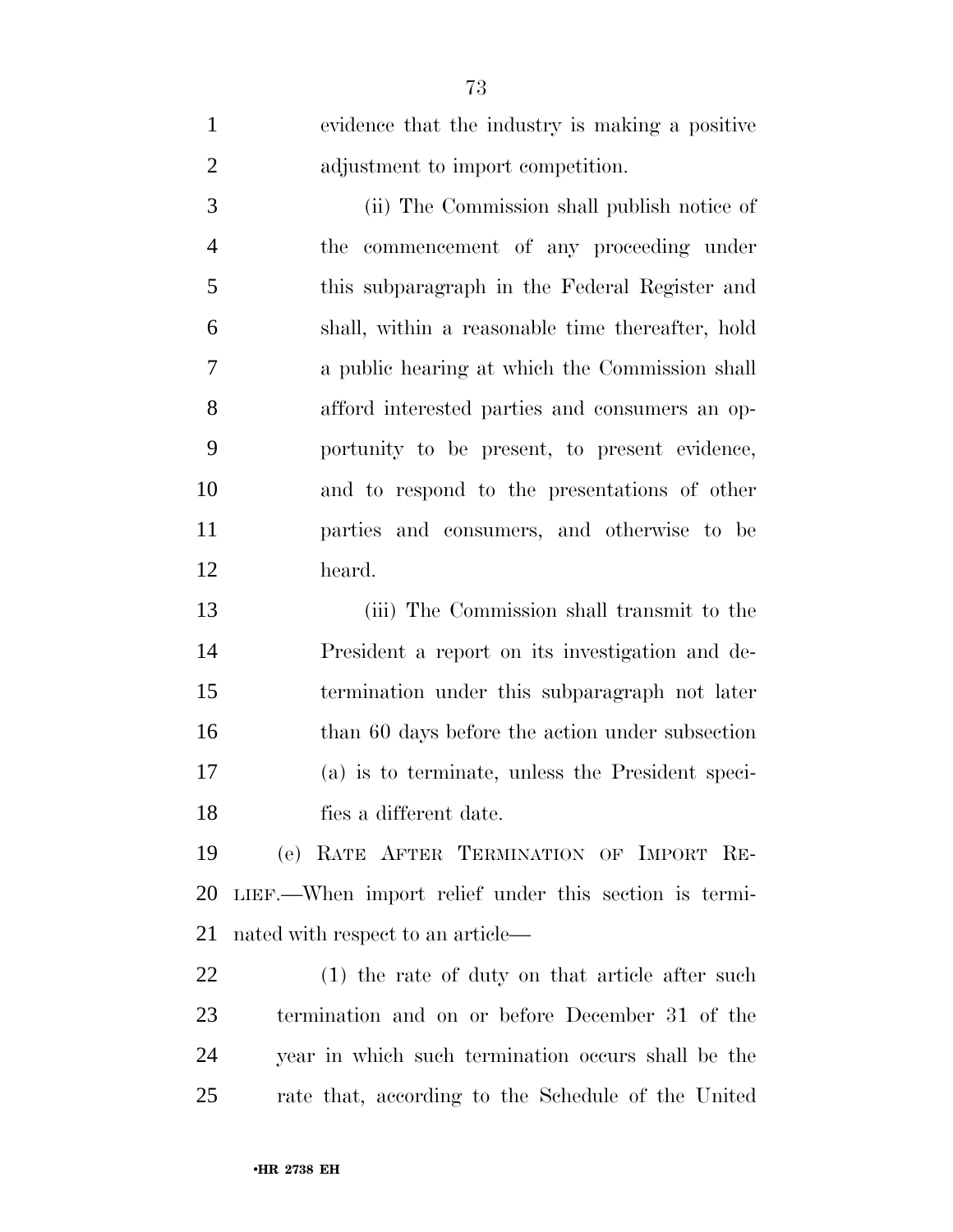evidence that the industry is making a positive adjustment to import competition.

(ii) The Commission shall publish notice of the commencement of any proceeding under this subparagraph in the Federal Register and shall, within a reasonable time thereafter, hold a public hearing at which the Commission shall afford interested parties and consumers an opportunity to be present, to present evidence, and to respond to the presentations of other parties and consumers, and otherwise to be heard.

(iii) The Commission shall transmit to the President a report on its investigation and determination under this subparagraph not later than 60 days before the action under subsection (a) is to terminate, unless the President specifies a different date.

(e) RATE AFTER TERMINATION OF IMPORT RELIEF.—When import relief under this section is terminated with respect to an article—

(1) the rate of duty on that article after such termination and on or before December 31 of the year in which such termination occurs shall be the rate that, according to the Schedule of the United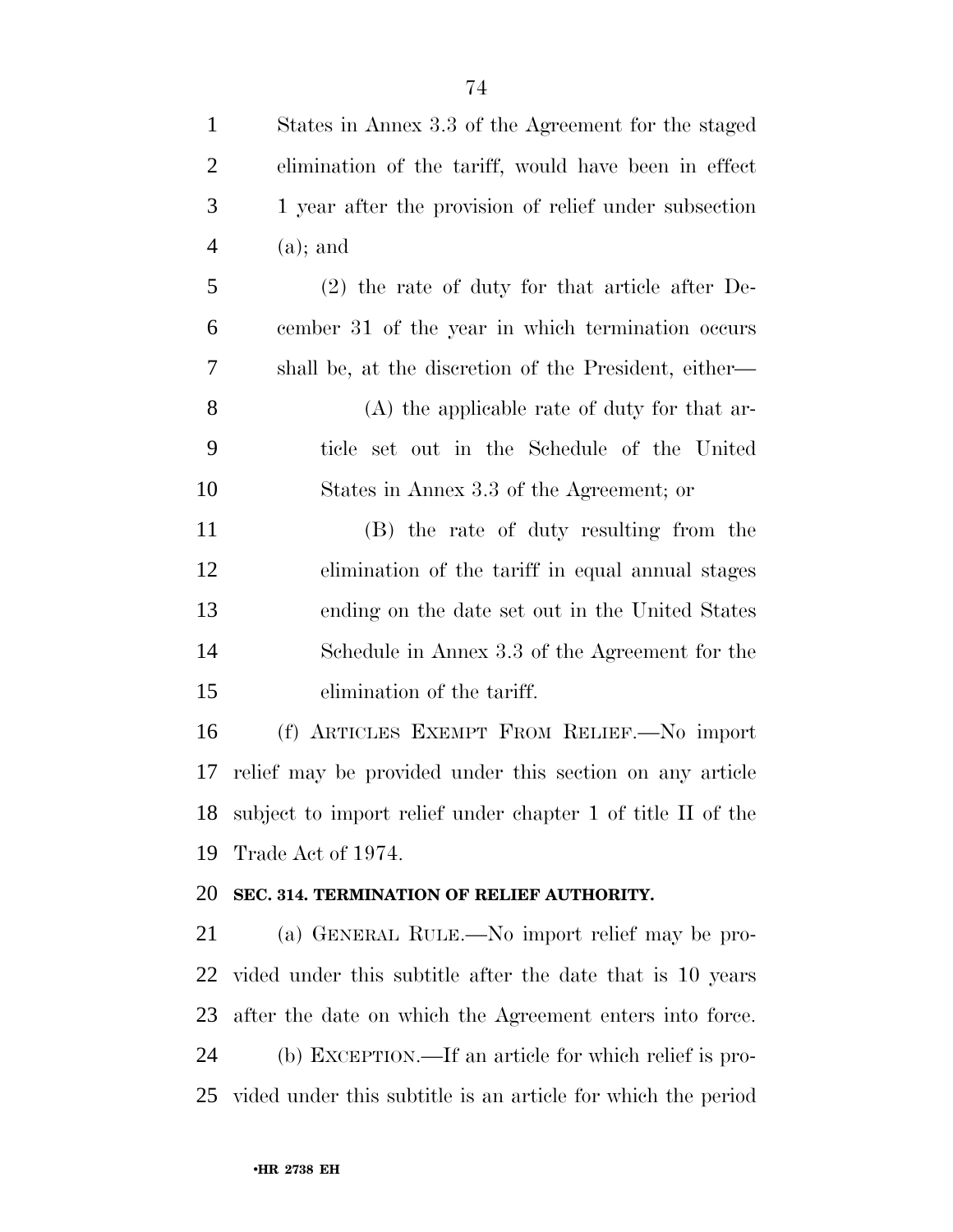States in Annex 3.3 of the Agreement for the staged elimination of the tariff, would have been in effect 1 year after the provision of relief under subsection (a); and

(2) the rate of duty for that article after December 31 of the year in which termination occurs shall be, at the discretion of the President, either—

(A) the applicable rate of duty for that article set out in the Schedule of the United States in Annex 3.3 of the Agreement; or

(B) the rate of duty resulting from the elimination of the tariff in equal annual stages ending on the date set out in the United States Schedule in Annex 3.3 of the Agreement for the elimination of the tariff.

(f) ARTICLES EXEMPT FROM RELIEF.—No import relief may be provided under this section on any article subject to import relief under chapter 1 of title II of the Trade Act of 1974.

**SEC. 314. TERMINATION OF RELIEF AUTHORITY.**

(a) GENERAL RULE.—No import relief may be provided under this subtitle after the date that is 10 years after the date on which the Agreement enters into force.

(b) EXCEPTION.—If an article for which relief is provided under this subtitle is an article for which the period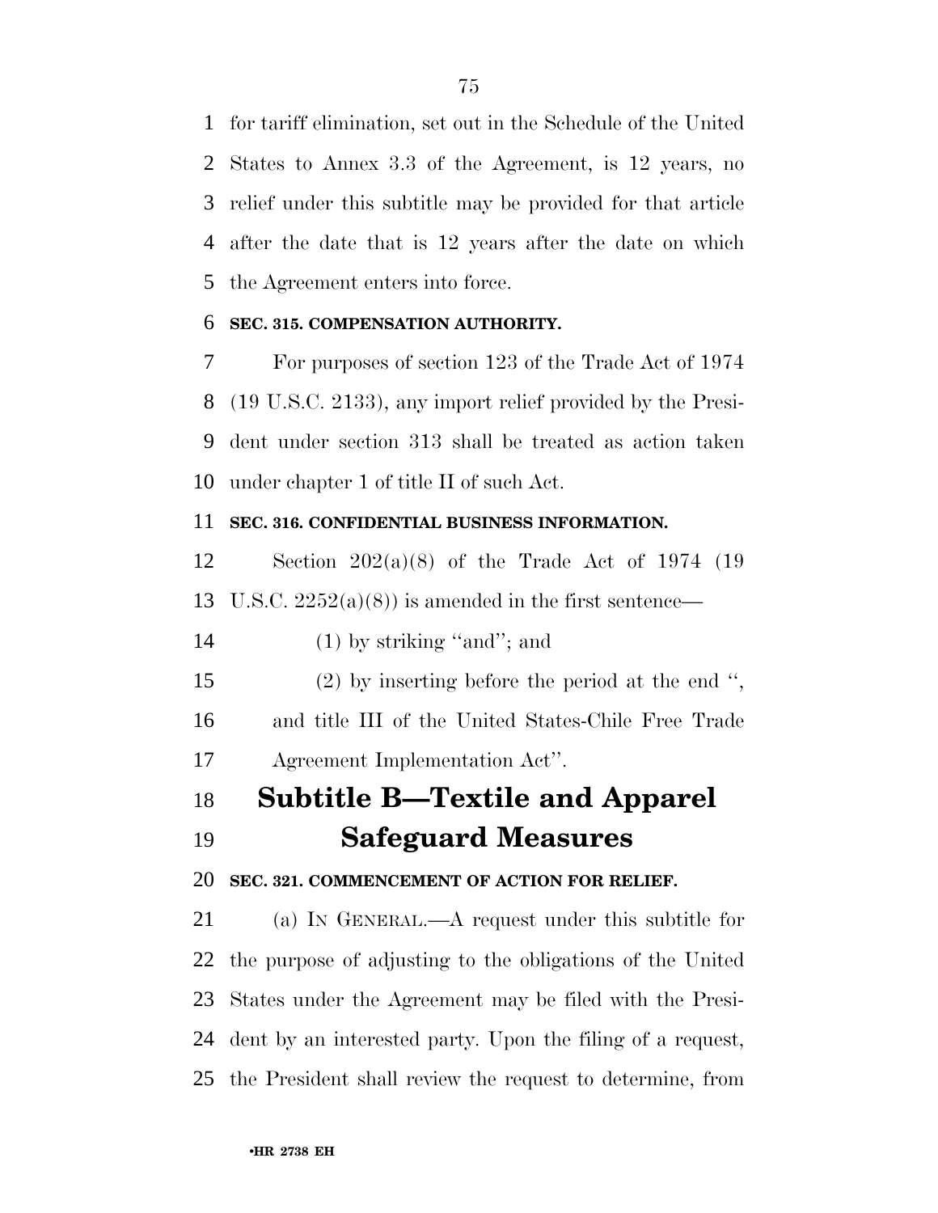for tariff elimination, set out in the Schedule of the United States to Annex 3.3 of the Agreement, is 12 years, no relief under this subtitle may be provided for that article after the date that is 12 years after the date on which the Agreement enters into force.

**SEC. 315. COMPENSATION AUTHORITY.**

For purposes of section 123 of the Trade Act of 1974 (19 U.S.C. 2133), any import relief provided by the President under section 313 shall be treated as action taken under chapter 1 of title II of such Act.

**SEC. 316. CONFIDENTIAL BUSINESS INFORMATION.**

Section 202(a)(8) of the Trade Act of 1974 (19 U.S.C. 2252(a)(8)) is amended in the first sentence—

(1) by striking ''and''; and

(2) by inserting before the period at the end '', and title III of the United States-Chile Free Trade Agreement Implementation Act''.

## Subtitle B—Textile and Apparel Safeguard Measures

**SEC. 321. COMMENCEMENT OF ACTION FOR RELIEF.**

(a) IN GENERAL.—A request under this subtitle for the purpose of adjusting to the obligations of the United States under the Agreement may be filed with the President by an interested party. Upon the filing of a request, the President shall review the request to determine, from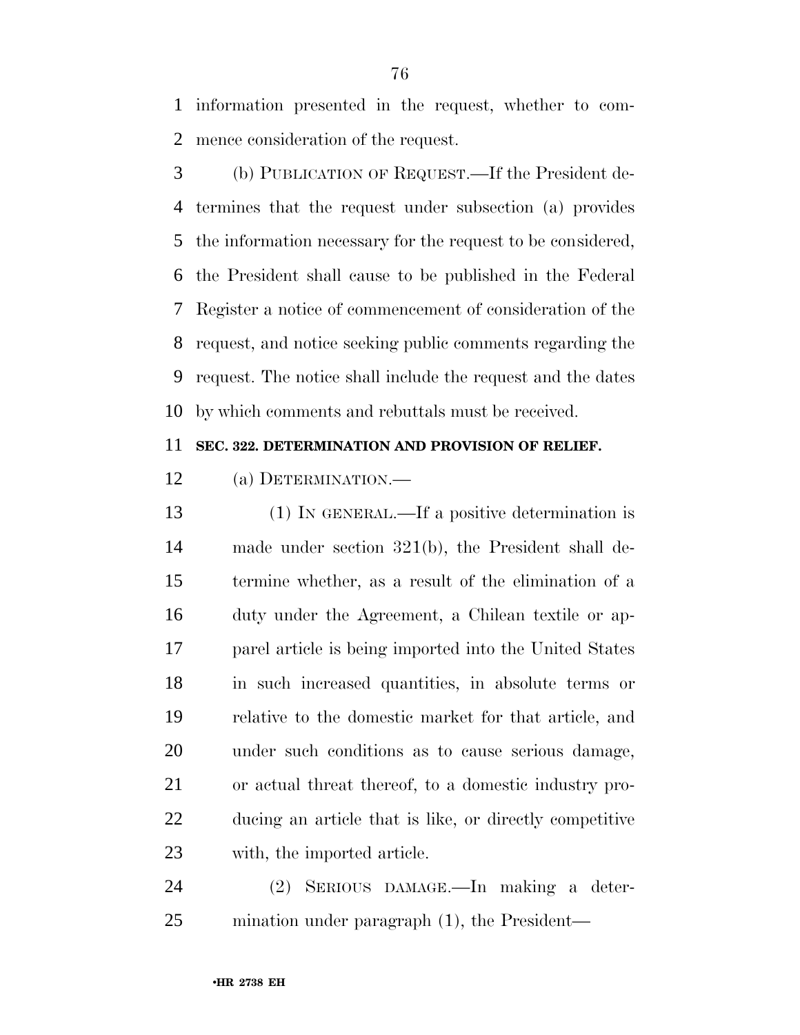information presented in the request, whether to commence consideration of the request.

(b) PUBLICATION OF REQUEST.—If the President determines that the request under subsection (a) provides the information necessary for the request to be considered, the President shall cause to be published in the Federal Register a notice of commencement of consideration of the request, and notice seeking public comments regarding the request. The notice shall include the request and the dates by which comments and rebuttals must be received.

**SEC. 322. DETERMINATION AND PROVISION OF RELIEF.**

(a) DETERMINATION.—

(1) IN GENERAL.—If a positive determination is made under section 321(b), the President shall determine whether, as a result of the elimination of a duty under the Agreement, a Chilean textile or apparel article is being imported into the United States in such increased quantities, in absolute terms or relative to the domestic market for that article, and under such conditions as to cause serious damage, or actual threat thereof, to a domestic industry producing an article that is like, or directly competitive with, the imported article.

(2) SERIOUS DAMAGE.—In making a determination under paragraph (1), the President—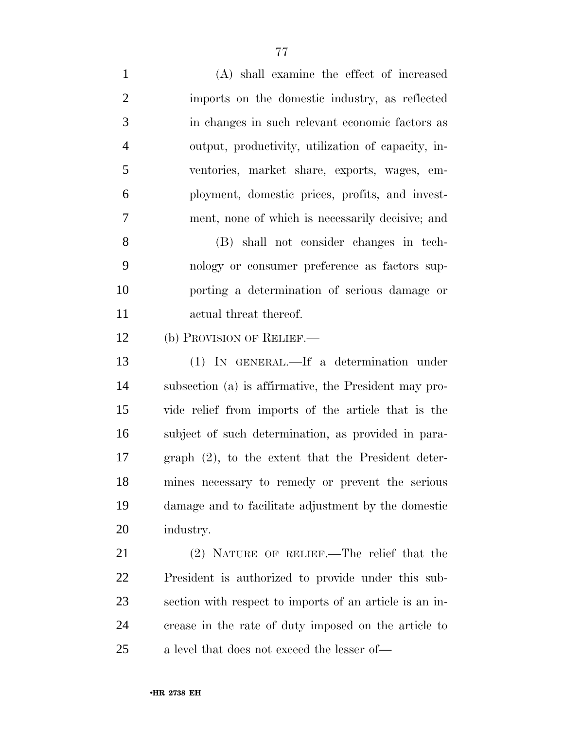(A) shall examine the effect of increased imports on the domestic industry, as reflected in changes in such relevant economic factors as output, productivity, utilization of capacity, inventories, market share, exports, wages, employment, domestic prices, profits, and investment, none of which is necessarily decisive; and

(B) shall not consider changes in technology or consumer preference as factors supporting a determination of serious damage or actual threat thereof.

(b) PROVISION OF RELIEF.—

(1) IN GENERAL.—If a determination under subsection (a) is affirmative, the President may provide relief from imports of the article that is the subject of such determination, as provided in paragraph (2), to the extent that the President determines necessary to remedy or prevent the serious damage and to facilitate adjustment by the domestic industry.

(2) NATURE OF RELIEF.—The relief that the President is authorized to provide under this subsection with respect to imports of an article is an increase in the rate of duty imposed on the article to a level that does not exceed the lesser of—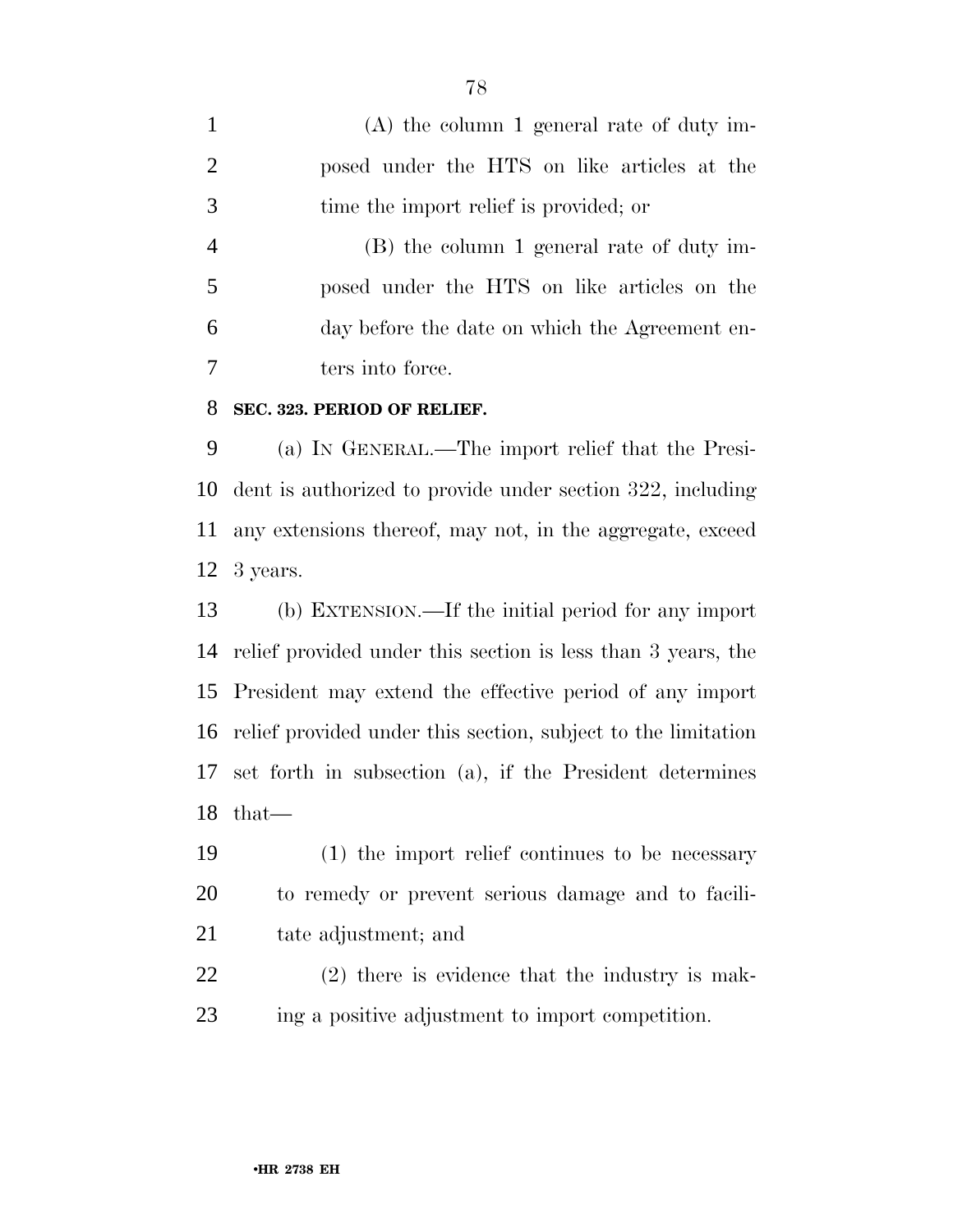(A) the column 1 general rate of duty imposed under the HTS on like articles at the time the import relief is provided; or

(B) the column 1 general rate of duty imposed under the HTS on like articles on the day before the date on which the Agreement enters into force.

**SEC. 323. PERIOD OF RELIEF.**

(a) IN GENERAL.—The import relief that the President is authorized to provide under section 322, including any extensions thereof, may not, in the aggregate, exceed 3 years.

(b) EXTENSION.—If the initial period for any import relief provided under this section is less than 3 years, the President may extend the effective period of any import relief provided under this section, subject to the limitation set forth in subsection (a), if the President determines that—

(1) the import relief continues to be necessary to remedy or prevent serious damage and to facilitate adjustment; and

(2) there is evidence that the industry is making a positive adjustment to import competition.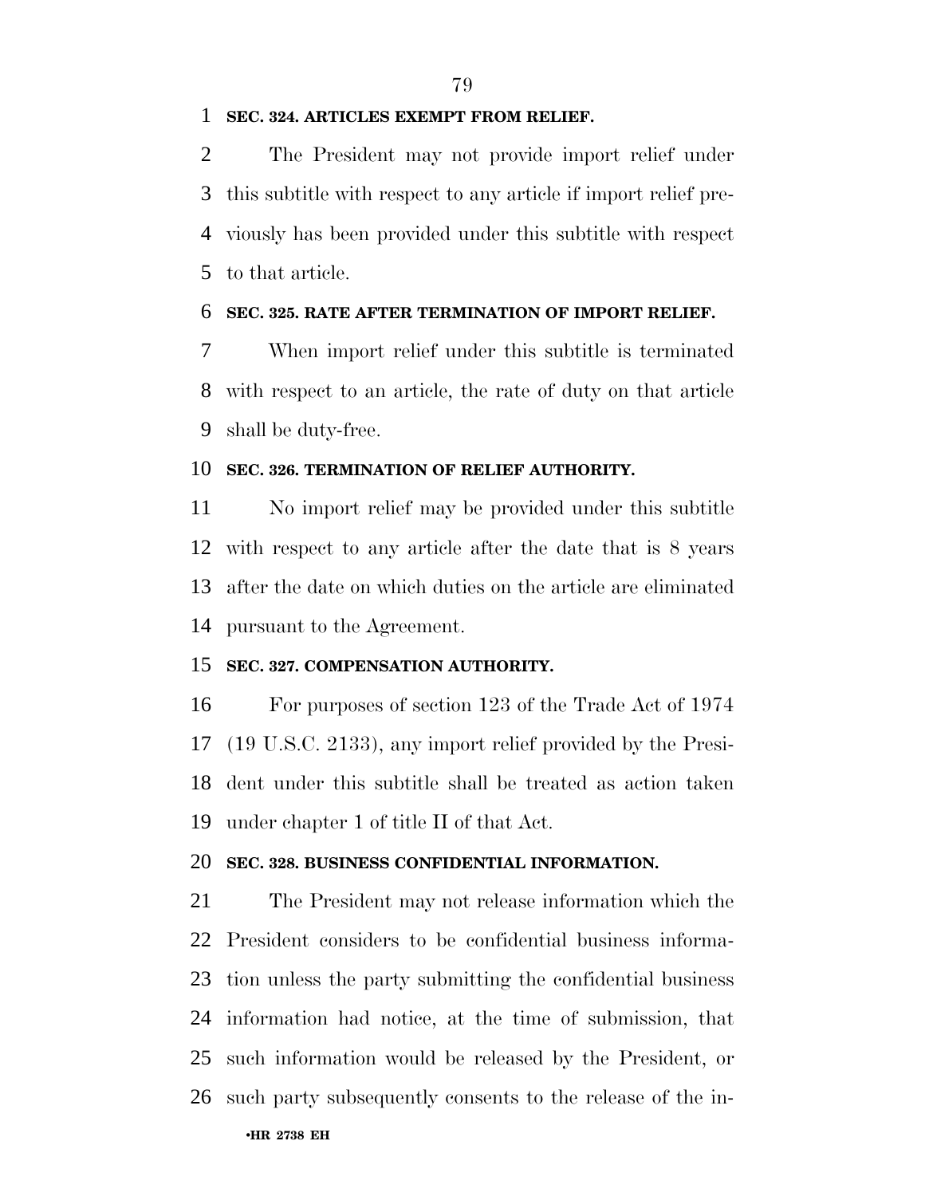### SEC. 324. ARTICLES EXEMPT FROM RELIEF.

The President may not provide import relief under this subtitle with respect to any article if import relief previously has been provided under this subtitle with respect to that article.

### SEC. 325. RATE AFTER TERMINATION OF IMPORT RELIEF.

When import relief under this subtitle is terminated with respect to an article, the rate of duty on that article shall be duty-free.

### SEC. 326. TERMINATION OF RELIEF AUTHORITY.

No import relief may be provided under this subtitle with respect to any article after the date that is 8 years after the date on which duties on the article are eliminated pursuant to the Agreement.

### SEC. 327. COMPENSATION AUTHORITY.

For purposes of section 123 of the Trade Act of 1974 (19 U.S.C. 2133), any import relief provided by the President under this subtitle shall be treated as action taken under chapter 1 of title II of that Act.

### SEC. 328. BUSINESS CONFIDENTIAL INFORMATION.

The President may not release information which the President considers to be confidential business information unless the party submitting the confidential business information had notice, at the time of submission, that such information would be released by the President, or such party subsequently consents to the release of the in-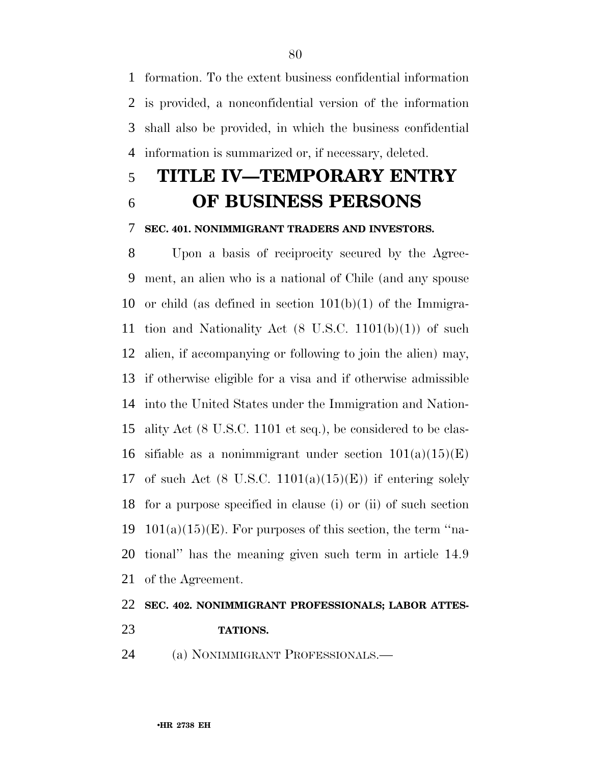formation. To the extent business confidential information is provided, a nonconfidential version of the information shall also be provided, in which the business confidential information is summarized or, if necessary, deleted.

# TITLE IV—TEMPORARY ENTRY OF BUSINESS PERSONS

### SEC. 401. NONIMMIGRANT TRADERS AND INVESTORS.

Upon a basis of reciprocity secured by the Agreement, an alien who is a national of Chile (and any spouse or child (as defined in section 101(b)(1) of the Immigration and Nationality Act (8 U.S.C. 1101(b)(1)) of such alien, if accompanying or following to join the alien) may, if otherwise eligible for a visa and if otherwise admissible into the United States under the Immigration and Nationality Act (8 U.S.C. 1101 et seq.), be considered to be classifiable as a nonimmigrant under section 101(a)(15)(E) of such Act (8 U.S.C. 1101(a)(15)(E)) if entering solely for a purpose specified in clause (i) or (ii) of such section 101(a)(15)(E). For purposes of this section, the term ''national'' has the meaning given such term in article 14.9 of the Agreement.

### SEC. 402. NONIMMIGRANT PROFESSIONALS; LABOR ATTESTATIONS.

(a) NONIMMIGRANT PROFESSIONALS.—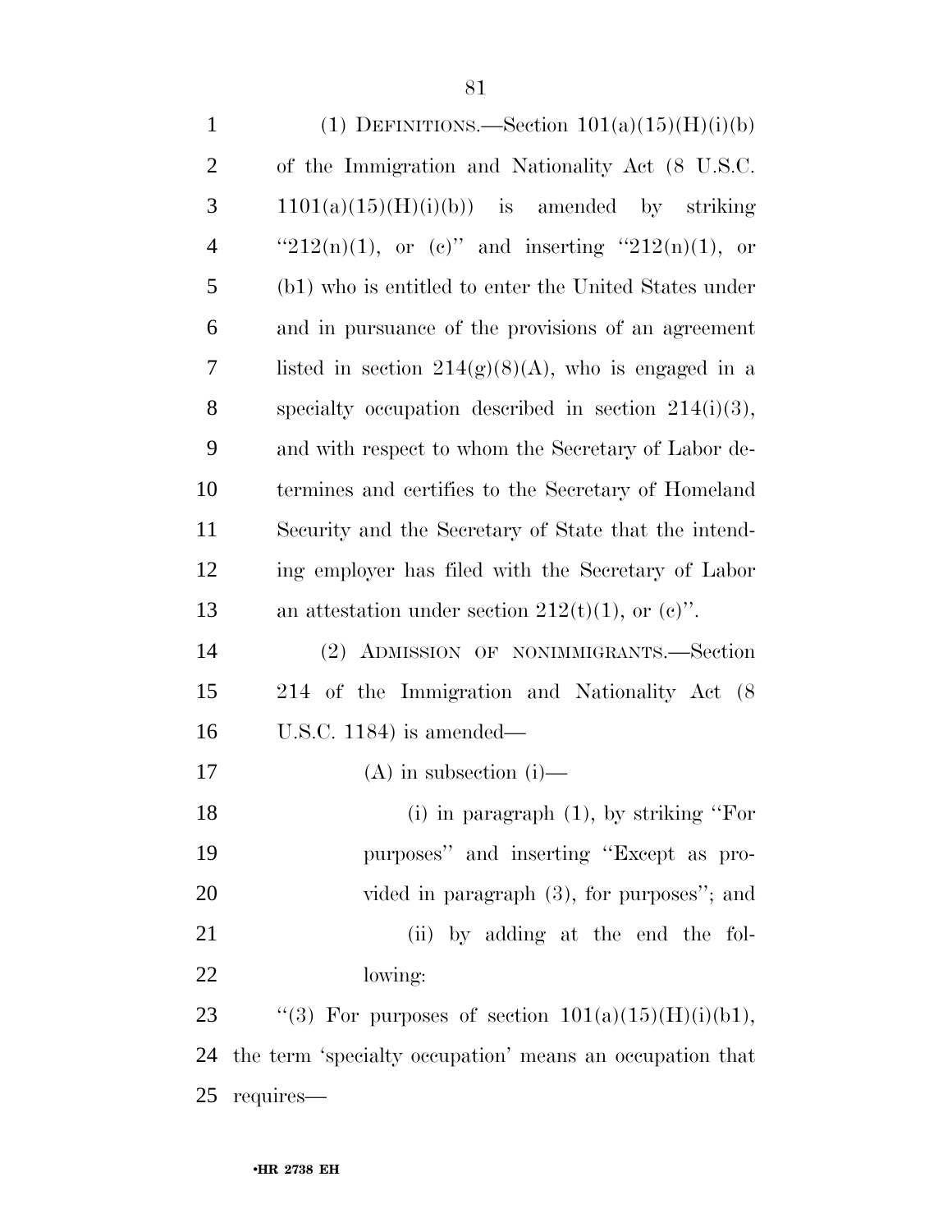(1) DEFINITIONS.—Section 101(a)(15)(H)(i)(b) of the Immigration and Nationality Act (8 U.S.C. 1101(a)(15)(H)(i)(b)) is amended by striking "212(n)(1), or (c)" and inserting "212(n)(1), or (b1) who is entitled to enter the United States under and in pursuance of the provisions of an agreement listed in section 214(g)(8)(A), who is engaged in a specialty occupation described in section 214(i)(3), and with respect to whom the Secretary of Labor determines and certifies to the Secretary of Homeland Security and the Secretary of State that the intending employer has filed with the Secretary of Labor an attestation under section 212(t)(1), or (c)".

(2) ADMISSION OF NONIMMIGRANTS.—Section 214 of the Immigration and Nationality Act (8 U.S.C. 1184) is amended—

(A) in subsection (i)—

(i) in paragraph (1), by striking "For purposes" and inserting "Except as provided in paragraph (3), for purposes"; and

(ii) by adding at the end the following:

"(3) For purposes of section 101(a)(15)(H)(i)(b1), the term 'specialty occupation' means an occupation that requires—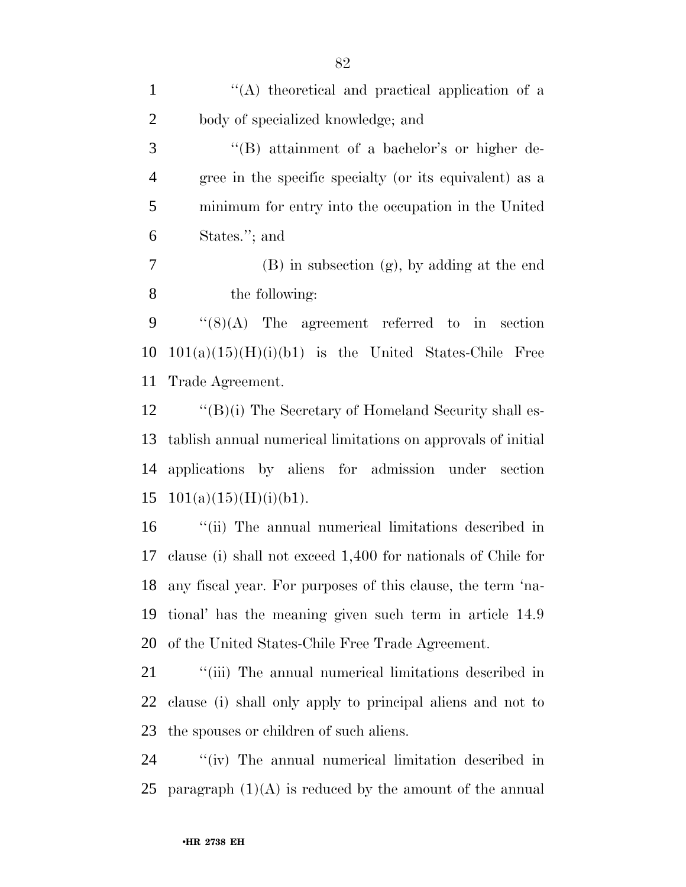''(A) theoretical and practical application of a body of specialized knowledge; and

''(B) attainment of a bachelor's or higher degree in the specific specialty (or its equivalent) as a minimum for entry into the occupation in the United States.''; and

(B) in subsection (g), by adding at the end the following:

''(8)(A) The agreement referred to in section 101(a)(15)(H)(i)(b1) is the United States-Chile Free Trade Agreement.

''(B)(i) The Secretary of Homeland Security shall establish annual numerical limitations on approvals of initial applications by aliens for admission under section 101(a)(15)(H)(i)(b1).

''(ii) The annual numerical limitations described in clause (i) shall not exceed 1,400 for nationals of Chile for any fiscal year. For purposes of this clause, the term 'national' has the meaning given such term in article 14.9 of the United States-Chile Free Trade Agreement.

''(iii) The annual numerical limitations described in clause (i) shall only apply to principal aliens and not to the spouses or children of such aliens.

''(iv) The annual numerical limitation described in paragraph (1)(A) is reduced by the amount of the annual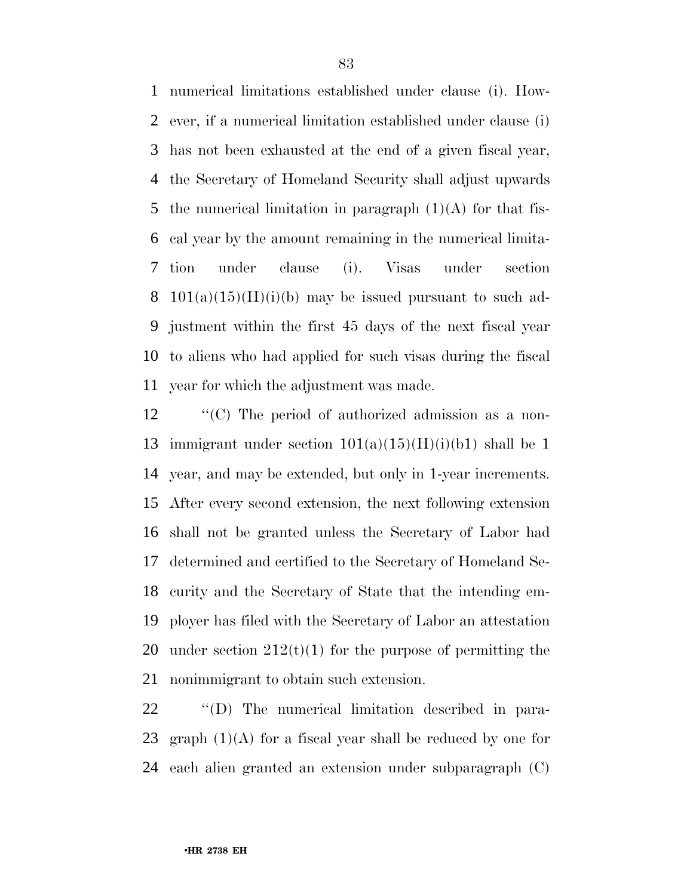numerical limitations established under clause (i). However, if a numerical limitation established under clause (i) has not been exhausted at the end of a given fiscal year, the Secretary of Homeland Security shall adjust upwards the numerical limitation in paragraph (1)(A) for that fiscal year by the amount remaining in the numerical limitation under clause (i). Visas under section 101(a)(15)(H)(i)(b) may be issued pursuant to such adjustment within the first 45 days of the next fiscal year to aliens who had applied for such visas during the fiscal year for which the adjustment was made.

''(C) The period of authorized admission as a nonimmigrant under section 101(a)(15)(H)(i)(b1) shall be 1 year, and may be extended, but only in 1-year increments. After every second extension, the next following extension shall not be granted unless the Secretary of Labor had determined and certified to the Secretary of Homeland Security and the Secretary of State that the intending employer has filed with the Secretary of Labor an attestation under section 212(t)(1) for the purpose of permitting the nonimmigrant to obtain such extension.

''(D) The numerical limitation described in paragraph (1)(A) for a fiscal year shall be reduced by one for each alien granted an extension under subparagraph (C)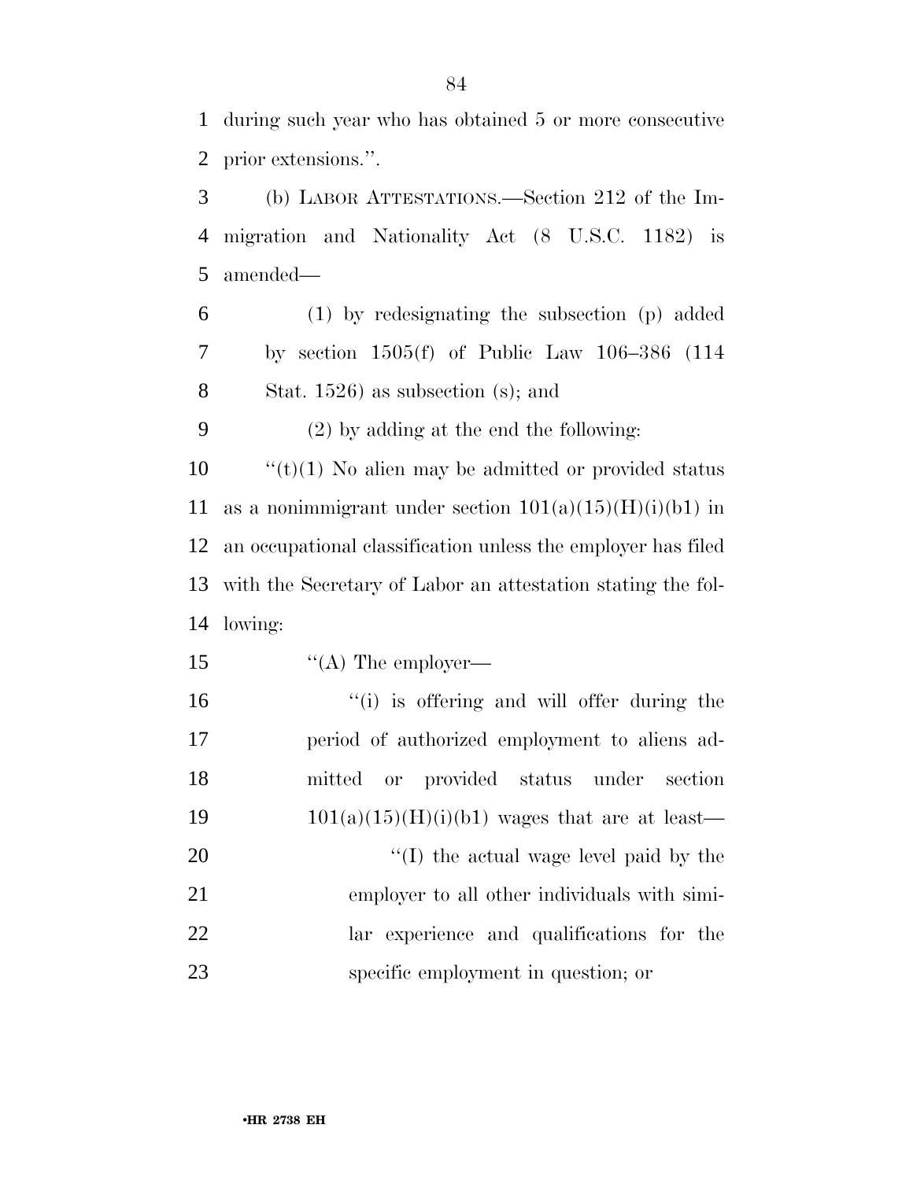during such year who has obtained 5 or more consecutive prior extensions.''.

(b) LABOR ATTESTATIONS.—Section 212 of the Immigration and Nationality Act (8 U.S.C. 1182) is amended—

(1) by redesignating the subsection (p) added by section 1505(f) of Public Law 106–386 (114 Stat. 1526) as subsection (s); and

(2) by adding at the end the following:

''(t)(1) No alien may be admitted or provided status as a nonimmigrant under section 101(a)(15)(H)(i)(b1) in an occupational classification unless the employer has filed with the Secretary of Labor an attestation stating the following:

''(A) The employer—

''(i) is offering and will offer during the period of authorized employment to aliens admitted or provided status under section 101(a)(15)(H)(i)(b1) wages that are at least—

''(I) the actual wage level paid by the employer to all other individuals with similar experience and qualifications for the specific employment in question; or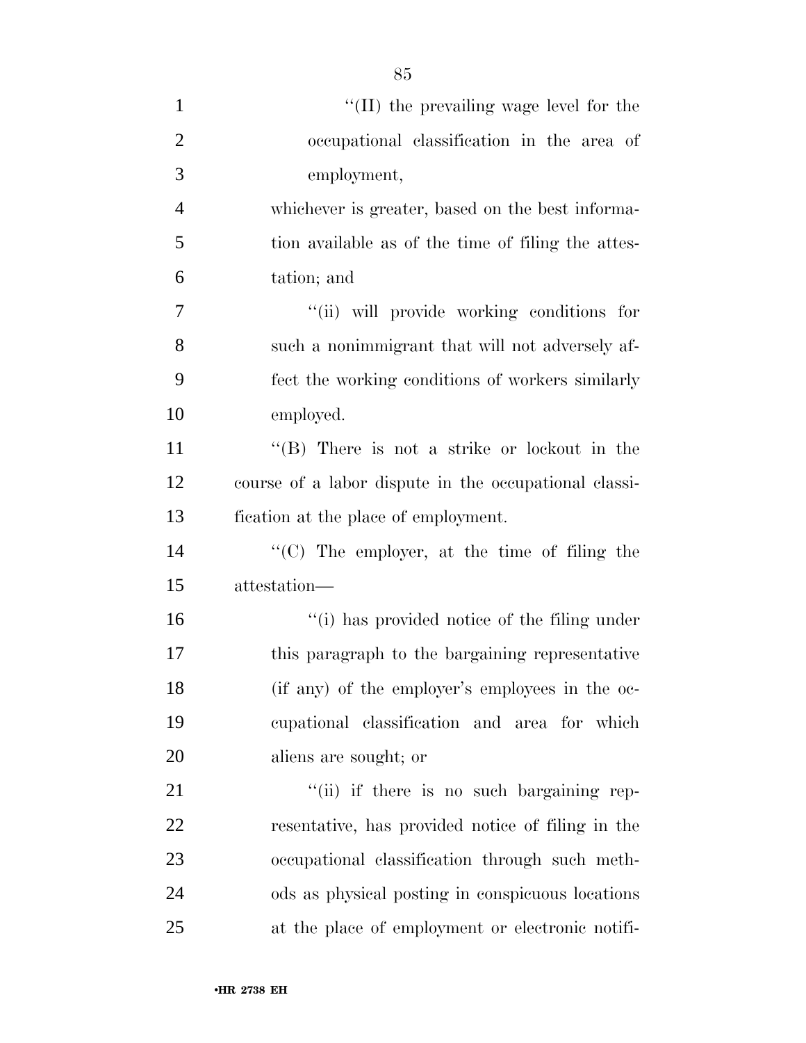''(II) the prevailing wage level for the occupational classification in the area of employment,

whichever is greater, based on the best information available as of the time of filing the attestation; and

''(ii) will provide working conditions for such a nonimmigrant that will not adversely affect the working conditions of workers similarly employed.

''(B) There is not a strike or lockout in the course of a labor dispute in the occupational classification at the place of employment.

''(C) The employer, at the time of filing the attestation—

''(i) has provided notice of the filing under this paragraph to the bargaining representative (if any) of the employer's employees in the occupational classification and area for which aliens are sought; or

''(ii) if there is no such bargaining representative, has provided notice of filing in the occupational classification through such methods as physical posting in conspicuous locations at the place of employment or electronic notifi-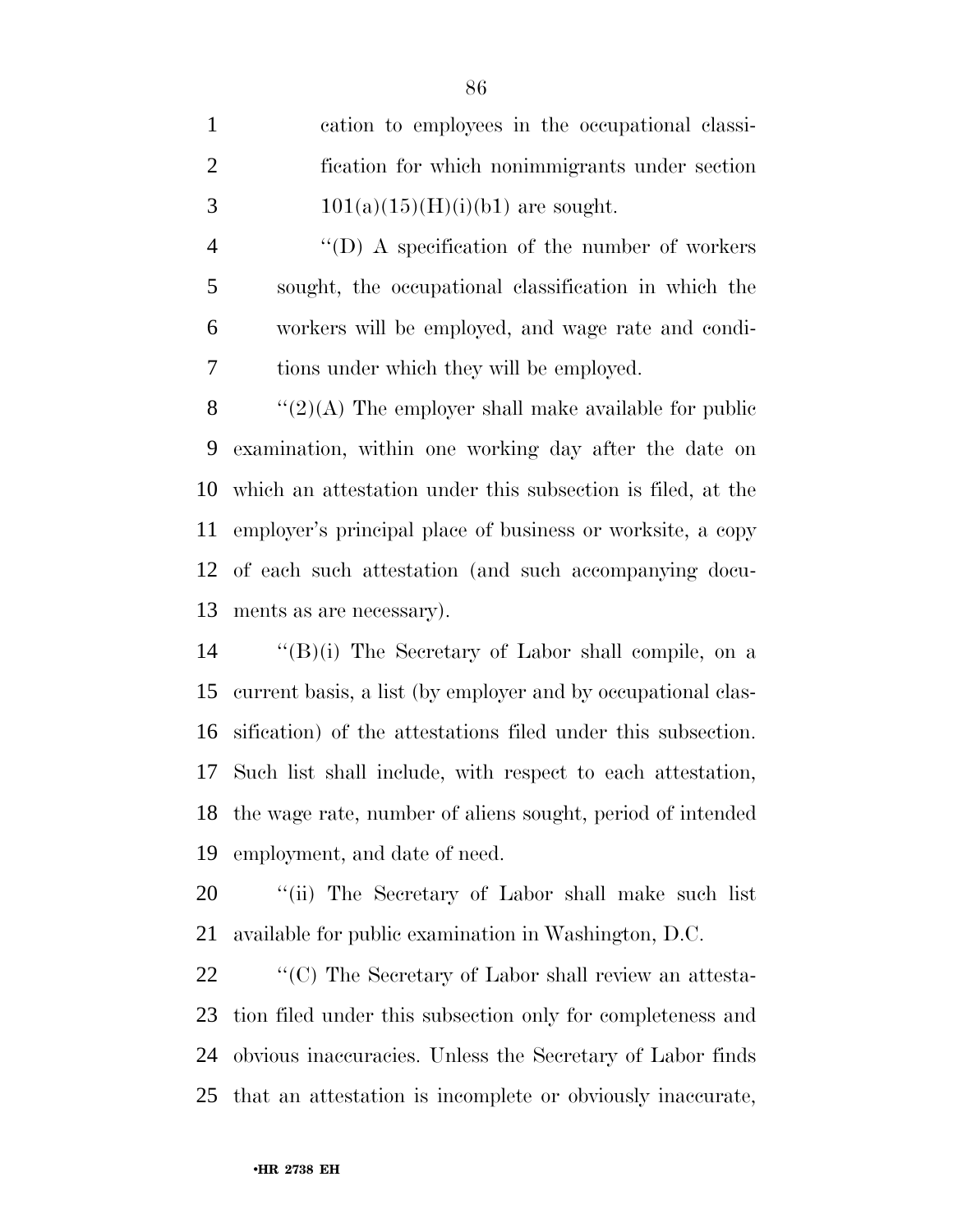cation to employees in the occupational classification for which nonimmigrants under section 101(a)(15)(H)(i)(b1) are sought.

''(D) A specification of the number of workers sought, the occupational classification in which the workers will be employed, and wage rate and conditions under which they will be employed.

''(2)(A) The employer shall make available for public examination, within one working day after the date on which an attestation under this subsection is filed, at the employer's principal place of business or worksite, a copy of each such attestation (and such accompanying documents as are necessary).

''(B)(i) The Secretary of Labor shall compile, on a current basis, a list (by employer and by occupational classification) of the attestations filed under this subsection. Such list shall include, with respect to each attestation, the wage rate, number of aliens sought, period of intended employment, and date of need.

''(ii) The Secretary of Labor shall make such list available for public examination in Washington, D.C.

''(C) The Secretary of Labor shall review an attestation filed under this subsection only for completeness and obvious inaccuracies. Unless the Secretary of Labor finds that an attestation is incomplete or obviously inaccurate,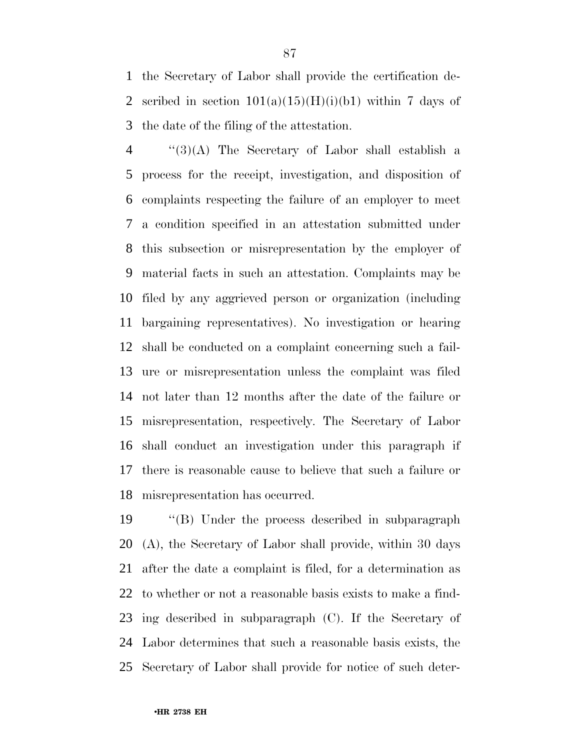the Secretary of Labor shall provide the certification described in section 101(a)(15)(H)(i)(b1) within 7 days of the date of the filing of the attestation.

"(3)(A) The Secretary of Labor shall establish a process for the receipt, investigation, and disposition of complaints respecting the failure of an employer to meet a condition specified in an attestation submitted under this subsection or misrepresentation by the employer of material facts in such an attestation. Complaints may be filed by any aggrieved person or organization (including bargaining representatives). No investigation or hearing shall be conducted on a complaint concerning such a failure or misrepresentation unless the complaint was filed not later than 12 months after the date of the failure or misrepresentation, respectively. The Secretary of Labor shall conduct an investigation under this paragraph if there is reasonable cause to believe that such a failure or misrepresentation has occurred.

"(B) Under the process described in subparagraph (A), the Secretary of Labor shall provide, within 30 days after the date a complaint is filed, for a determination as to whether or not a reasonable basis exists to make a finding described in subparagraph (C). If the Secretary of Labor determines that such a reasonable basis exists, the Secretary of Labor shall provide for notice of such deter-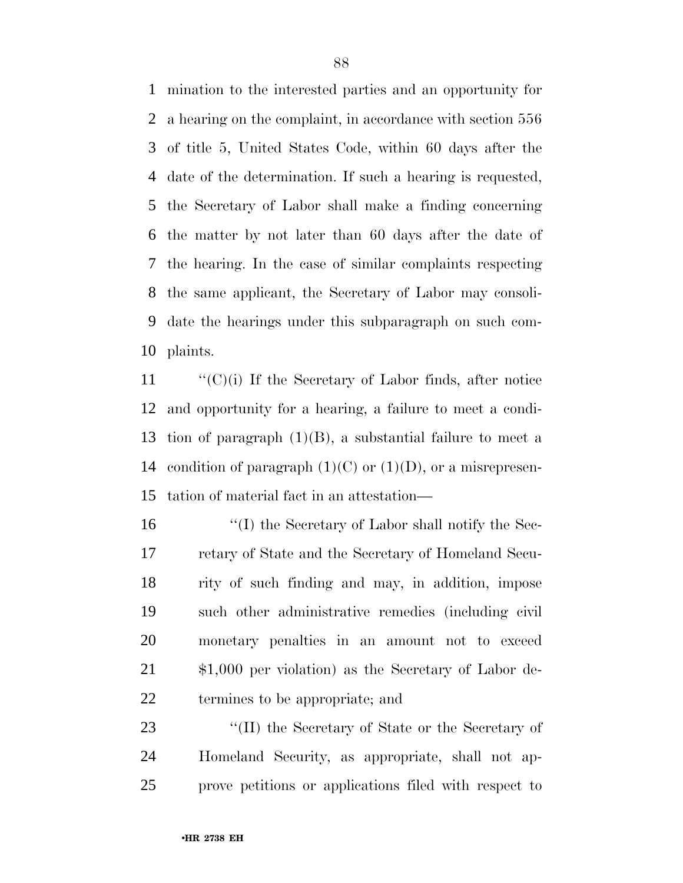mination to the interested parties and an opportunity for a hearing on the complaint, in accordance with section 556 of title 5, United States Code, within 60 days after the date of the determination. If such a hearing is requested, the Secretary of Labor shall make a finding concerning the matter by not later than 60 days after the date of the hearing. In the case of similar complaints respecting the same applicant, the Secretary of Labor may consolidate the hearings under this subparagraph on such complaints.

''(C)(i) If the Secretary of Labor finds, after notice and opportunity for a hearing, a failure to meet a condition of paragraph (1)(B), a substantial failure to meet a condition of paragraph (1)(C) or (1)(D), or a misrepresentation of material fact in an attestation—

''(I) the Secretary of Labor shall notify the Secretary of State and the Secretary of Homeland Security of such finding and may, in addition, impose such other administrative remedies (including civil monetary penalties in an amount not to exceed $1,000 per violation) as the Secretary of Labor determines to be appropriate; and

''(II) the Secretary of State or the Secretary of Homeland Security, as appropriate, shall not approve petitions or applications filed with respect to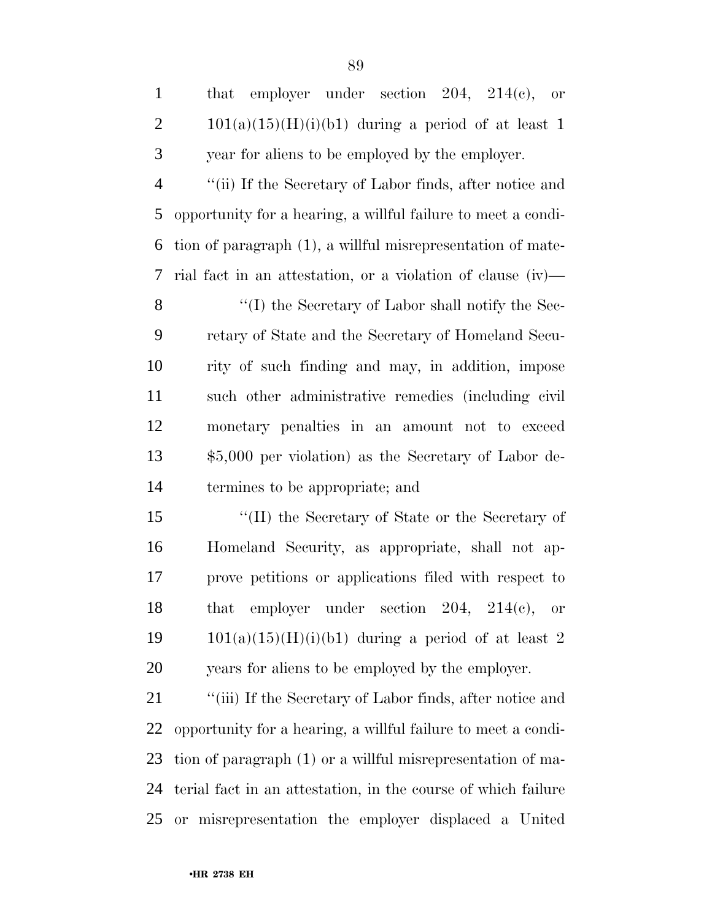that employer under section 204, 214(c), or 101(a)(15)(H)(i)(b1) during a period of at least 1 year for aliens to be employed by the employer.

''(ii) If the Secretary of Labor finds, after notice and opportunity for a hearing, a willful failure to meet a condition of paragraph (1), a willful misrepresentation of material fact in an attestation, or a violation of clause (iv)—

''(I) the Secretary of Labor shall notify the Secretary of State and the Secretary of Homeland Security of such finding and may, in addition, impose such other administrative remedies (including civil monetary penalties in an amount not to exceed $5,000 per violation) as the Secretary of Labor determines to be appropriate; and

''(II) the Secretary of State or the Secretary of Homeland Security, as appropriate, shall not approve petitions or applications filed with respect to that employer under section 204, 214(c), or 101(a)(15)(H)(i)(b1) during a period of at least 2 years for aliens to be employed by the employer.

''(iii) If the Secretary of Labor finds, after notice and opportunity for a hearing, a willful failure to meet a condition of paragraph (1) or a willful misrepresentation of material fact in an attestation, in the course of which failure or misrepresentation the employer displaced a United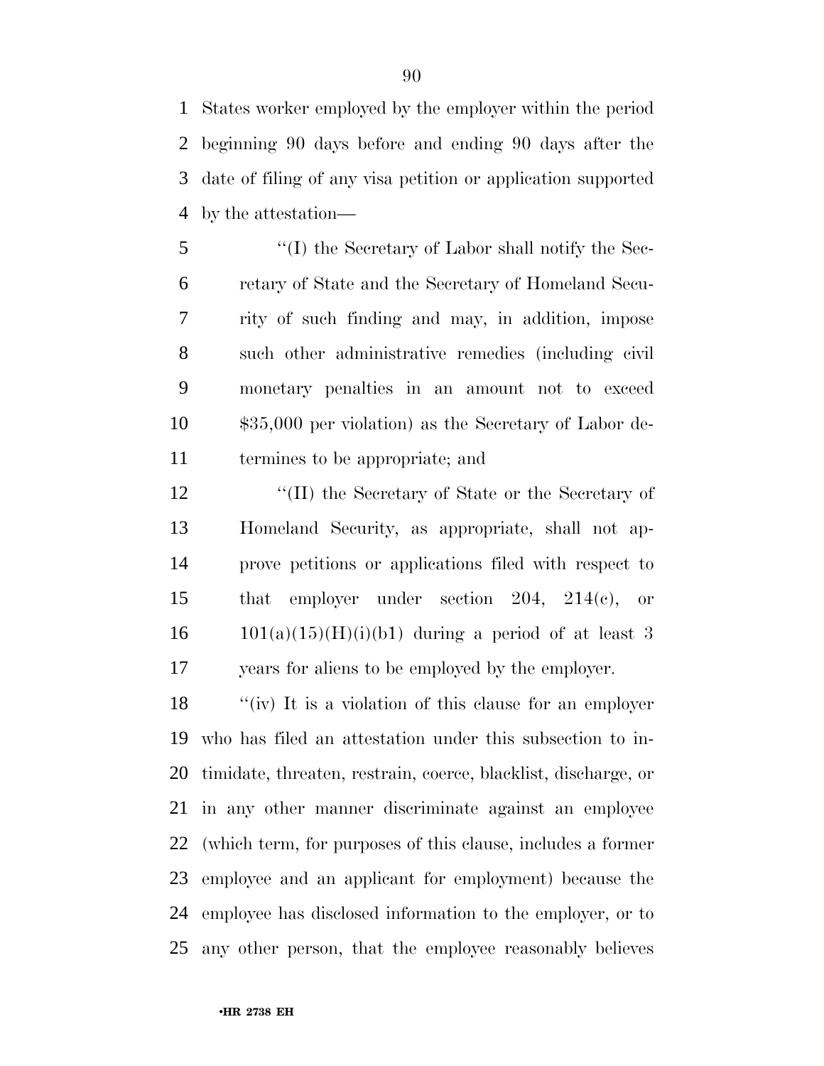States worker employed by the employer within the period beginning 90 days before and ending 90 days after the date of filing of any visa petition or application supported by the attestation—

''(I) the Secretary of Labor shall notify the Secretary of State and the Secretary of Homeland Security of such finding and may, in addition, impose such other administrative remedies (including civil monetary penalties in an amount not to exceed $35,000 per violation) as the Secretary of Labor determines to be appropriate; and

''(II) the Secretary of State or the Secretary of Homeland Security, as appropriate, shall not approve petitions or applications filed with respect to that employer under section 204, 214(c), or 101(a)(15)(H)(i)(b1) during a period of at least 3 years for aliens to be employed by the employer.

''(iv) It is a violation of this clause for an employer who has filed an attestation under this subsection to intimidate, threaten, restrain, coerce, blacklist, discharge, or in any other manner discriminate against an employee (which term, for purposes of this clause, includes a former employee and an applicant for employment) because the employee has disclosed information to the employer, or to any other person, that the employee reasonably believes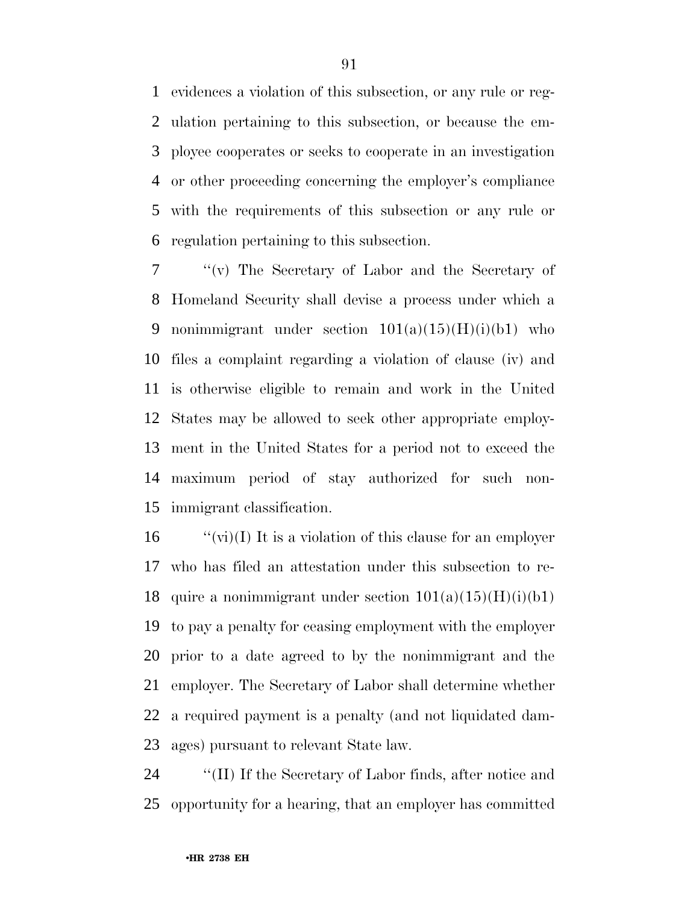evidences a violation of this subsection, or any rule or regulation pertaining to this subsection, or because the employee cooperates or seeks to cooperate in an investigation or other proceeding concerning the employer's compliance with the requirements of this subsection or any rule or regulation pertaining to this subsection.

"(v) The Secretary of Labor and the Secretary of Homeland Security shall devise a process under which a nonimmigrant under section 101(a)(15)(H)(i)(b1) who files a complaint regarding a violation of clause (iv) and is otherwise eligible to remain and work in the United States may be allowed to seek other appropriate employment in the United States for a period not to exceed the maximum period of stay authorized for such nonimmigrant classification.

"(vi)(I) It is a violation of this clause for an employer who has filed an attestation under this subsection to require a nonimmigrant under section 101(a)(15)(H)(i)(b1) to pay a penalty for ceasing employment with the employer prior to a date agreed to by the nonimmigrant and the employer. The Secretary of Labor shall determine whether a required payment is a penalty (and not liquidated damages) pursuant to relevant State law.

"(II) If the Secretary of Labor finds, after notice and opportunity for a hearing, that an employer has committed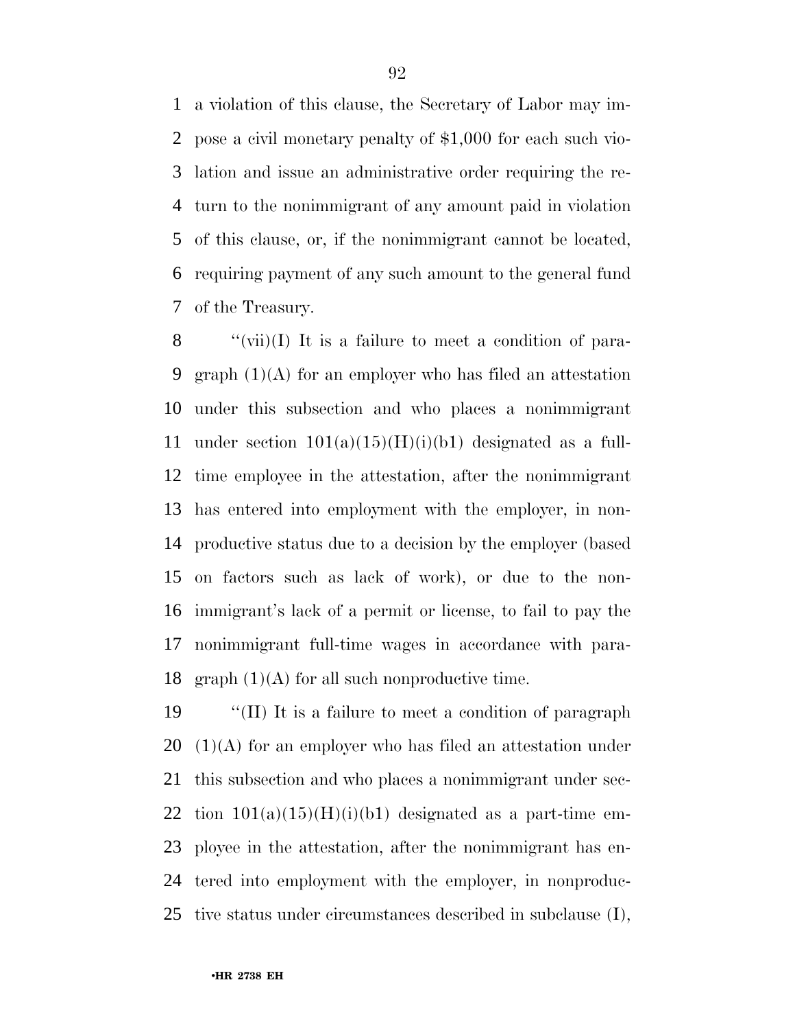a violation of this clause, the Secretary of Labor may impose a civil monetary penalty of $1,000 for each such violation and issue an administrative order requiring the return to the nonimmigrant of any amount paid in violation of this clause, or, if the nonimmigrant cannot be located, requiring payment of any such amount to the general fund of the Treasury.

''(vii)(I) It is a failure to meet a condition of paragraph (1)(A) for an employer who has filed an attestation under this subsection and who places a nonimmigrant under section 101(a)(15)(H)(i)(b1) designated as a full-time employee in the attestation, after the nonimmigrant has entered into employment with the employer, in nonproductive status due to a decision by the employer (based on factors such as lack of work), or due to the nonimmigrant's lack of a permit or license, to fail to pay the nonimmigrant full-time wages in accordance with paragraph (1)(A) for all such nonproductive time.

''(II) It is a failure to meet a condition of paragraph (1)(A) for an employer who has filed an attestation under this subsection and who places a nonimmigrant under section 101(a)(15)(H)(i)(b1) designated as a part-time employee in the attestation, after the nonimmigrant has entered into employment with the employer, in nonproductive status under circumstances described in subclause (I),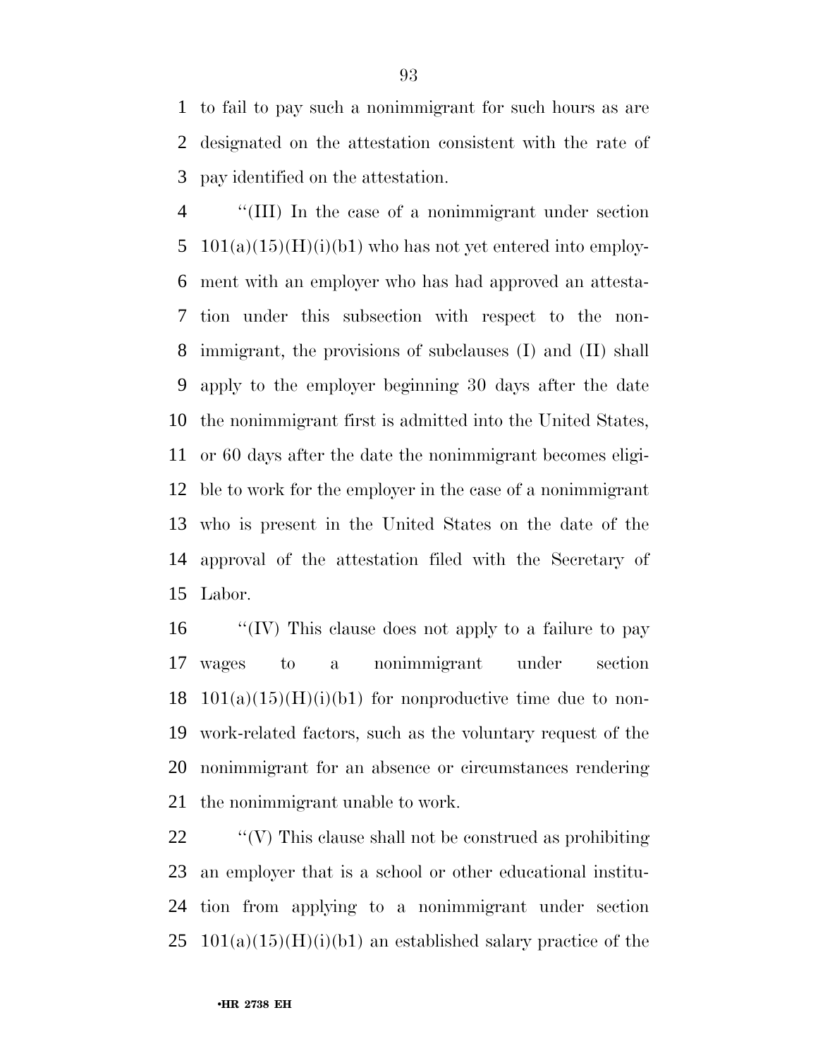to fail to pay such a nonimmigrant for such hours as are designated on the attestation consistent with the rate of pay identified on the attestation.

''(III) In the case of a nonimmigrant under section 101(a)(15)(H)(i)(b1) who has not yet entered into employment with an employer who has had approved an attestation under this subsection with respect to the nonimmigrant, the provisions of subclauses (I) and (II) shall apply to the employer beginning 30 days after the date the nonimmigrant first is admitted into the United States, or 60 days after the date the nonimmigrant becomes eligible to work for the employer in the case of a nonimmigrant who is present in the United States on the date of the approval of the attestation filed with the Secretary of Labor.

''(IV) This clause does not apply to a failure to pay wages to a nonimmigrant under section 101(a)(15)(H)(i)(b1) for nonproductive time due to non-work-related factors, such as the voluntary request of the nonimmigrant for an absence or circumstances rendering the nonimmigrant unable to work.

''(V) This clause shall not be construed as prohibiting an employer that is a school or other educational institution from applying to a nonimmigrant under section 101(a)(15)(H)(i)(b1) an established salary practice of the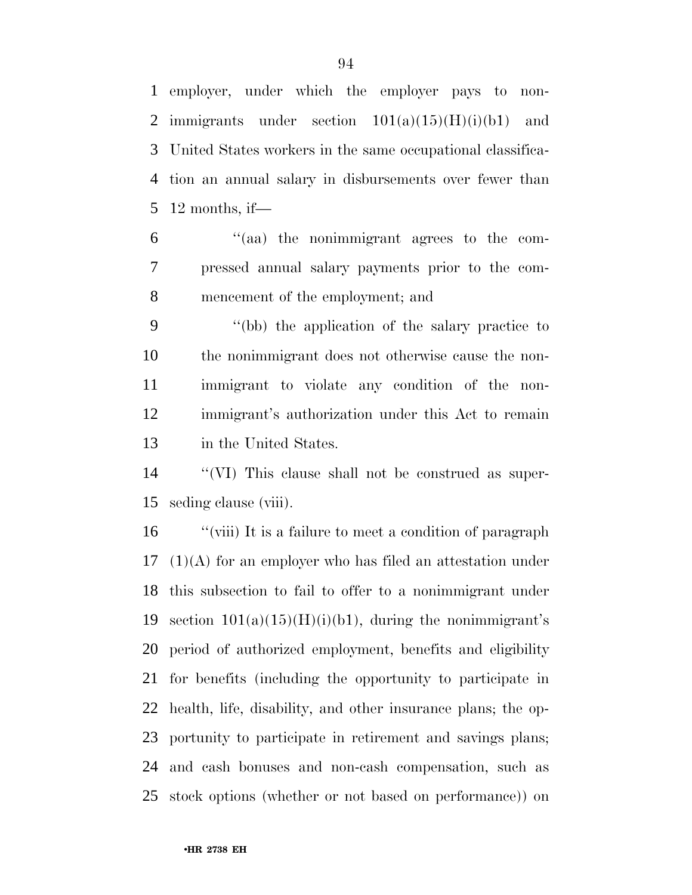employer, under which the employer pays to nonimmigrants under section 101(a)(15)(H)(i)(b1) and United States workers in the same occupational classification an annual salary in disbursements over fewer than 12 months, if—

"(aa) the nonimmigrant agrees to the compressed annual salary payments prior to the commencement of the employment; and

"(bb) the application of the salary practice to the nonimmigrant does not otherwise cause the nonimmigrant to violate any condition of the nonimmigrant's authorization under this Act to remain in the United States.

"(VI) This clause shall not be construed as superseding clause (viii).

"(viii) It is a failure to meet a condition of paragraph (1)(A) for an employer who has filed an attestation under this subsection to fail to offer to a nonimmigrant under section 101(a)(15)(H)(i)(b1), during the nonimmigrant's period of authorized employment, benefits and eligibility for benefits (including the opportunity to participate in health, life, disability, and other insurance plans; the opportunity to participate in retirement and savings plans; and cash bonuses and non-cash compensation, such as stock options (whether or not based on performance)) on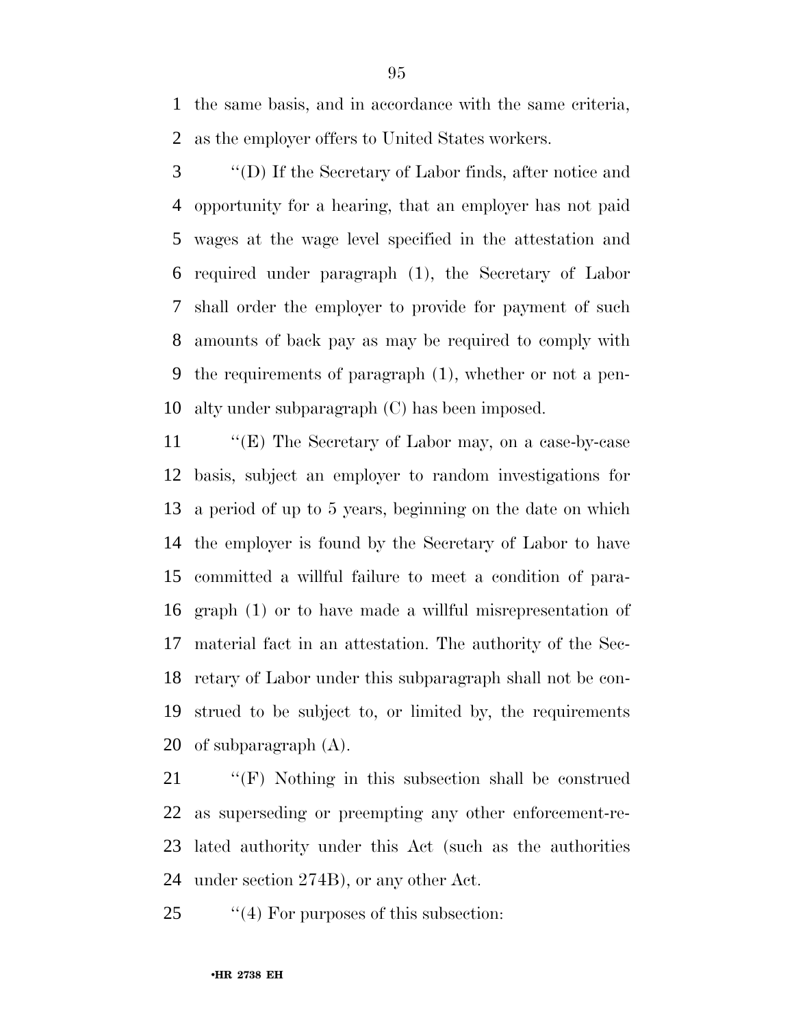the same basis, and in accordance with the same criteria, as the employer offers to United States workers.

''(D) If the Secretary of Labor finds, after notice and opportunity for a hearing, that an employer has not paid wages at the wage level specified in the attestation and required under paragraph (1), the Secretary of Labor shall order the employer to provide for payment of such amounts of back pay as may be required to comply with the requirements of paragraph (1), whether or not a penalty under subparagraph (C) has been imposed.

''(E) The Secretary of Labor may, on a case-by-case basis, subject an employer to random investigations for a period of up to 5 years, beginning on the date on which the employer is found by the Secretary of Labor to have committed a willful failure to meet a condition of paragraph (1) or to have made a willful misrepresentation of material fact in an attestation. The authority of the Secretary of Labor under this subparagraph shall not be construed to be subject to, or limited by, the requirements of subparagraph (A).

''(F) Nothing in this subsection shall be construed as superseding or preempting any other enforcement-related authority under this Act (such as the authorities under section 274B), or any other Act.

''(4) For purposes of this subsection: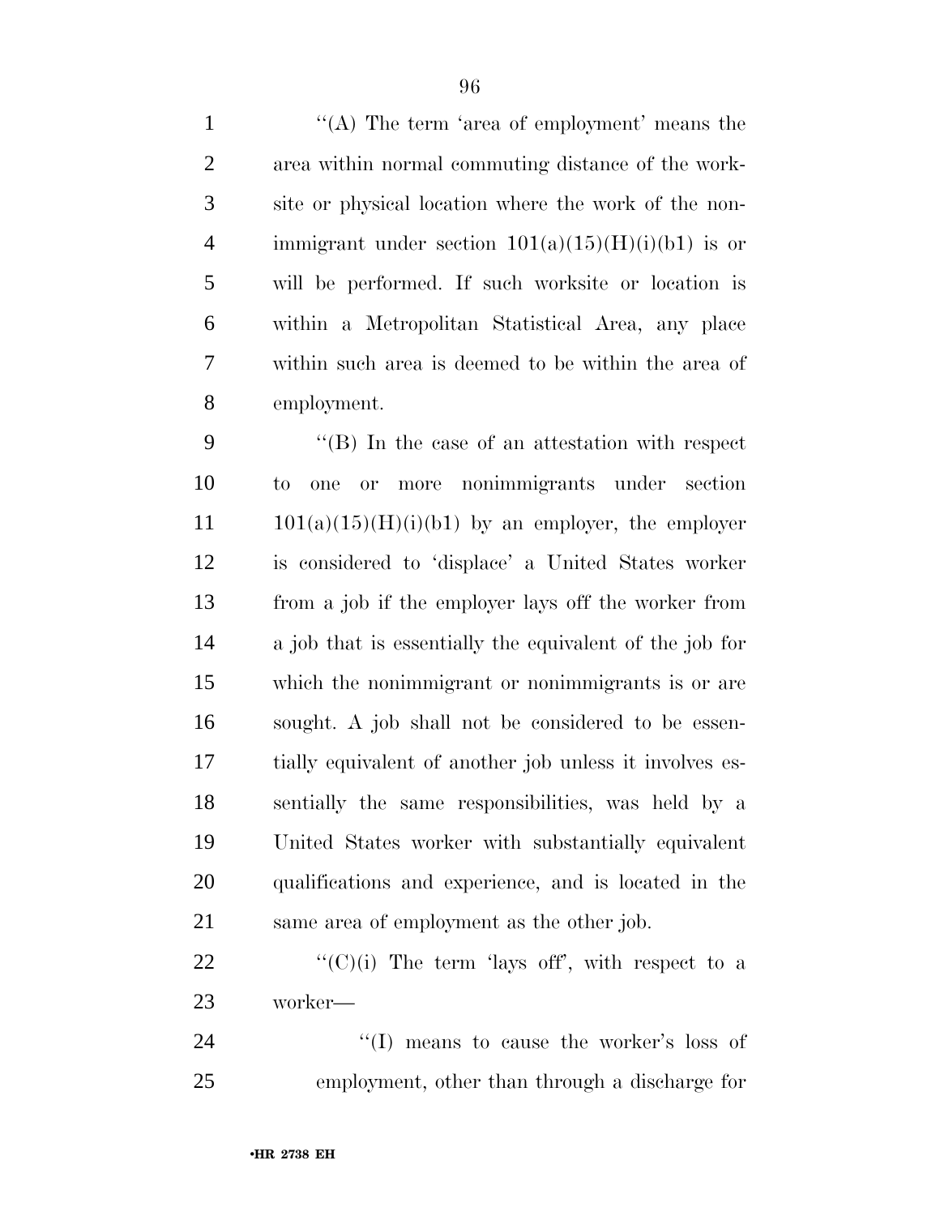''(A) The term 'area of employment' means the area within normal commuting distance of the worksite or physical location where the work of the nonimmigrant under section 101(a)(15)(H)(i)(b1) is or will be performed. If such worksite or location is within a Metropolitan Statistical Area, any place within such area is deemed to be within the area of employment.

''(B) In the case of an attestation with respect to one or more nonimmigrants under section 101(a)(15)(H)(i)(b1) by an employer, the employer is considered to 'displace' a United States worker from a job if the employer lays off the worker from a job that is essentially the equivalent of the job for which the nonimmigrant or nonimmigrants is or are sought. A job shall not be considered to be essentially equivalent of another job unless it involves essentially the same responsibilities, was held by a United States worker with substantially equivalent qualifications and experience, and is located in the same area of employment as the other job.

''(C)(i) The term 'lays off', with respect to a worker—

''(I) means to cause the worker's loss of employment, other than through a discharge for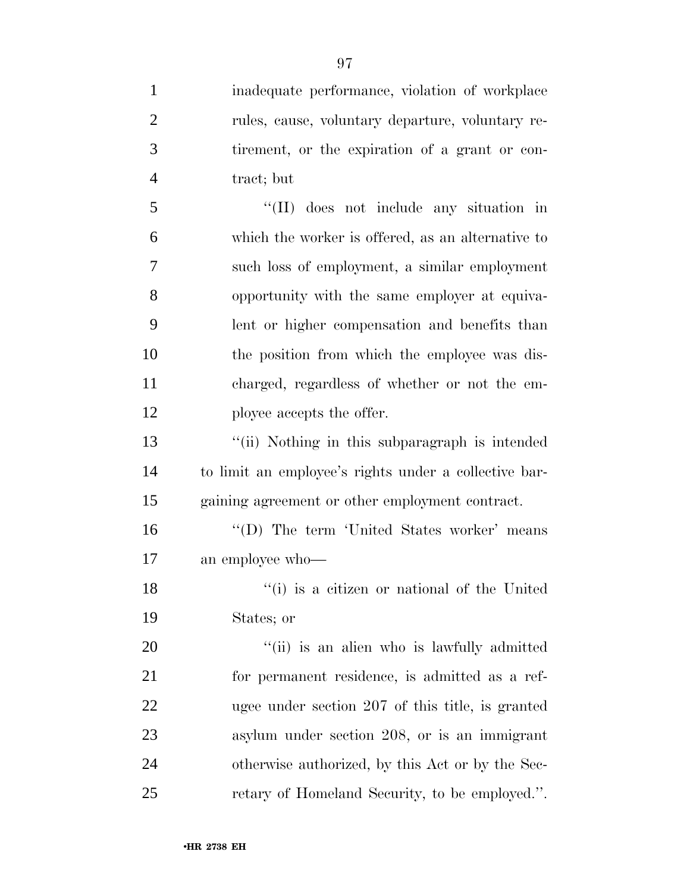inadequate performance, violation of workplace rules, cause, voluntary departure, voluntary retirement, or the expiration of a grant or contract; but

"(II) does not include any situation in which the worker is offered, as an alternative to such loss of employment, a similar employment opportunity with the same employer at equivalent or higher compensation and benefits than the position from which the employee was discharged, regardless of whether or not the employee accepts the offer.

"(ii) Nothing in this subparagraph is intended to limit an employee's rights under a collective bargaining agreement or other employment contract.

"(D) The term 'United States worker' means an employee who—

"(i) is a citizen or national of the United States; or

"(ii) is an alien who is lawfully admitted for permanent residence, is admitted as a refugee under section 207 of this title, is granted asylum under section 208, or is an immigrant otherwise authorized, by this Act or by the Secretary of Homeland Security, to be employed.".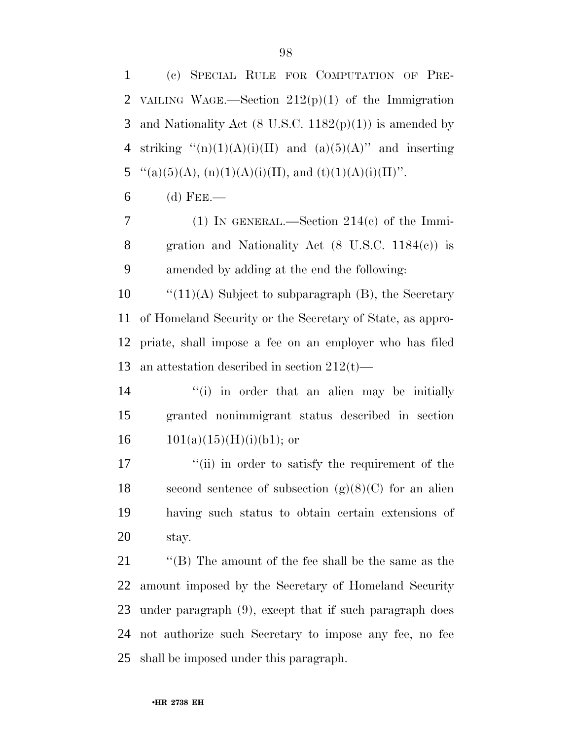(c) SPECIAL RULE FOR COMPUTATION OF PREVAILING WAGE.—Section 212(p)(1) of the Immigration and Nationality Act (8 U.S.C. 1182(p)(1)) is amended by striking ''(n)(1)(A)(i)(II) and (a)(5)(A)'' and inserting ''(a)(5)(A), (n)(1)(A)(i)(II), and (t)(1)(A)(i)(II)''.

(d) FEE.—

(1) IN GENERAL.—Section 214(c) of the Immigration and Nationality Act (8 U.S.C. 1184(c)) is amended by adding at the end the following:

''(11)(A) Subject to subparagraph (B), the Secretary of Homeland Security or the Secretary of State, as appropriate, shall impose a fee on an employer who has filed an attestation described in section 212(t)—

''(i) in order that an alien may be initially granted nonimmigrant status described in section 101(a)(15)(H)(i)(b1); or

''(ii) in order to satisfy the requirement of the second sentence of subsection (g)(8)(C) for an alien having such status to obtain certain extensions of stay.

''(B) The amount of the fee shall be the same as the amount imposed by the Secretary of Homeland Security under paragraph (9), except that if such paragraph does not authorize such Secretary to impose any fee, no fee shall be imposed under this paragraph.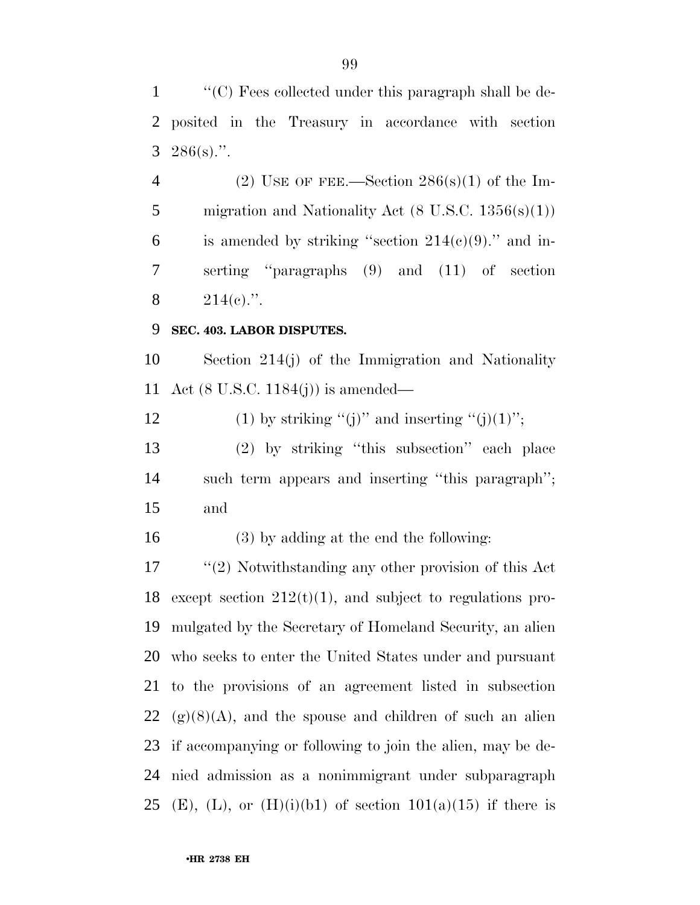''(C) Fees collected under this paragraph shall be deposited in the Treasury in accordance with section 286(s).''.

(2) USE OF FEE.—Section 286(s)(1) of the Immigration and Nationality Act (8 U.S.C. 1356(s)(1)) is amended by striking ''section 214(c)(9).'' and inserting ''paragraphs (9) and (11) of section 214(c).''.

**SEC. 403. LABOR DISPUTES.**

Section 214(j) of the Immigration and Nationality Act (8 U.S.C. 1184(j)) is amended—

(1) by striking ''(j)'' and inserting ''(j)(1)'';

(2) by striking ''this subsection'' each place such term appears and inserting ''this paragraph''; and

(3) by adding at the end the following:

''(2) Notwithstanding any other provision of this Act except section 212(t)(1), and subject to regulations promulgated by the Secretary of Homeland Security, an alien who seeks to enter the United States under and pursuant to the provisions of an agreement listed in subsection (g)(8)(A), and the spouse and children of such an alien if accompanying or following to join the alien, may be denied admission as a nonimmigrant under subparagraph (E), (L), or (H)(i)(b1) of section 101(a)(15) if there is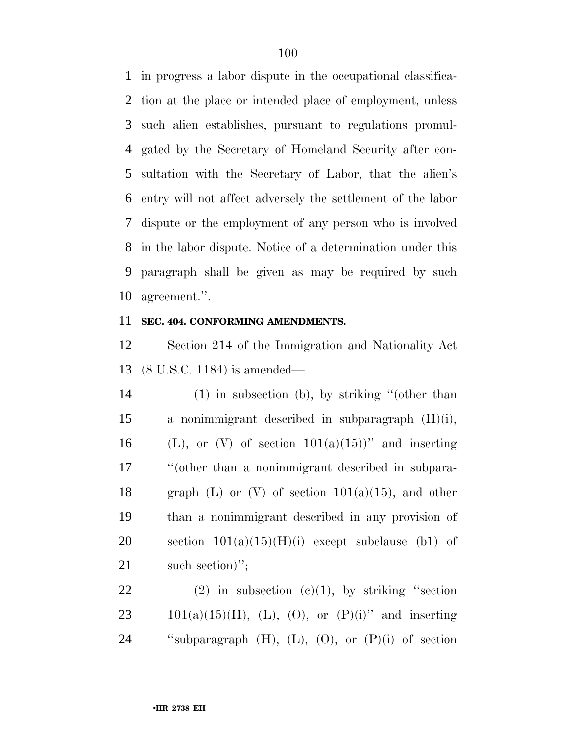in progress a labor dispute in the occupational classification at the place or intended place of employment, unless such alien establishes, pursuant to regulations promulgated by the Secretary of Homeland Security after consultation with the Secretary of Labor, that the alien's entry will not affect adversely the settlement of the labor dispute or the employment of any person who is involved in the labor dispute. Notice of a determination under this paragraph shall be given as may be required by such agreement.''.

**SEC. 404. CONFORMING AMENDMENTS.**

Section 214 of the Immigration and Nationality Act (8 U.S.C. 1184) is amended—

(1) in subsection (b), by striking ''(other than a nonimmigrant described in subparagraph (H)(i), (L), or (V) of section 101(a)(15))'' and inserting ''(other than a nonimmigrant described in subparagraph (L) or (V) of section 101(a)(15), and other than a nonimmigrant described in any provision of section 101(a)(15)(H)(i) except subclause (b1) of such section)'';

(2) in subsection (c)(1), by striking ''section 101(a)(15)(H), (L), (O), or (P)(i)'' and inserting ''subparagraph (H), (L), (O), or (P)(i) of section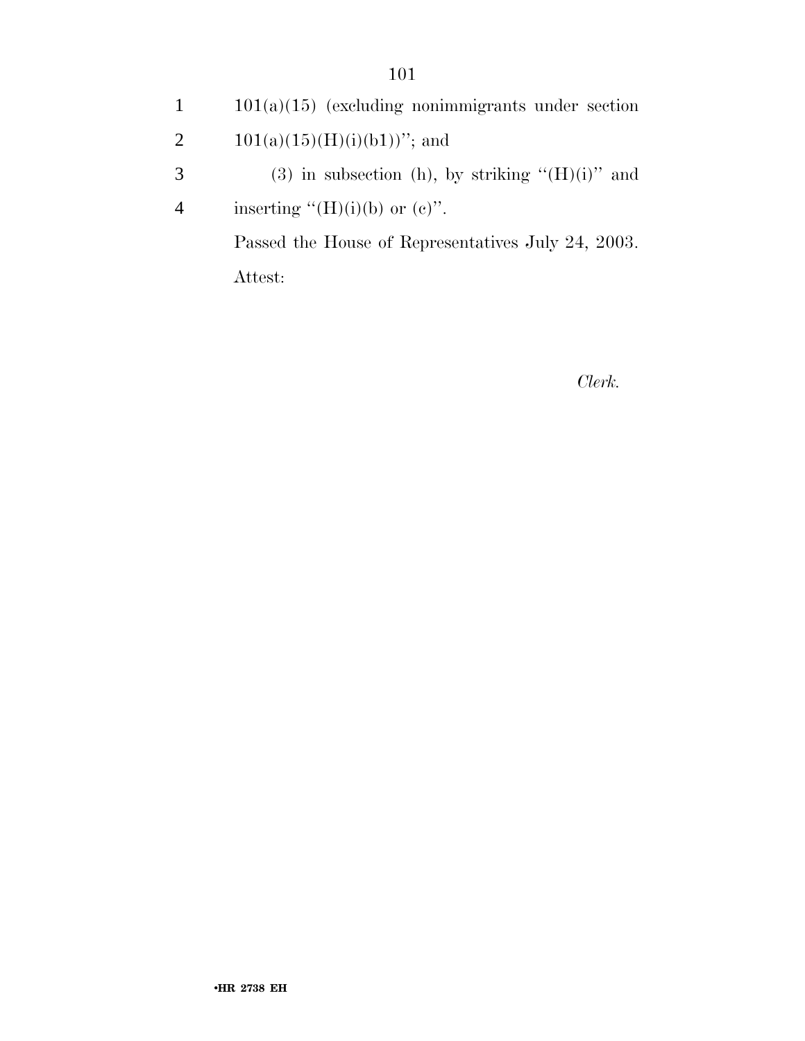101(a)(15) (excluding nonimmigrants under section 101(a)(15)(H)(i)(b1))''; and

(3) in subsection (h), by striking ''(H)(i)'' and inserting ''(H)(i)(b) or (c)''.

Passed the House of Representatives July 24, 2003.

Attest:

*Clerk.*